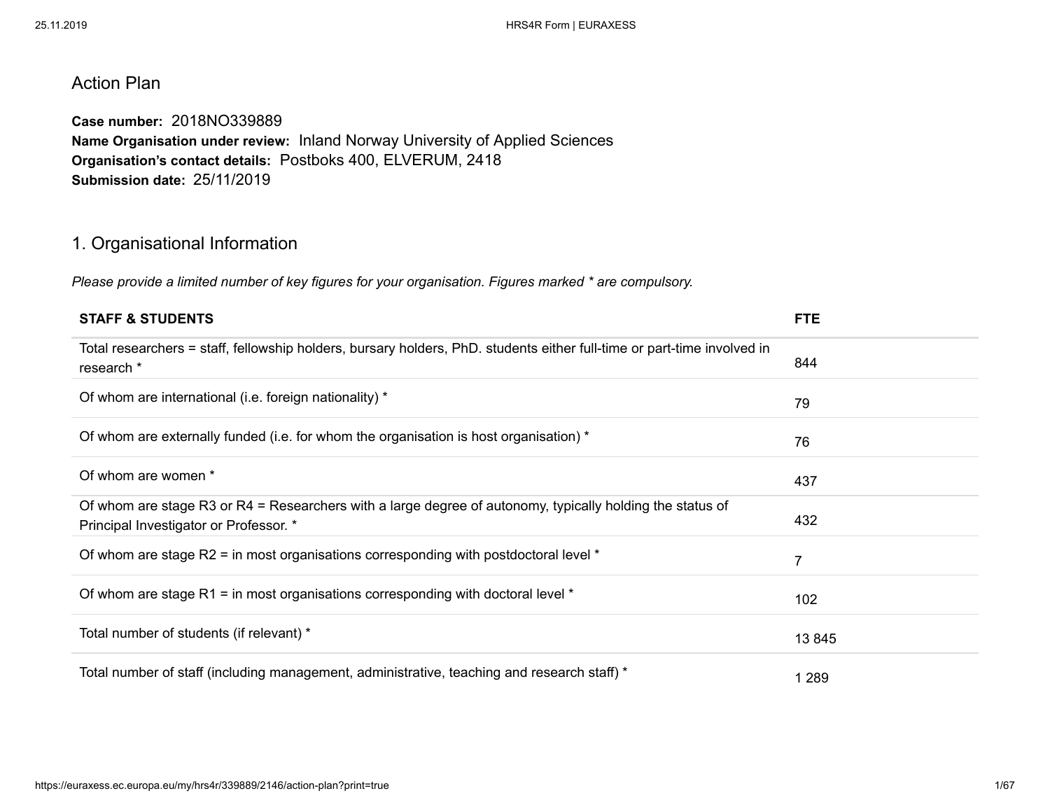# Action Plan

**Case number:** 2018NO339889
**Name Organisation under review:** Inland Norway University of Applied Sciences
**Organisation's contact details:** Postboks 400, ELVERUM, 2418
**Submission date:** 25/11/2019

## 1. Organisational Information

*Please provide a limited number of key figures for your organisation. Figures marked * are compulsory.*

| STAFF & STUDENTS | FTE |
|---|---|
| Total researchers = staff, fellowship holders, bursary holders, PhD. students either full-time or part-time involved in research * | 844 |
| Of whom are international (i.e. foreign nationality) * | 79 |
| Of whom are externally funded (i.e. for whom the organisation is host organisation) * | 76 |
| Of whom are women * | 437 |
| Of whom are stage R3 or R4 = Researchers with a large degree of autonomy, typically holding the status of Principal Investigator or Professor. * | 432 |
| Of whom are stage R2 = in most organisations corresponding with postdoctoral level * | 7 |
| Of whom are stage R1 = in most organisations corresponding with doctoral level * | 102 |
| Total number of students (if relevant) * | 13 845 |
| Total number of staff (including management, administrative, teaching and research staff) * | 1 289 |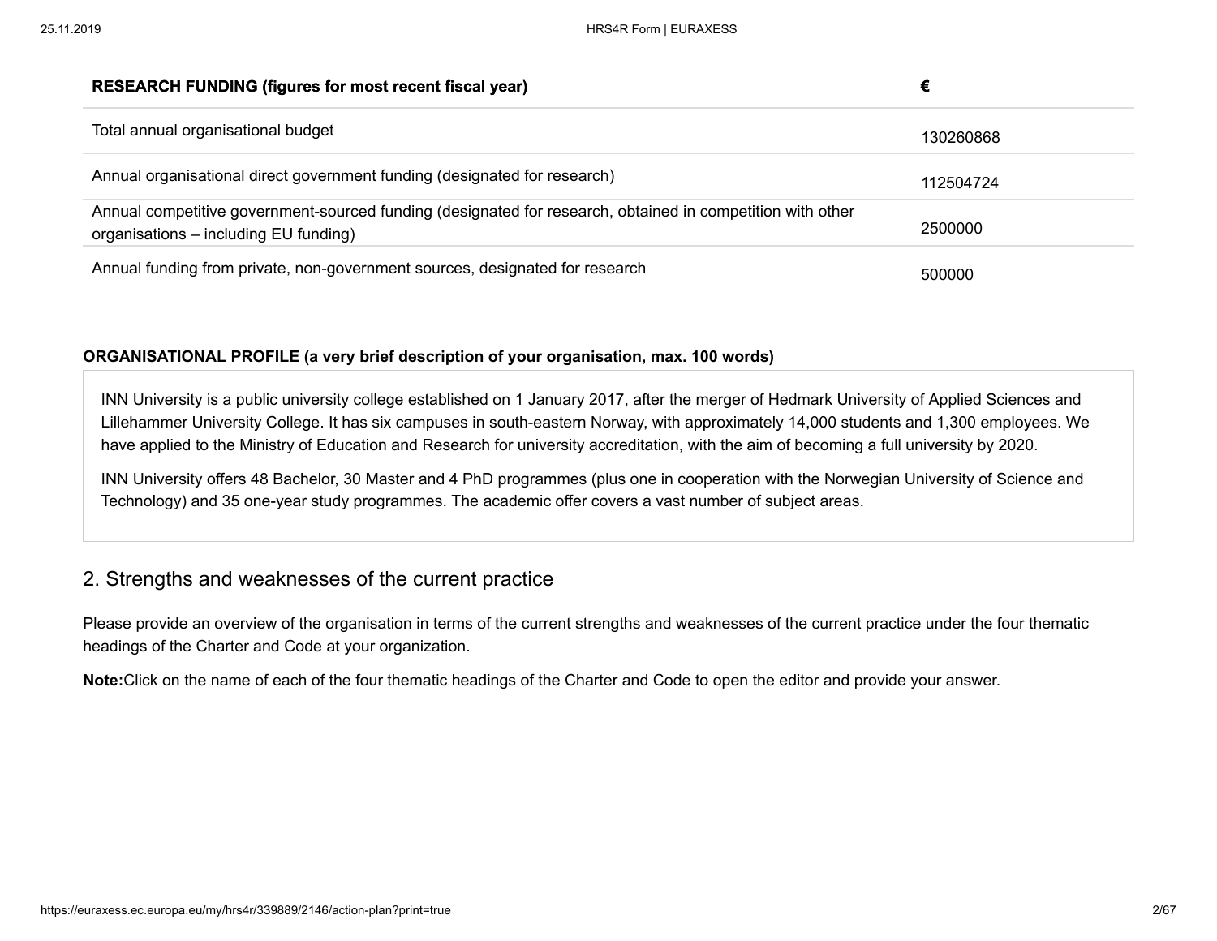| RESEARCH FUNDING (figures for most recent fiscal year) | € |
| --- | --- |
| Total annual organisational budget | 130260868 |
| Annual organisational direct government funding (designated for research) | 112504724 |
| Annual competitive government-sourced funding (designated for research, obtained in competition with other organisations – including EU funding) | 2500000 |
| Annual funding from private, non-government sources, designated for research | 500000 |

**ORGANISATIONAL PROFILE (a very brief description of your organisation, max. 100 words)**

INN University is a public university college established on 1 January 2017, after the merger of Hedmark University of Applied Sciences and Lillehammer University College. It has six campuses in south-eastern Norway, with approximately 14,000 students and 1,300 employees. We have applied to the Ministry of Education and Research for university accreditation, with the aim of becoming a full university by 2020.

INN University offers 48 Bachelor, 30 Master and 4 PhD programmes (plus one in cooperation with the Norwegian University of Science and Technology) and 35 one-year study programmes. The academic offer covers a vast number of subject areas.

## 2. Strengths and weaknesses of the current practice

Please provide an overview of the organisation in terms of the current strengths and weaknesses of the current practice under the four thematic headings of the Charter and Code at your organization.

**Note:** Click on the name of each of the four thematic headings of the Charter and Code to open the editor and provide your answer.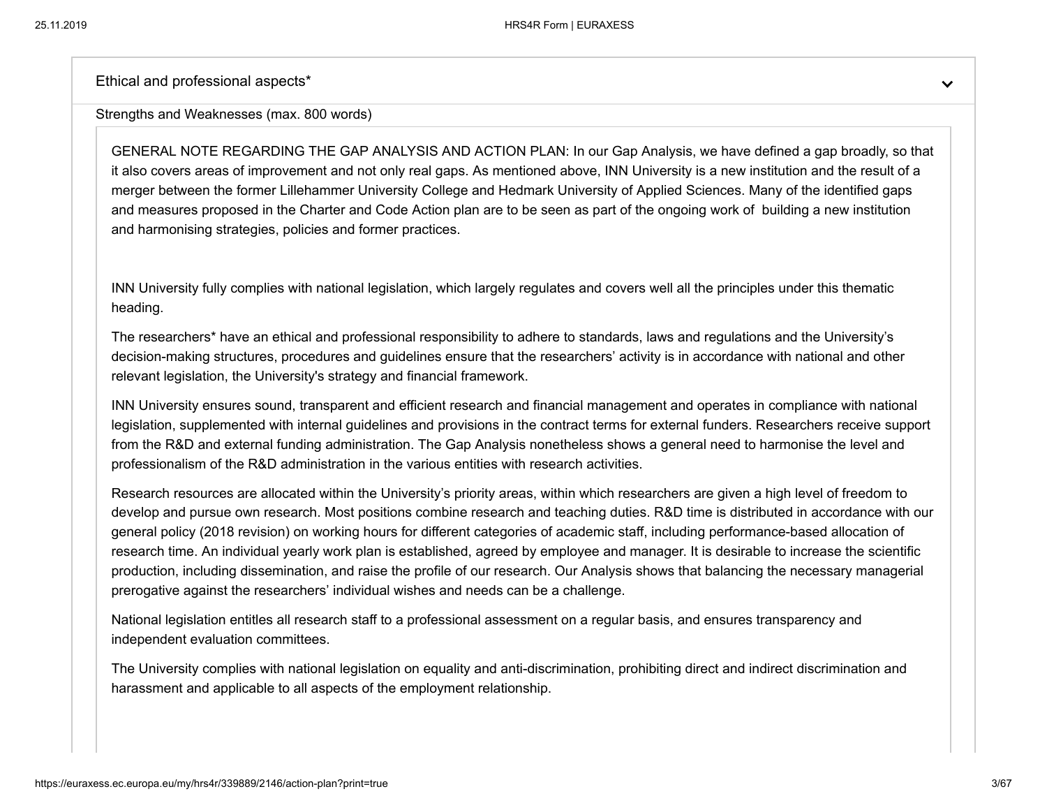## Ethical and professional aspects*

Strengths and Weaknesses (max. 800 words)

GENERAL NOTE REGARDING THE GAP ANALYSIS AND ACTION PLAN: In our Gap Analysis, we have defined a gap broadly, so that it also covers areas of improvement and not only real gaps. As mentioned above, INN University is a new institution and the result of a merger between the former Lillehammer University College and Hedmark University of Applied Sciences. Many of the identified gaps and measures proposed in the Charter and Code Action plan are to be seen as part of the ongoing work of building a new institution and harmonising strategies, policies and former practices.

INN University fully complies with national legislation, which largely regulates and covers well all the principles under this thematic heading.

The researchers* have an ethical and professional responsibility to adhere to standards, laws and regulations and the University's decision-making structures, procedures and guidelines ensure that the researchers' activity is in accordance with national and other relevant legislation, the University's strategy and financial framework.

INN University ensures sound, transparent and efficient research and financial management and operates in compliance with national legislation, supplemented with internal guidelines and provisions in the contract terms for external funders. Researchers receive support from the R&D and external funding administration. The Gap Analysis nonetheless shows a general need to harmonise the level and professionalism of the R&D administration in the various entities with research activities.

Research resources are allocated within the University's priority areas, within which researchers are given a high level of freedom to develop and pursue own research. Most positions combine research and teaching duties. R&D time is distributed in accordance with our general policy (2018 revision) on working hours for different categories of academic staff, including performance-based allocation of research time. An individual yearly work plan is established, agreed by employee and manager. It is desirable to increase the scientific production, including dissemination, and raise the profile of our research. Our Analysis shows that balancing the necessary managerial prerogative against the researchers' individual wishes and needs can be a challenge.

National legislation entitles all research staff to a professional assessment on a regular basis, and ensures transparency and independent evaluation committees.

The University complies with national legislation on equality and anti-discrimination, prohibiting direct and indirect discrimination and harassment and applicable to all aspects of the employment relationship.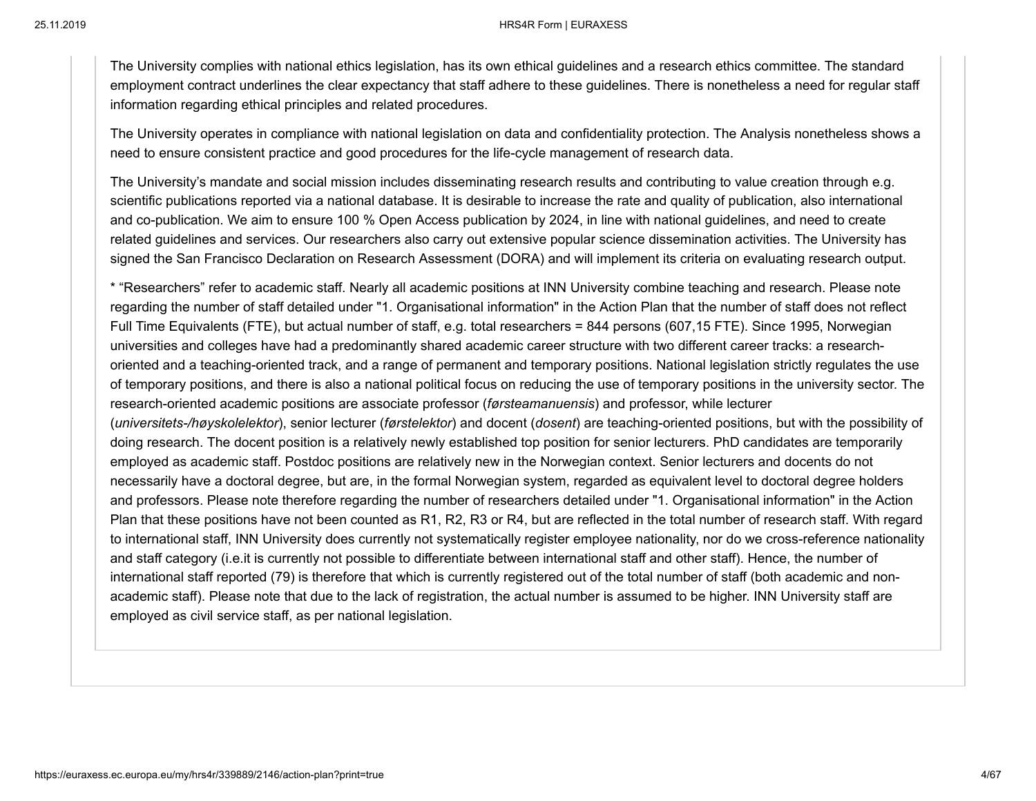The University complies with national ethics legislation, has its own ethical guidelines and a research ethics committee. The standard employment contract underlines the clear expectancy that staff adhere to these guidelines. There is nonetheless a need for regular staff information regarding ethical principles and related procedures.

The University operates in compliance with national legislation on data and confidentiality protection. The Analysis nonetheless shows a need to ensure consistent practice and good procedures for the life-cycle management of research data.

The University's mandate and social mission includes disseminating research results and contributing to value creation through e.g. scientific publications reported via a national database. It is desirable to increase the rate and quality of publication, also international and co-publication. We aim to ensure 100 % Open Access publication by 2024, in line with national guidelines, and need to create related guidelines and services. Our researchers also carry out extensive popular science dissemination activities. The University has signed the San Francisco Declaration on Research Assessment (DORA) and will implement its criteria on evaluating research output.

* "Researchers" refer to academic staff. Nearly all academic positions at INN University combine teaching and research. Please note regarding the number of staff detailed under "1. Organisational information" in the Action Plan that the number of staff does not reflect Full Time Equivalents (FTE), but actual number of staff, e.g. total researchers = 844 persons (607,15 FTE). Since 1995, Norwegian universities and colleges have had a predominantly shared academic career structure with two different career tracks: a research-oriented and a teaching-oriented track, and a range of permanent and temporary positions. National legislation strictly regulates the use of temporary positions, and there is also a national political focus on reducing the use of temporary positions in the university sector. The research-oriented academic positions are associate professor (*førsteamanuensis*) and professor, while lecturer (*universitets-/høyskolelektor*), senior lecturer (*førstelektor*) and docent (*dosent*) are teaching-oriented positions, but with the possibility of doing research. The docent position is a relatively newly established top position for senior lecturers. PhD candidates are temporarily employed as academic staff. Postdoc positions are relatively new in the Norwegian context. Senior lecturers and docents do not necessarily have a doctoral degree, but are, in the formal Norwegian system, regarded as equivalent level to doctoral degree holders and professors. Please note therefore regarding the number of researchers detailed under "1. Organisational information" in the Action Plan that these positions have not been counted as R1, R2, R3 or R4, but are reflected in the total number of research staff. With regard to international staff, INN University does currently not systematically register employee nationality, nor do we cross-reference nationality and staff category (i.e.it is currently not possible to differentiate between international staff and other staff). Hence, the number of international staff reported (79) is therefore that which is currently registered out of the total number of staff (both academic and non-academic staff). Please note that due to the lack of registration, the actual number is assumed to be higher. INN University staff are employed as civil service staff, as per national legislation.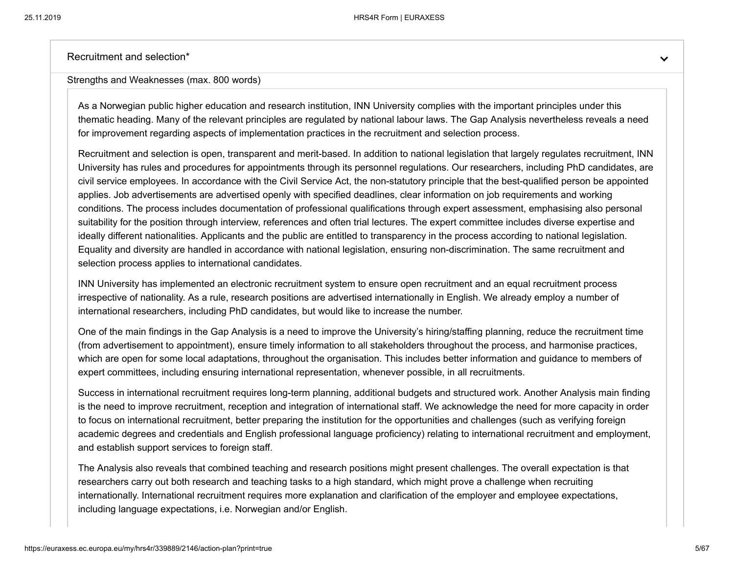Recruitment and selection*

Strengths and Weaknesses (max. 800 words)

As a Norwegian public higher education and research institution, INN University complies with the important principles under this thematic heading. Many of the relevant principles are regulated by national labour laws. The Gap Analysis nevertheless reveals a need for improvement regarding aspects of implementation practices in the recruitment and selection process.

Recruitment and selection is open, transparent and merit-based. In addition to national legislation that largely regulates recruitment, INN University has rules and procedures for appointments through its personnel regulations. Our researchers, including PhD candidates, are civil service employees. In accordance with the Civil Service Act, the non-statutory principle that the best-qualified person be appointed applies. Job advertisements are advertised openly with specified deadlines, clear information on job requirements and working conditions. The process includes documentation of professional qualifications through expert assessment, emphasising also personal suitability for the position through interview, references and often trial lectures. The expert committee includes diverse expertise and ideally different nationalities. Applicants and the public are entitled to transparency in the process according to national legislation. Equality and diversity are handled in accordance with national legislation, ensuring non-discrimination. The same recruitment and selection process applies to international candidates.

INN University has implemented an electronic recruitment system to ensure open recruitment and an equal recruitment process irrespective of nationality. As a rule, research positions are advertised internationally in English. We already employ a number of international researchers, including PhD candidates, but would like to increase the number.

One of the main findings in the Gap Analysis is a need to improve the University's hiring/staffing planning, reduce the recruitment time (from advertisement to appointment), ensure timely information to all stakeholders throughout the process, and harmonise practices, which are open for some local adaptations, throughout the organisation. This includes better information and guidance to members of expert committees, including ensuring international representation, whenever possible, in all recruitments.

Success in international recruitment requires long-term planning, additional budgets and structured work. Another Analysis main finding is the need to improve recruitment, reception and integration of international staff. We acknowledge the need for more capacity in order to focus on international recruitment, better preparing the institution for the opportunities and challenges (such as verifying foreign academic degrees and credentials and English professional language proficiency) relating to international recruitment and employment, and establish support services to foreign staff.

The Analysis also reveals that combined teaching and research positions might present challenges. The overall expectation is that researchers carry out both research and teaching tasks to a high standard, which might prove a challenge when recruiting internationally. International recruitment requires more explanation and clarification of the employer and employee expectations, including language expectations, i.e. Norwegian and/or English.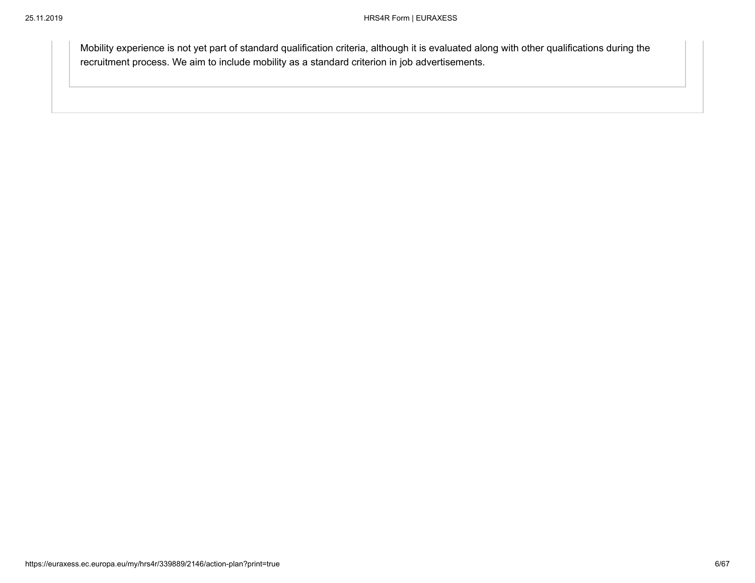Mobility experience is not yet part of standard qualification criteria, although it is evaluated along with other qualifications during the recruitment process. We aim to include mobility as a standard criterion in job advertisements.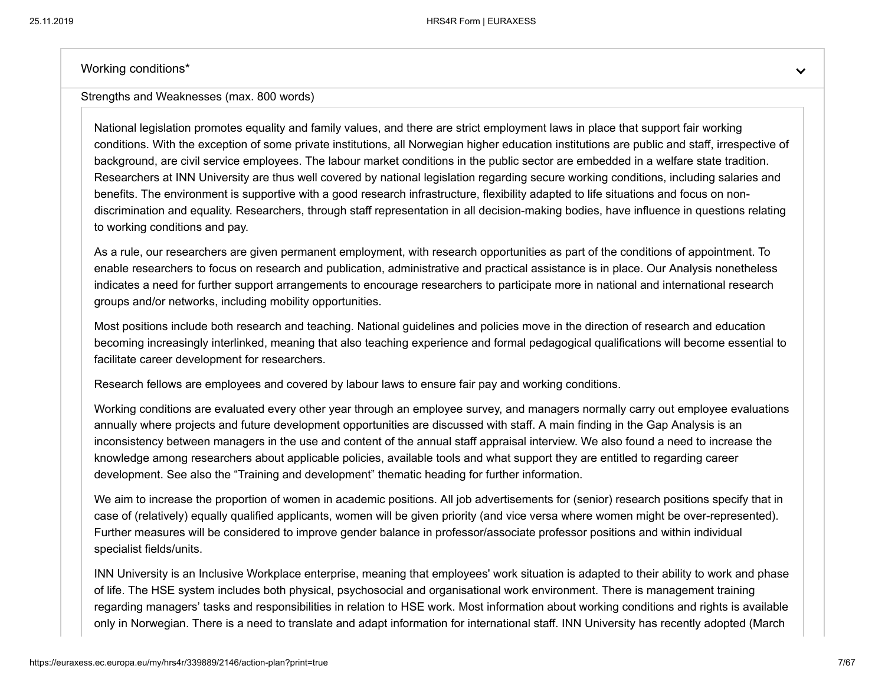## Working conditions*

Strengths and Weaknesses (max. 800 words)

National legislation promotes equality and family values, and there are strict employment laws in place that support fair working conditions. With the exception of some private institutions, all Norwegian higher education institutions are public and staff, irrespective of background, are civil service employees. The labour market conditions in the public sector are embedded in a welfare state tradition. Researchers at INN University are thus well covered by national legislation regarding secure working conditions, including salaries and benefits. The environment is supportive with a good research infrastructure, flexibility adapted to life situations and focus on non-discrimination and equality. Researchers, through staff representation in all decision-making bodies, have influence in questions relating to working conditions and pay.

As a rule, our researchers are given permanent employment, with research opportunities as part of the conditions of appointment. To enable researchers to focus on research and publication, administrative and practical assistance is in place. Our Analysis nonetheless indicates a need for further support arrangements to encourage researchers to participate more in national and international research groups and/or networks, including mobility opportunities.

Most positions include both research and teaching. National guidelines and policies move in the direction of research and education becoming increasingly interlinked, meaning that also teaching experience and formal pedagogical qualifications will become essential to facilitate career development for researchers.

Research fellows are employees and covered by labour laws to ensure fair pay and working conditions.

Working conditions are evaluated every other year through an employee survey, and managers normally carry out employee evaluations annually where projects and future development opportunities are discussed with staff. A main finding in the Gap Analysis is an inconsistency between managers in the use and content of the annual staff appraisal interview. We also found a need to increase the knowledge among researchers about applicable policies, available tools and what support they are entitled to regarding career development. See also the "Training and development" thematic heading for further information.

We aim to increase the proportion of women in academic positions. All job advertisements for (senior) research positions specify that in case of (relatively) equally qualified applicants, women will be given priority (and vice versa where women might be over-represented). Further measures will be considered to improve gender balance in professor/associate professor positions and within individual specialist fields/units.

INN University is an Inclusive Workplace enterprise, meaning that employees' work situation is adapted to their ability to work and phase of life. The HSE system includes both physical, psychosocial and organisational work environment. There is management training regarding managers' tasks and responsibilities in relation to HSE work. Most information about working conditions and rights is available only in Norwegian. There is a need to translate and adapt information for international staff. INN University has recently adopted (March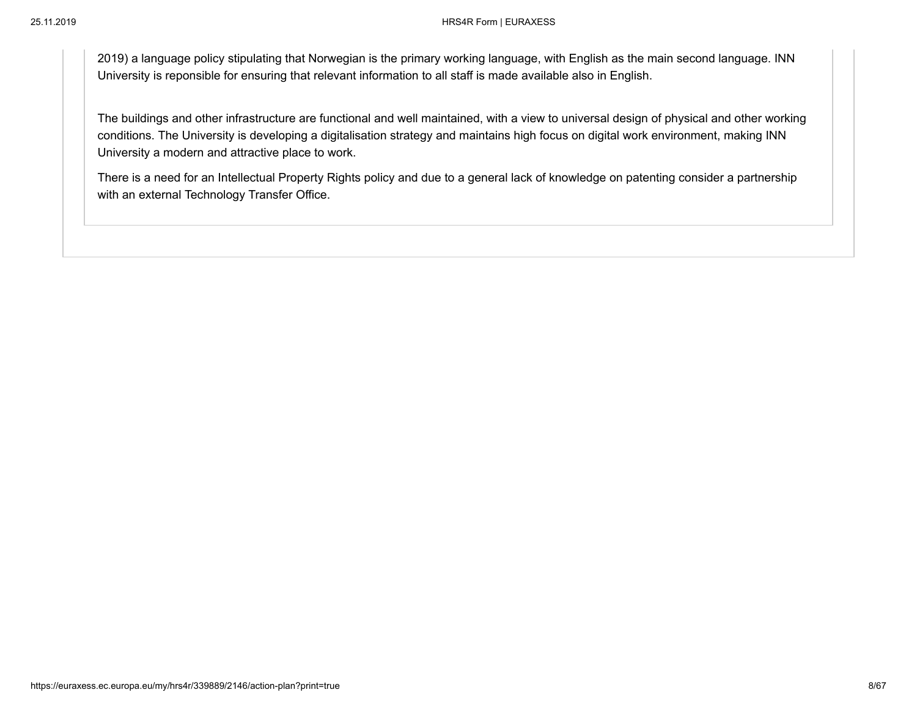2019) a language policy stipulating that Norwegian is the primary working language, with English as the main second language. INN University is reponsible for ensuring that relevant information to all staff is made available also in English.

The buildings and other infrastructure are functional and well maintained, with a view to universal design of physical and other working conditions. The University is developing a digitalisation strategy and maintains high focus on digital work environment, making INN University a modern and attractive place to work.

There is a need for an Intellectual Property Rights policy and due to a general lack of knowledge on patenting consider a partnership with an external Technology Transfer Office.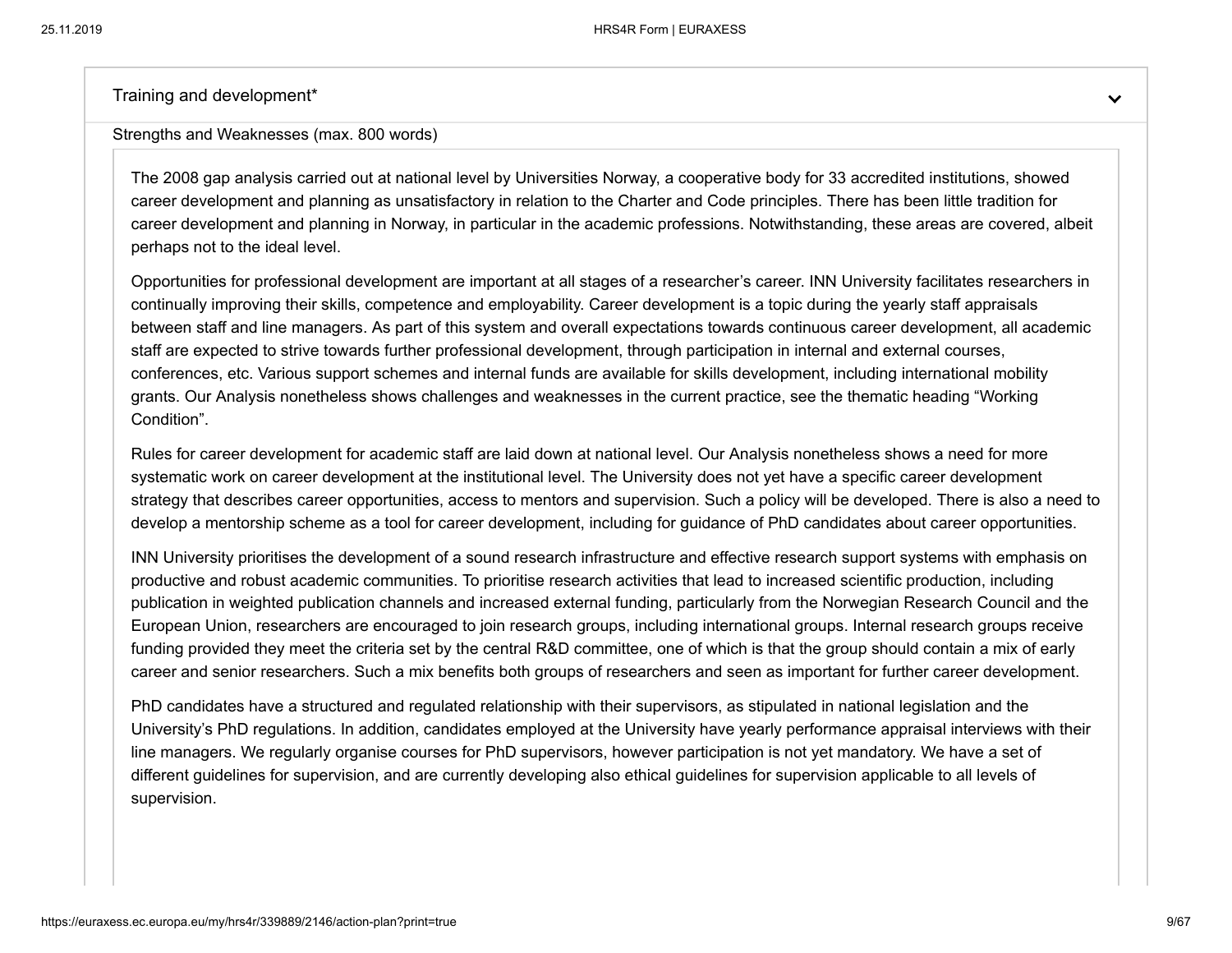## Training and development*

Strengths and Weaknesses (max. 800 words)

The 2008 gap analysis carried out at national level by Universities Norway, a cooperative body for 33 accredited institutions, showed career development and planning as unsatisfactory in relation to the Charter and Code principles. There has been little tradition for career development and planning in Norway, in particular in the academic professions. Notwithstanding, these areas are covered, albeit perhaps not to the ideal level.

Opportunities for professional development are important at all stages of a researcher's career. INN University facilitates researchers in continually improving their skills, competence and employability. Career development is a topic during the yearly staff appraisals between staff and line managers. As part of this system and overall expectations towards continuous career development, all academic staff are expected to strive towards further professional development, through participation in internal and external courses, conferences, etc. Various support schemes and internal funds are available for skills development, including international mobility grants. Our Analysis nonetheless shows challenges and weaknesses in the current practice, see the thematic heading "Working Condition".

Rules for career development for academic staff are laid down at national level. Our Analysis nonetheless shows a need for more systematic work on career development at the institutional level. The University does not yet have a specific career development strategy that describes career opportunities, access to mentors and supervision. Such a policy will be developed. There is also a need to develop a mentorship scheme as a tool for career development, including for guidance of PhD candidates about career opportunities.

INN University prioritises the development of a sound research infrastructure and effective research support systems with emphasis on productive and robust academic communities. To prioritise research activities that lead to increased scientific production, including publication in weighted publication channels and increased external funding, particularly from the Norwegian Research Council and the European Union, researchers are encouraged to join research groups, including international groups. Internal research groups receive funding provided they meet the criteria set by the central R&D committee, one of which is that the group should contain a mix of early career and senior researchers. Such a mix benefits both groups of researchers and seen as important for further career development.

PhD candidates have a structured and regulated relationship with their supervisors, as stipulated in national legislation and the University's PhD regulations. In addition, candidates employed at the University have yearly performance appraisal interviews with their line managers. We regularly organise courses for PhD supervisors, however participation is not yet mandatory. We have a set of different guidelines for supervision, and are currently developing also ethical guidelines for supervision applicable to all levels of supervision.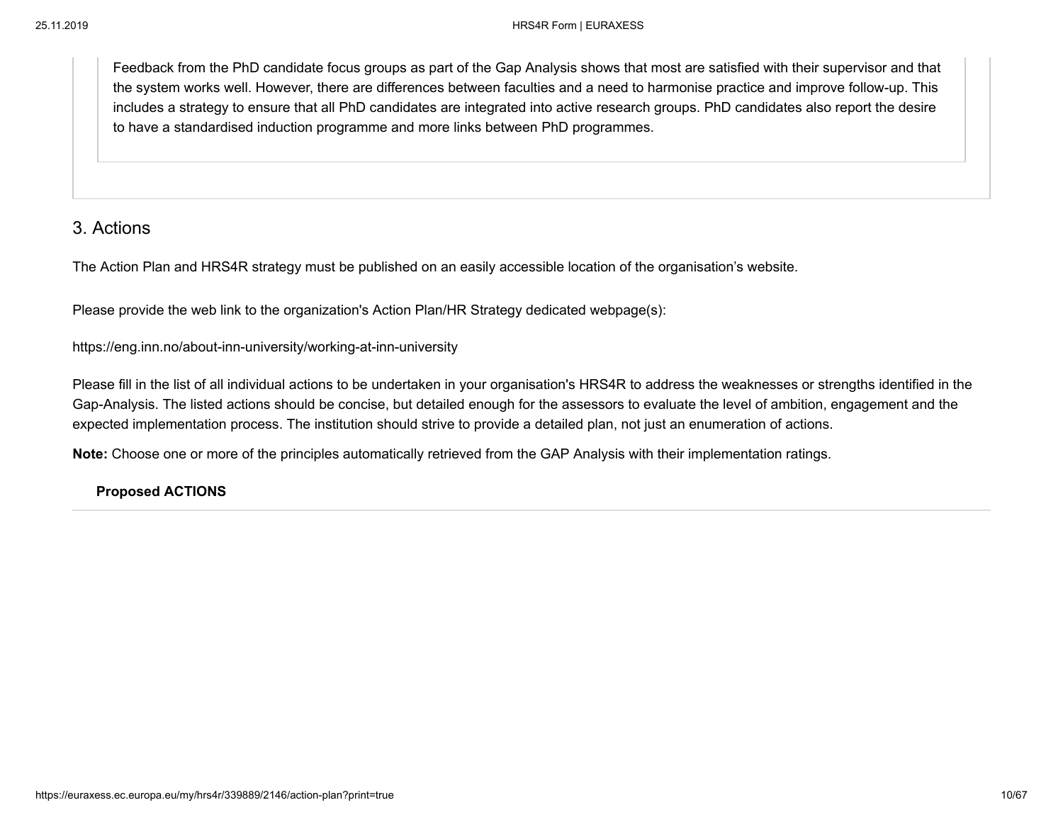Feedback from the PhD candidate focus groups as part of the Gap Analysis shows that most are satisfied with their supervisor and that the system works well. However, there are differences between faculties and a need to harmonise practice and improve follow-up. This includes a strategy to ensure that all PhD candidates are integrated into active research groups. PhD candidates also report the desire to have a standardised induction programme and more links between PhD programmes.

## 3. Actions

The Action Plan and HRS4R strategy must be published on an easily accessible location of the organisation's website.

Please provide the web link to the organization's Action Plan/HR Strategy dedicated webpage(s):

https://eng.inn.no/about-inn-university/working-at-inn-university

Please fill in the list of all individual actions to be undertaken in your organisation's HRS4R to address the weaknesses or strengths identified in the Gap-Analysis. The listed actions should be concise, but detailed enough for the assessors to evaluate the level of ambition, engagement and the expected implementation process. The institution should strive to provide a detailed plan, not just an enumeration of actions.

**Note:** Choose one or more of the principles automatically retrieved from the GAP Analysis with their implementation ratings.

**Proposed ACTIONS**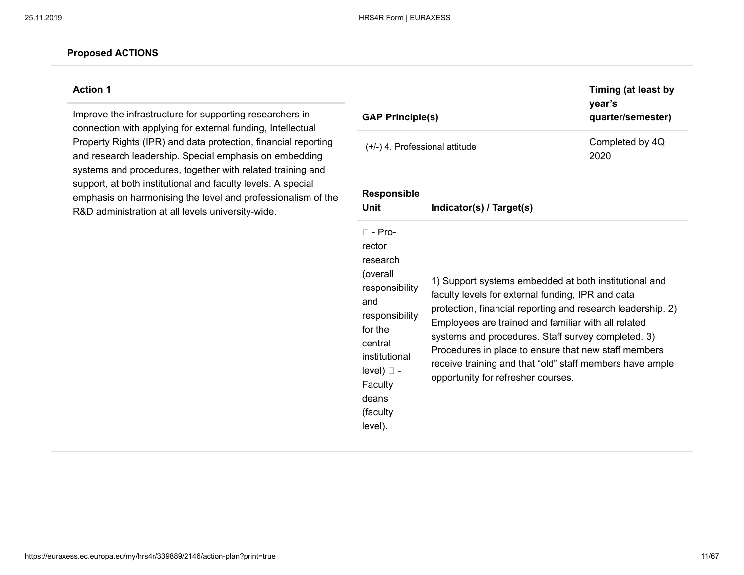### Proposed ACTIONS

| Action 1 | GAP Principle(s) | Timing (at least by year's quarter/semester) |
|---|---|---|
| Improve the infrastructure for supporting researchers in connection with applying for external funding, Intellectual Property Rights (IPR) and data protection, financial reporting and research leadership. Special emphasis on embedding systems and procedures, together with related training and support, at both institutional and faculty levels. A special emphasis on harmonising the level and professionalism of the R&D administration at all levels university-wide. | (+/-) 4. Professional attitude | Completed by 4Q 2020 |

| Responsible Unit | Indicator(s) / Target(s) |
|---|---|
|  - Pro-rector research (overall responsibility and responsibility for the central institutional level)  - Faculty deans (faculty level). | 1) Support systems embedded at both institutional and faculty levels for external funding, IPR and data protection, financial reporting and research leadership. 2) Employees are trained and familiar with all related systems and procedures. Staff survey completed. 3) Procedures in place to ensure that new staff members receive training and that "old" staff members have ample opportunity for refresher courses. |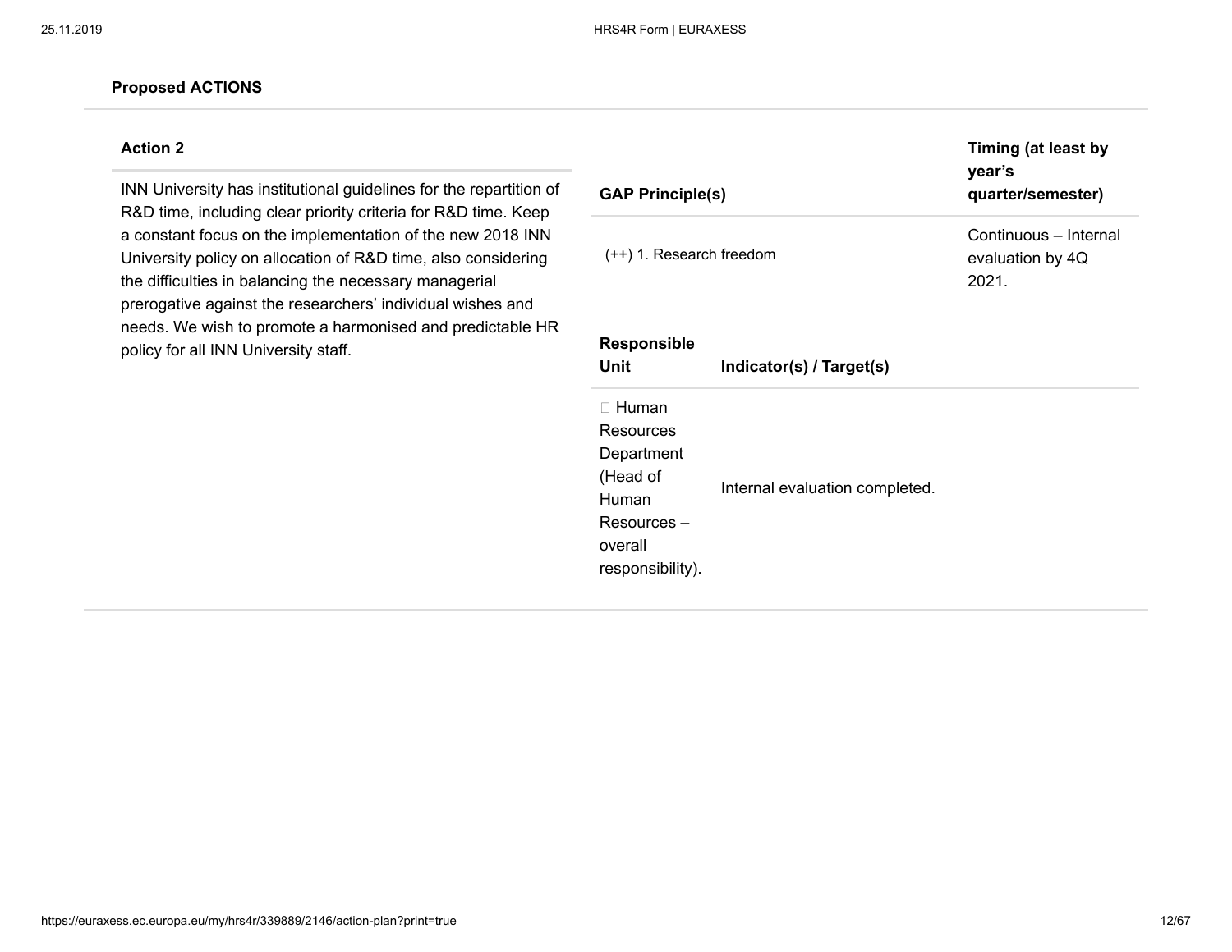**Proposed ACTIONS**

| Action 2 | GAP Principle(s) | | Timing (at least by year's quarter/semester) |
|---|---|---|---|
| INN University has institutional guidelines for the repartition of R&D time, including clear priority criteria for R&D time. Keep a constant focus on the implementation of the new 2018 INN University policy on allocation of R&D time, also considering the difficulties in balancing the necessary managerial prerogative against the researchers' individual wishes and needs. We wish to promote a harmonised and predictable HR policy for all INN University staff. | (++) 1. Research freedom | | Continuous – Internal evaluation by 4Q 2021. |
| | **Responsible Unit** | **Indicator(s) / Target(s)** | |
| | Human Resources Department (Head of Human Resources – overall responsibility). | Internal evaluation completed. | |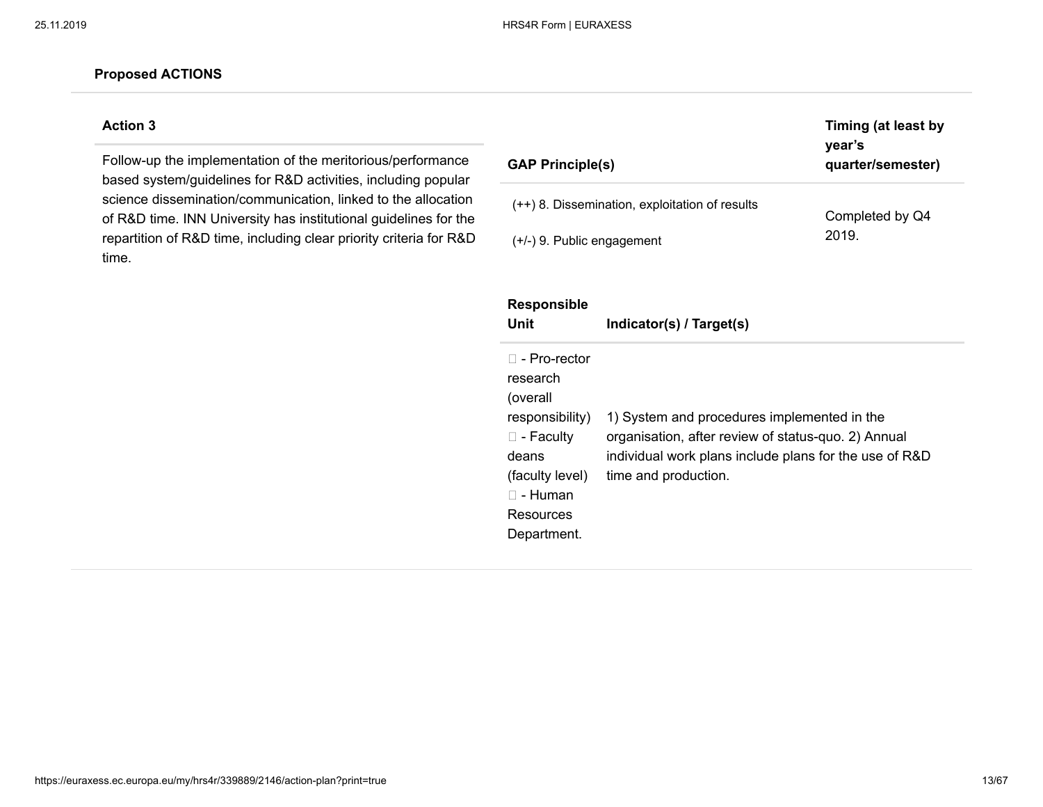### Proposed ACTIONS

**Action 3**

Follow-up the implementation of the meritorious/performance based system/guidelines for R&D activities, including popular science dissemination/communication, linked to the allocation of R&D time. INN University has institutional guidelines for the repartition of R&D time, including clear priority criteria for R&D time.

| GAP Principle(s) | Timing (at least by year's quarter/semester) |
|---|---|
| (++) 8. Dissemination, exploitation of results<br><br>(+/-) 9. Public engagement | Completed by Q4 2019. |

| Responsible Unit | Indicator(s) / Target(s) |
|---|---|
|  - Pro-rector research (overall responsibility)<br> - Faculty deans (faculty level)<br> - Human Resources Department. | 1) System and procedures implemented in the organisation, after review of status-quo. 2) Annual individual work plans include plans for the use of R&D time and production. |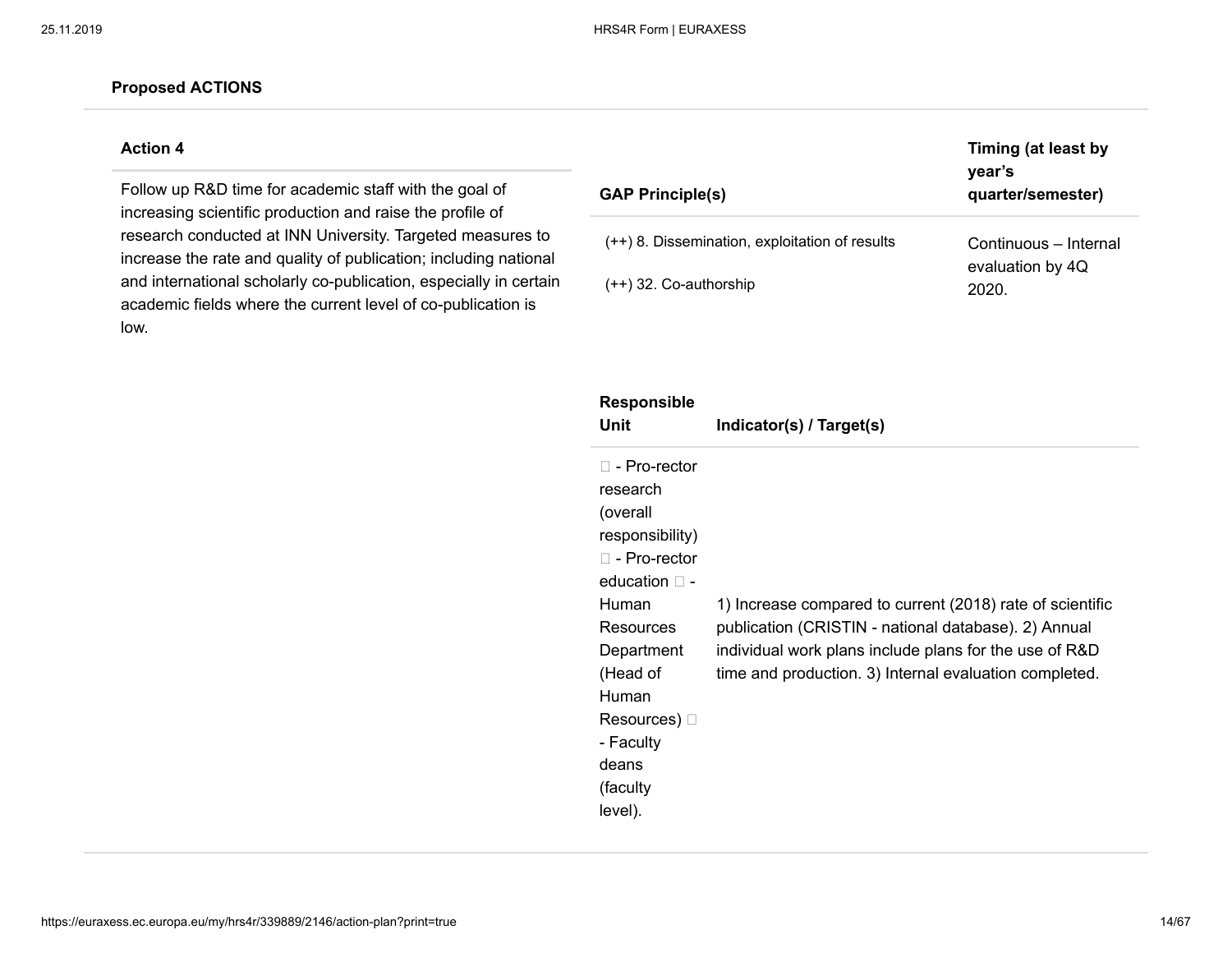**Proposed ACTIONS**

| Action 4 | GAP Principle(s) | Timing (at least by year's quarter/semester) |
|---|---|---|
| Follow up R&D time for academic staff with the goal of increasing scientific production and raise the profile of research conducted at INN University. Targeted measures to increase the rate and quality of publication; including national and international scholarly co-publication, especially in certain academic fields where the current level of co-publication is low. | (++) 8. Dissemination, exploitation of results<br><br>(++) 32. Co-authorship | Continuous – Internal evaluation by 4Q 2020. |

| Responsible Unit | Indicator(s) / Target(s) |
|---|---|
|  - Pro-rector research (overall responsibility)  - Pro-rector education  - Human Resources Department (Head of Human Resources)  - Faculty deans (faculty level). | 1) Increase compared to current (2018) rate of scientific publication (CRISTIN - national database). 2) Annual individual work plans include plans for the use of R&D time and production. 3) Internal evaluation completed. |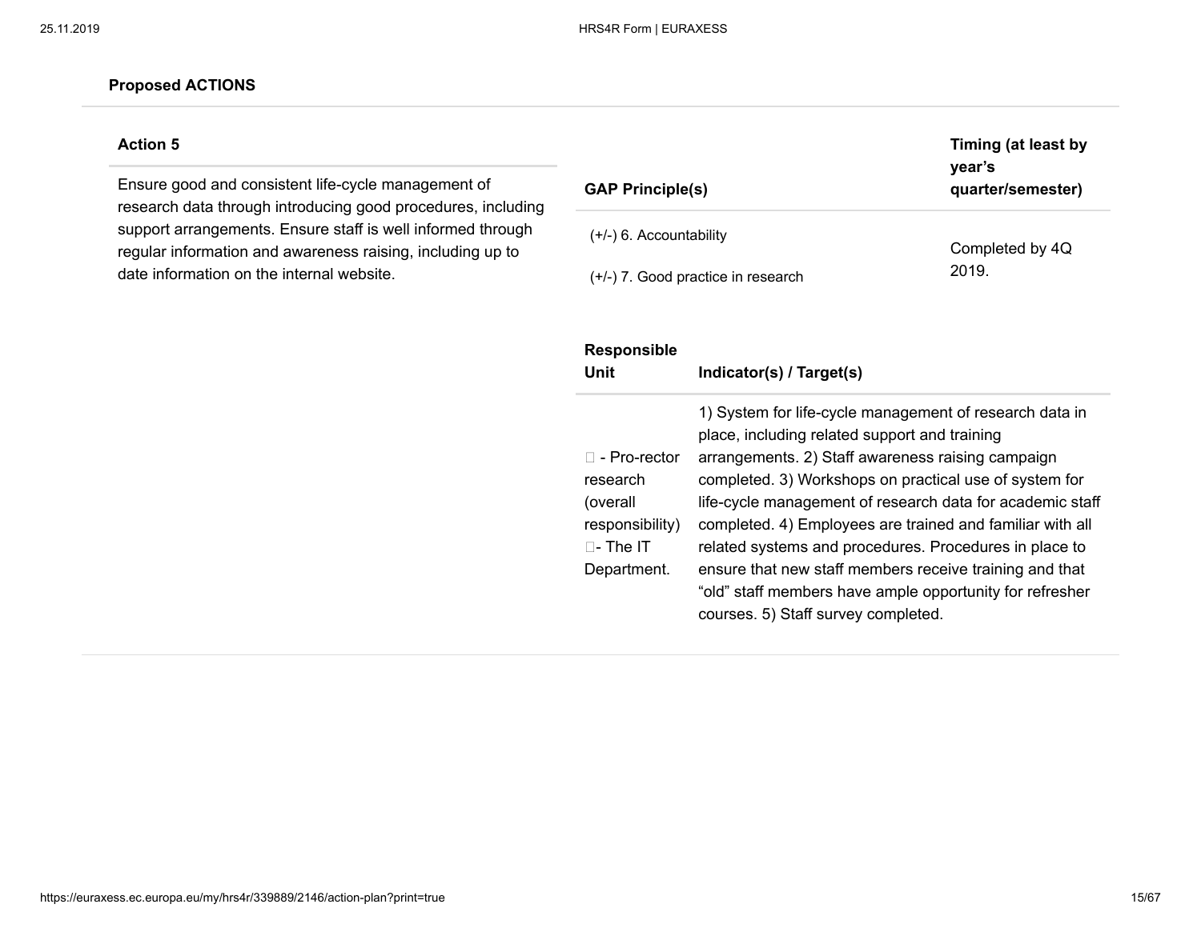**Proposed ACTIONS**

| Action 5 | GAP Principle(s) | Timing (at least by year's quarter/semester) |
| --- | --- | --- |
| Ensure good and consistent life-cycle management of research data through introducing good procedures, including support arrangements. Ensure staff is well informed through regular information and awareness raising, including up to date information on the internal website. | (+/-) 6. Accountability<br><br>(+/-) 7. Good practice in research | Completed by 4Q 2019. |

| Responsible Unit | Indicator(s) / Target(s) |
| --- | --- |
|  - Pro-rector research (overall responsibility) - The IT Department. | 1) System for life-cycle management of research data in place, including related support and training arrangements. 2) Staff awareness raising campaign completed. 3) Workshops on practical use of system for life-cycle management of research data for academic staff completed. 4) Employees are trained and familiar with all related systems and procedures. Procedures in place to ensure that new staff members receive training and that "old" staff members have ample opportunity for refresher courses. 5) Staff survey completed. |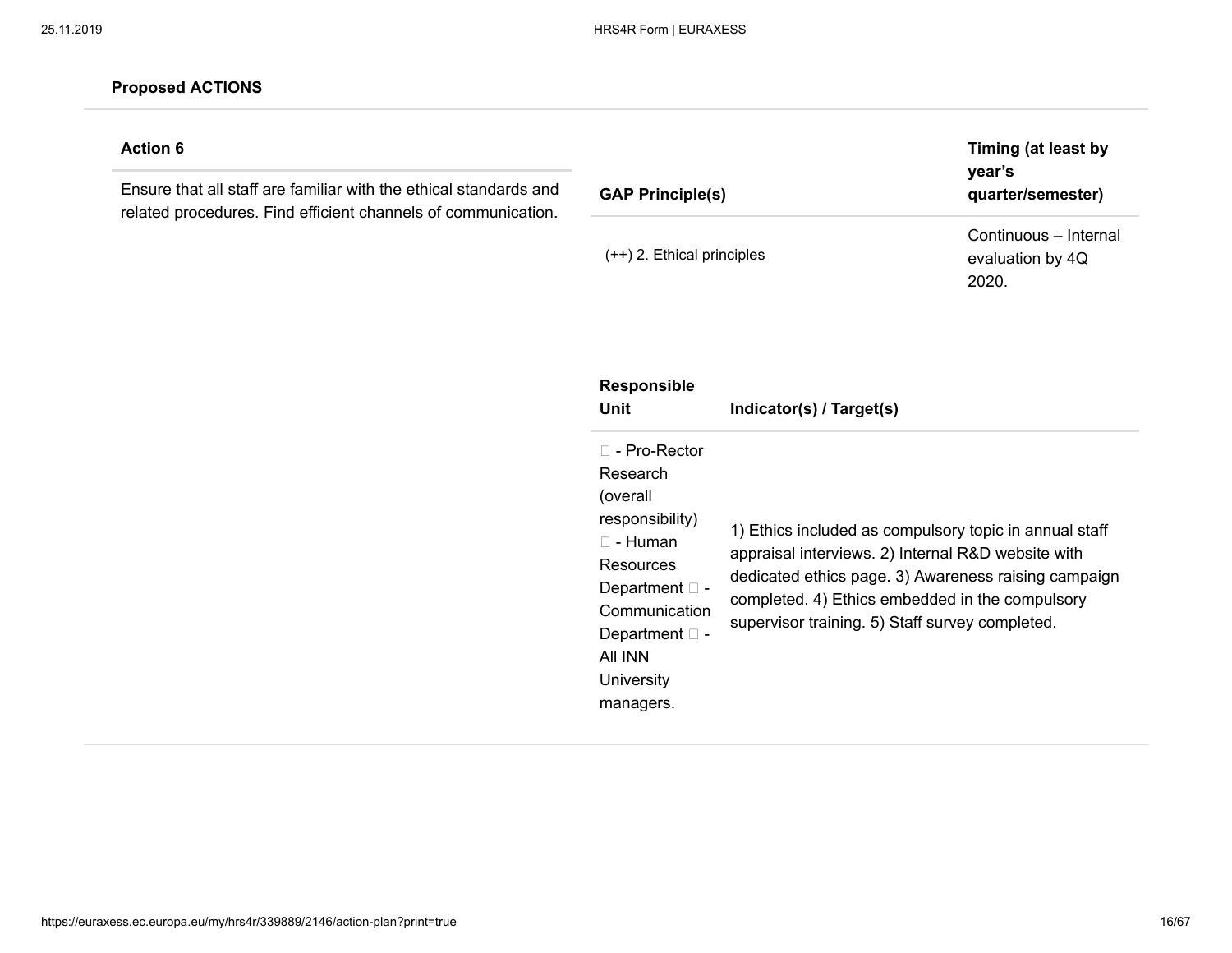**Proposed ACTIONS**

| Action 6 | GAP Principle(s) | Timing (at least by year's quarter/semester) |
| --- | --- | --- |
| Ensure that all staff are familiar with the ethical standards and related procedures. Find efficient channels of communication. | (++) 2. Ethical principles | Continuous – Internal evaluation by 4Q 2020. |

| Responsible Unit | Indicator(s) / Target(s) |
| --- | --- |
|  - Pro-Rector Research (overall responsibility)  - Human Resources Department  - Communication Department  - All INN University managers. | 1) Ethics included as compulsory topic in annual staff appraisal interviews. 2) Internal R&D website with dedicated ethics page. 3) Awareness raising campaign completed. 4) Ethics embedded in the compulsory supervisor training. 5) Staff survey completed. |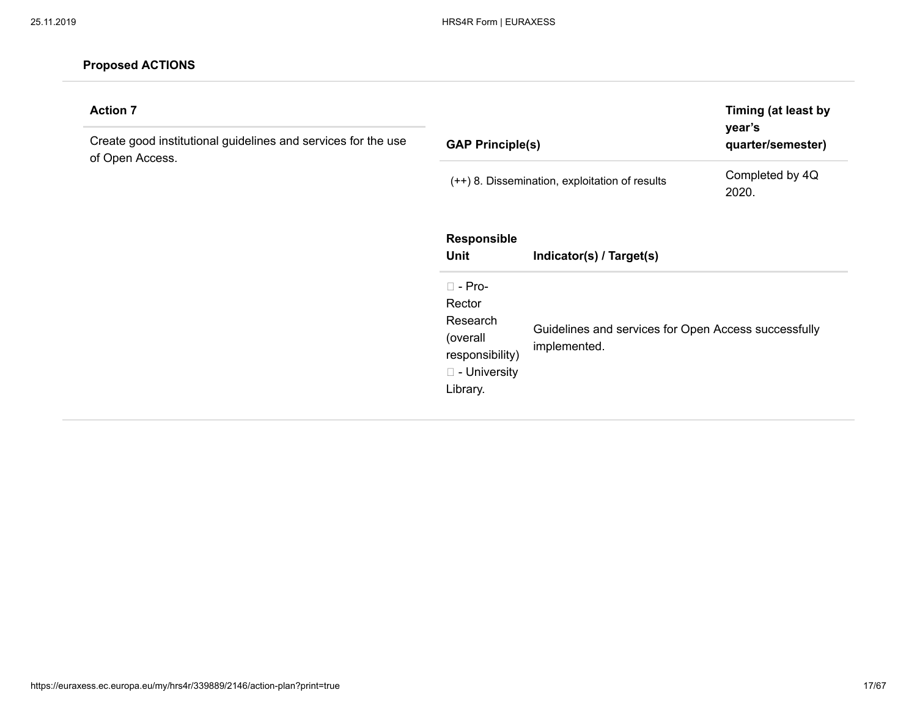**Proposed ACTIONS**

| Action 7 | GAP Principle(s) | Timing (at least by year's quarter/semester) |
|---|---|---|
| Create good institutional guidelines and services for the use of Open Access. | (++) 8. Dissemination, exploitation of results | Completed by 4Q 2020. |

| Responsible Unit | Indicator(s) / Target(s) |
|---|---|
|  - Pro-Rector Research (overall responsibility)  - University Library. | Guidelines and services for Open Access successfully implemented. |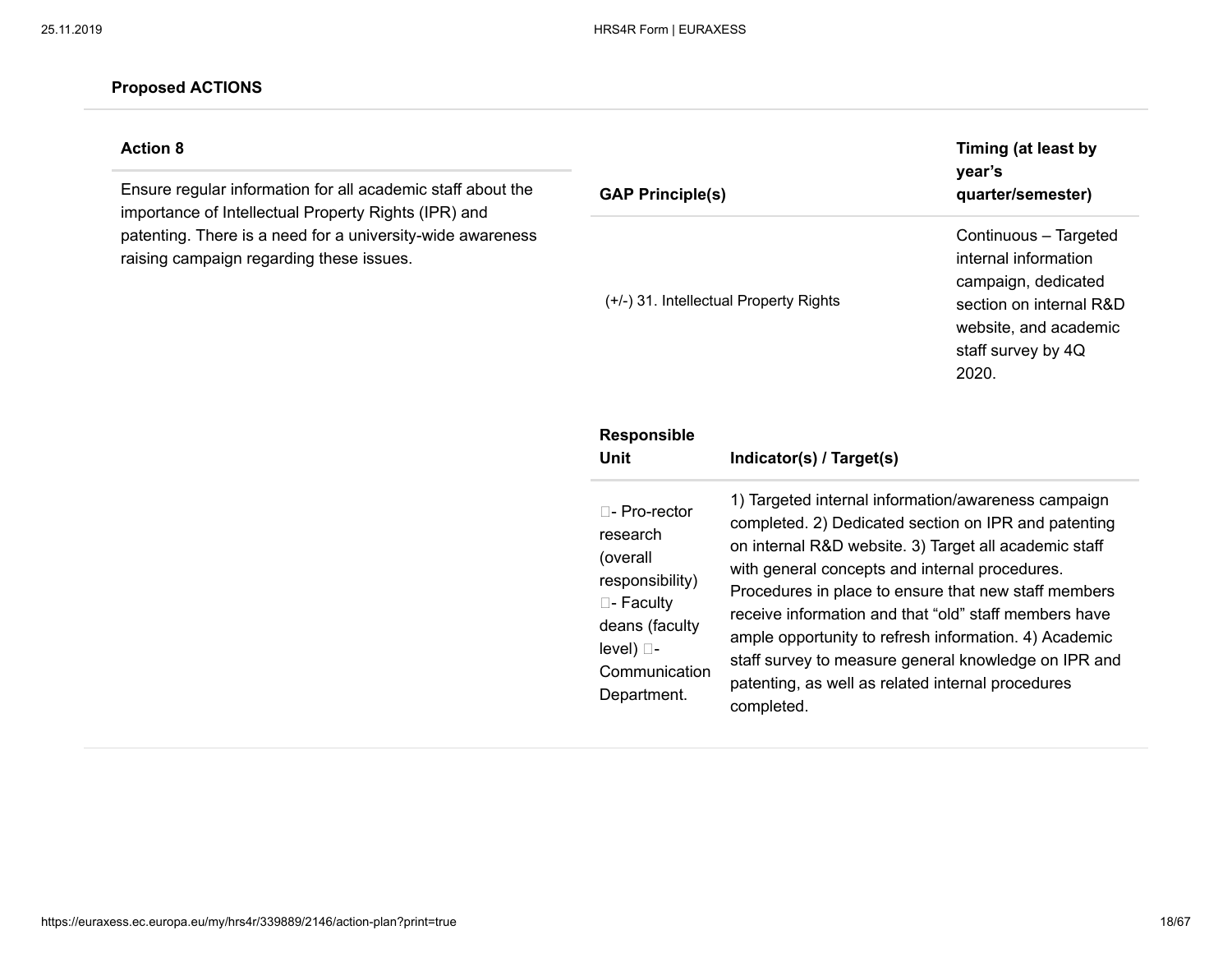### Proposed ACTIONS

| Action 8 | GAP Principle(s) | Timing (at least by year's quarter/semester) |
| --- | --- | --- |
| Ensure regular information for all academic staff about the importance of Intellectual Property Rights (IPR) and patenting. There is a need for a university-wide awareness raising campaign regarding these issues. | (+/-) 31. Intellectual Property Rights | Continuous – Targeted internal information campaign, dedicated section on internal R&D website, and academic staff survey by 4Q 2020. |

| Responsible Unit | Indicator(s) / Target(s) |
| --- | --- |
| - Pro-rector research (overall responsibility) - Faculty deans (faculty level) - Communication Department. | 1) Targeted internal information/awareness campaign completed. 2) Dedicated section on IPR and patenting on internal R&D website. 3) Target all academic staff with general concepts and internal procedures. Procedures in place to ensure that new staff members receive information and that "old" staff members have ample opportunity to refresh information. 4) Academic staff survey to measure general knowledge on IPR and patenting, as well as related internal procedures completed. |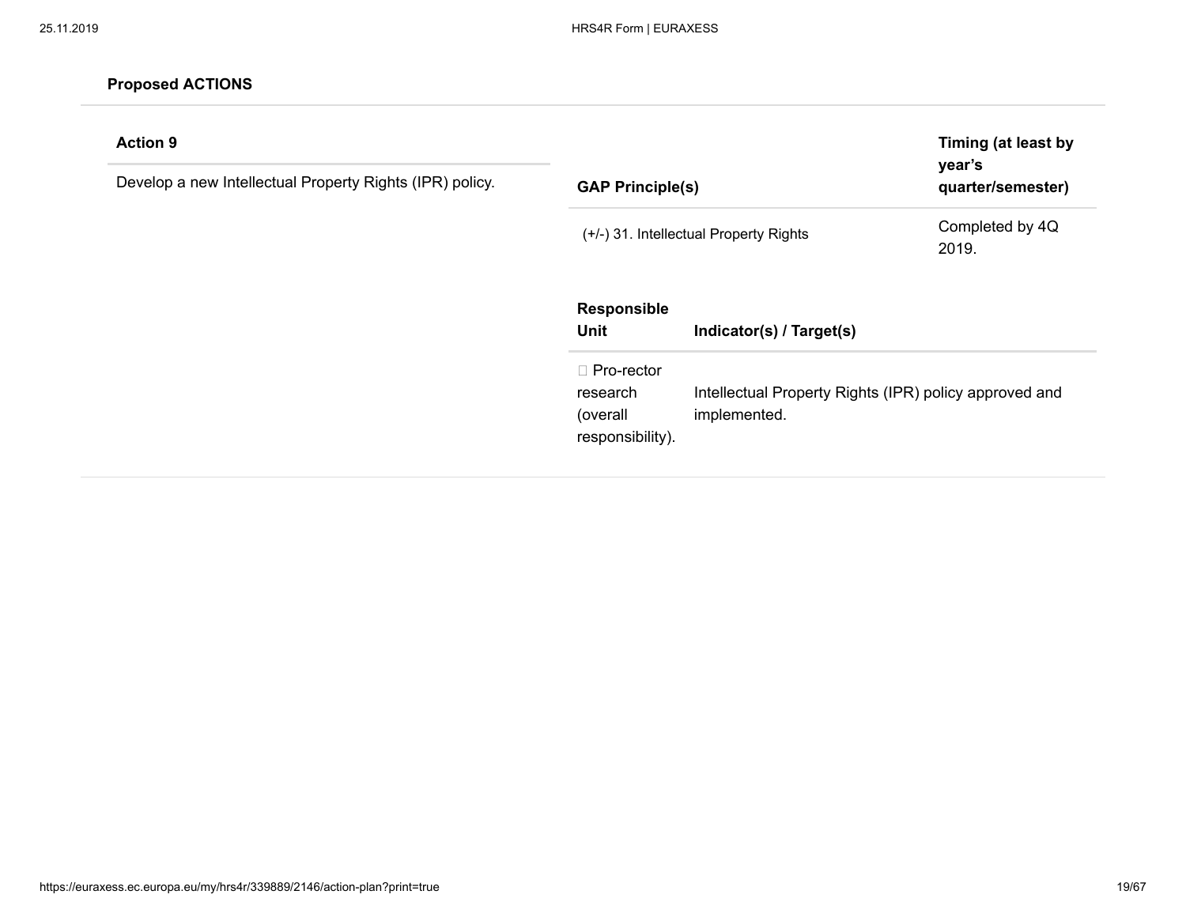**Proposed ACTIONS**

**Action 9**

Develop a new Intellectual Property Rights (IPR) policy.

| GAP Principle(s) | Timing (at least by year's quarter/semester) |
|---|---|
| (+/-) 31. Intellectual Property Rights | Completed by 4Q 2019. |

| Responsible Unit | Indicator(s) / Target(s) |
|---|---|
| Pro-rector research (overall responsibility). | Intellectual Property Rights (IPR) policy approved and implemented. |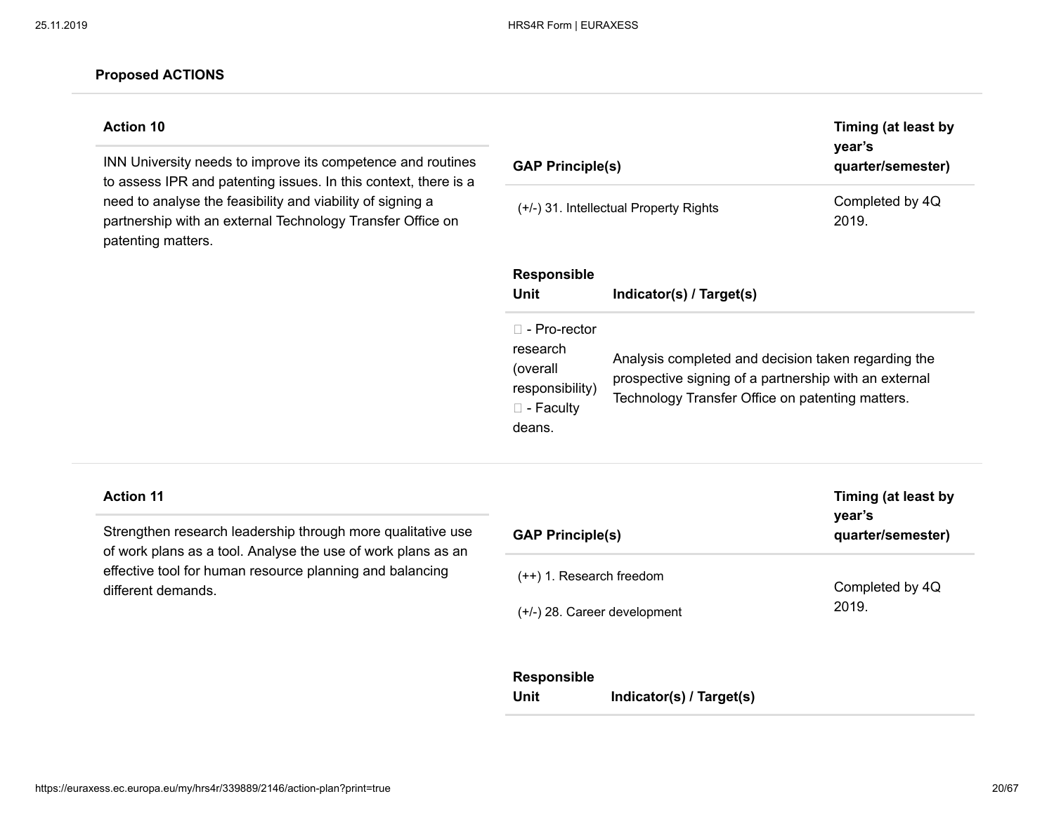**Proposed ACTIONS**

**Action 10**

INN University needs to improve its competence and routines to assess IPR and patenting issues. In this context, there is a need to analyse the feasibility and viability of signing a partnership with an external Technology Transfer Office on patenting matters.

| GAP Principle(s) | Timing (at least by year's quarter/semester) |
| --- | --- |
| (+/-) 31. Intellectual Property Rights | Completed by 4Q 2019. |

| Responsible Unit | Indicator(s) / Target(s) |
| --- | --- |
|  - Pro-rector research (overall responsibility)  - Faculty deans. | Analysis completed and decision taken regarding the prospective signing of a partnership with an external Technology Transfer Office on patenting matters. |

**Action 11**

Strengthen research leadership through more qualitative use of work plans as a tool. Analyse the use of work plans as an effective tool for human resource planning and balancing different demands.

| GAP Principle(s) | Timing (at least by year's quarter/semester) |
| --- | --- |
| (++) 1. Research freedom<br>(+/-) 28. Career development | Completed by 4Q 2019. |

| Responsible Unit | Indicator(s) / Target(s) |
| --- | --- |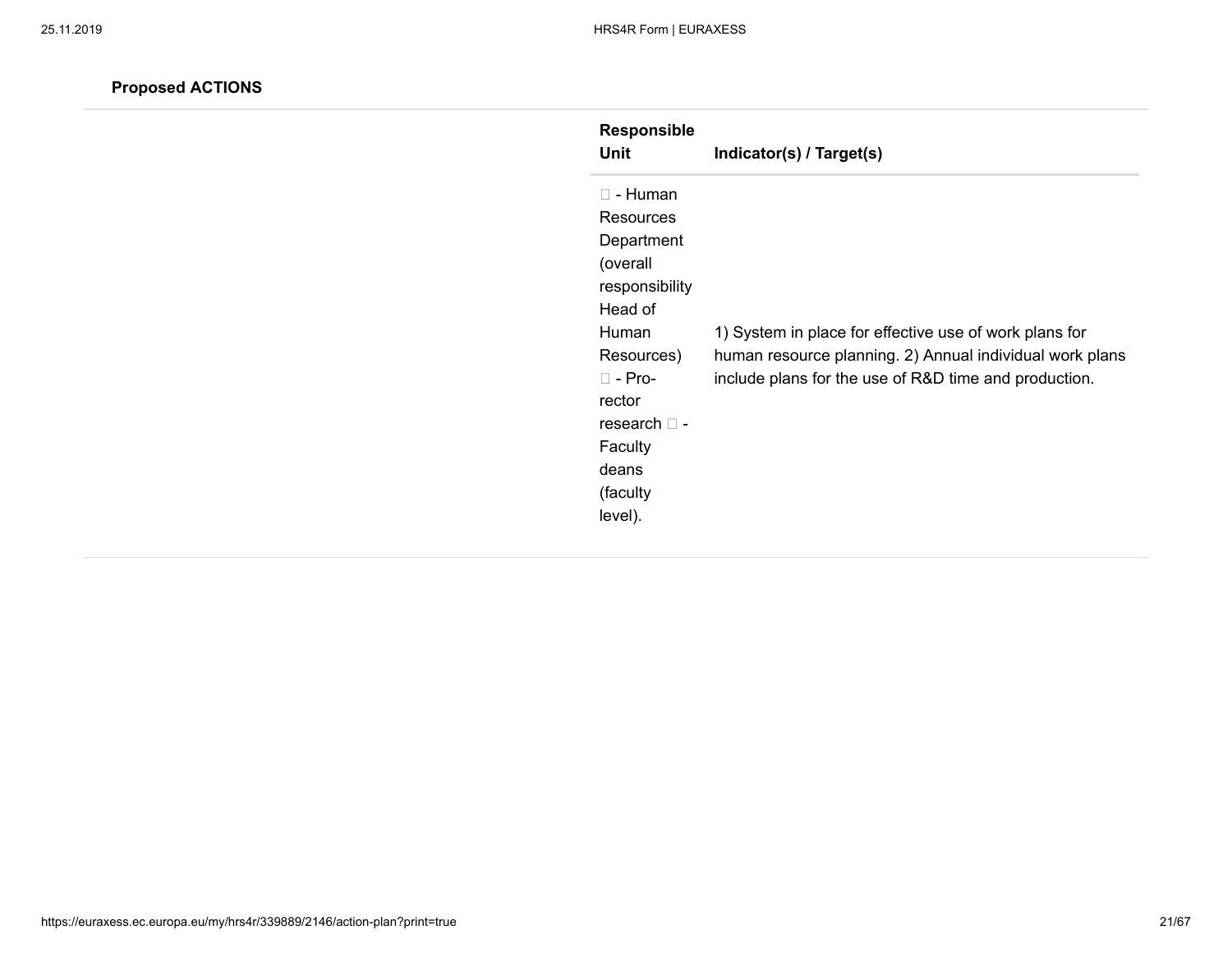**Proposed ACTIONS**

| Responsible Unit | Indicator(s) / Target(s) |
| --- | --- |
|  - Human Resources Department (overall responsibility Head of Human Resources)  - Pro-rector research  - Faculty deans (faculty level). | 1) System in place for effective use of work plans for human resource planning. 2) Annual individual work plans include plans for the use of R&D time and production. |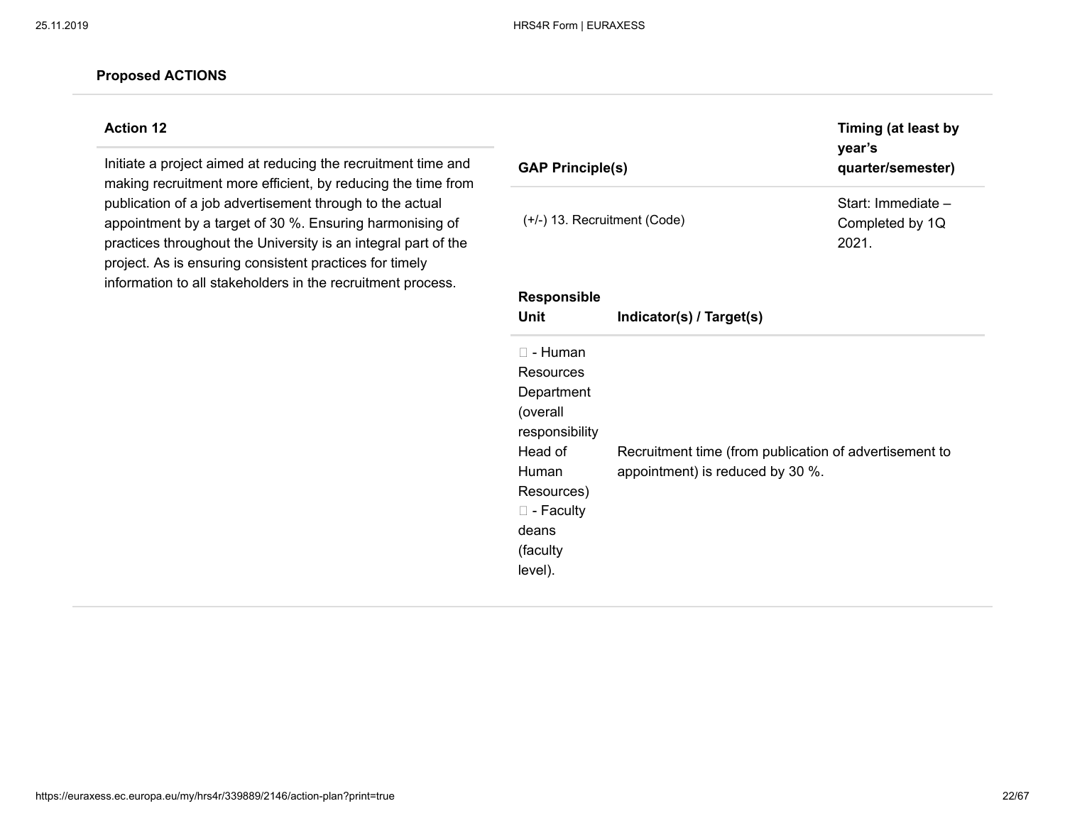**Proposed ACTIONS**

| Action 12 | GAP Principle(s) | Timing (at least by year's quarter/semester) |
|---|---|---|
| Initiate a project aimed at reducing the recruitment time and making recruitment more efficient, by reducing the time from publication of a job advertisement through to the actual appointment by a target of 30 %. Ensuring harmonising of practices throughout the University is an integral part of the project. As is ensuring consistent practices for timely information to all stakeholders in the recruitment process. | (+/-) 13. Recruitment (Code) | Start: Immediate – Completed by 1Q 2021. |

| Responsible Unit | Indicator(s) / Target(s) |
|---|---|
|  - Human Resources Department (overall responsibility Head of Human Resources)  - Faculty deans (faculty level). | Recruitment time (from publication of advertisement to appointment) is reduced by 30 %. |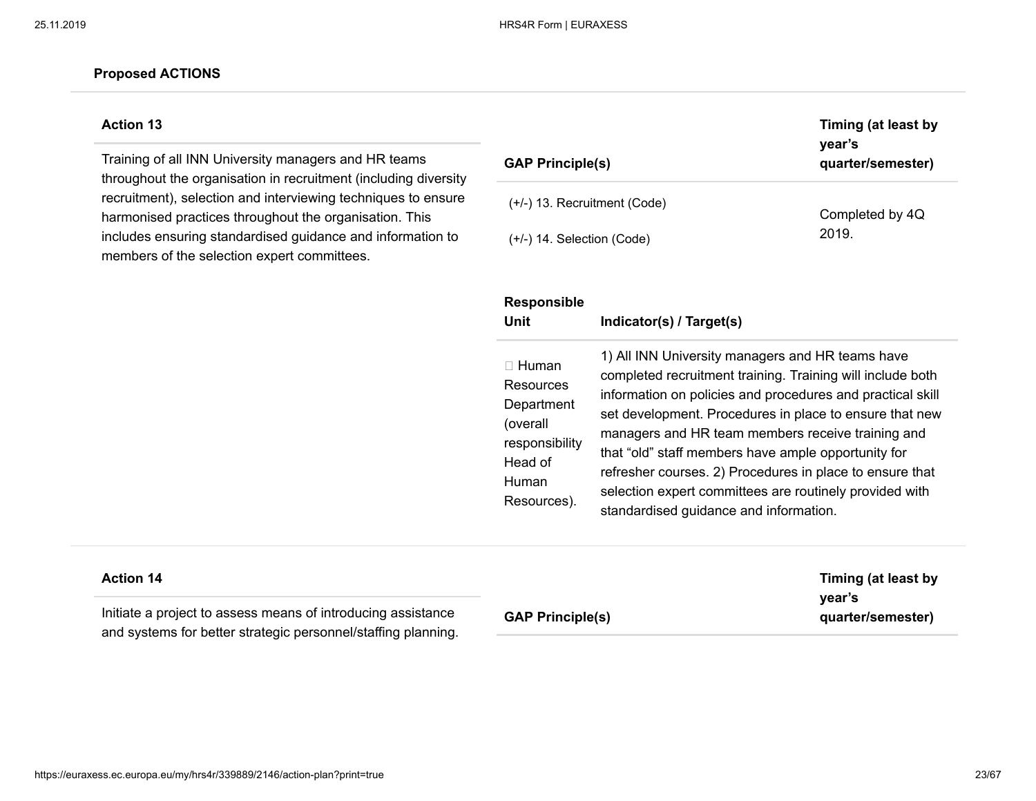**Proposed ACTIONS**

| Action 13 | GAP Principle(s) | Timing (at least by year's quarter/semester) |
|---|---|---|
| Training of all INN University managers and HR teams throughout the organisation in recruitment (including diversity recruitment), selection and interviewing techniques to ensure harmonised practices throughout the organisation. This includes ensuring standardised guidance and information to members of the selection expert committees. | (+/-) 13. Recruitment (Code)<br>(+/-) 14. Selection (Code) | Completed by 4Q 2019. |

| Responsible Unit | Indicator(s) / Target(s) |
|---|---|
| Human Resources Department (overall responsibility Head of Human Resources). | 1) All INN University managers and HR teams have completed recruitment training. Training will include both information on policies and procedures and practical skill set development. Procedures in place to ensure that new managers and HR team members receive training and that "old" staff members have ample opportunity for refresher courses. 2) Procedures in place to ensure that selection expert committees are routinely provided with standardised guidance and information. |

| Action 14 | GAP Principle(s) | Timing (at least by year's quarter/semester) |
|---|---|---|
| Initiate a project to assess means of introducing assistance and systems for better strategic personnel/staffing planning. | | |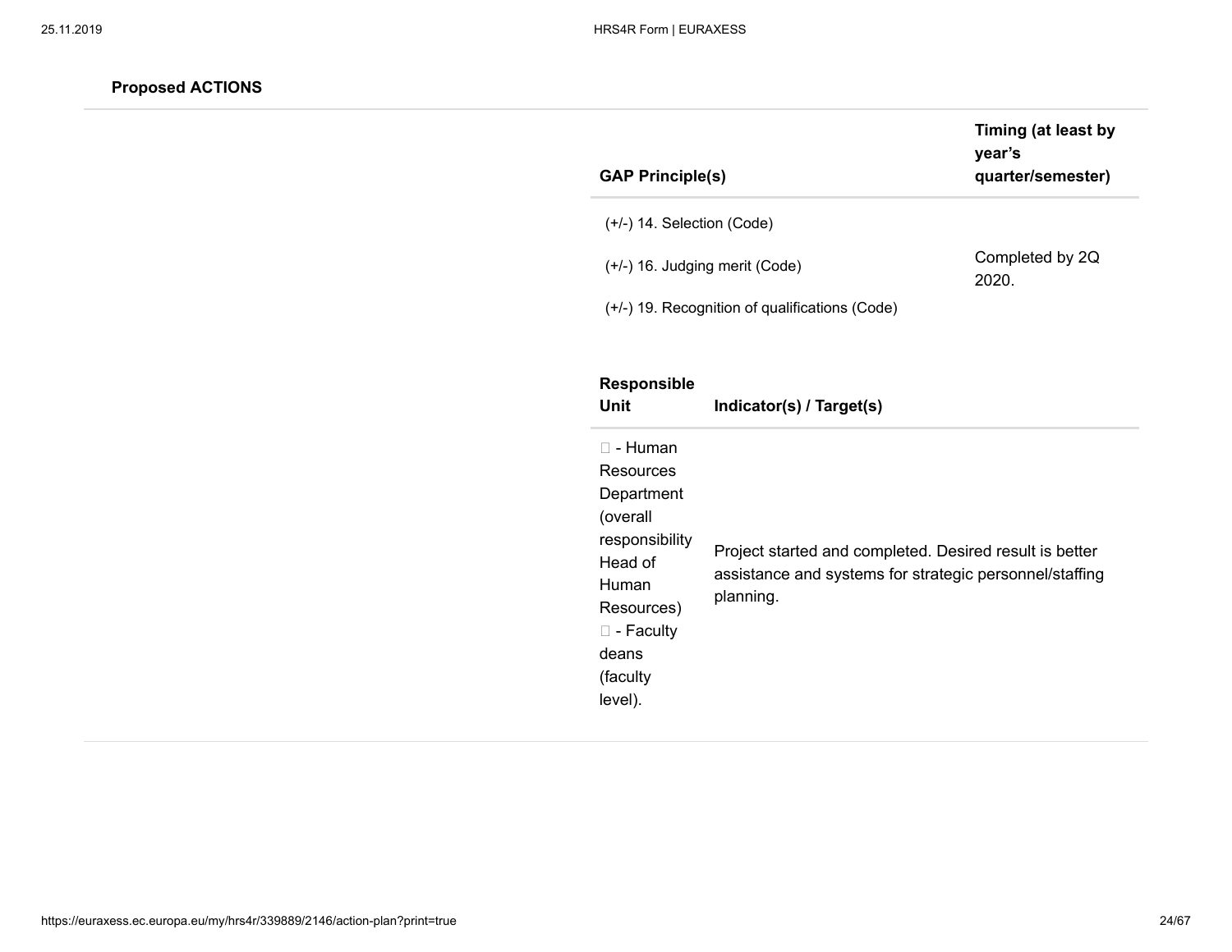**Proposed ACTIONS**

| GAP Principle(s) | Timing (at least by year's quarter/semester) |
| --- | --- |
| (+/-) 14. Selection (Code)<br>(+/-) 16. Judging merit (Code)<br>(+/-) 19. Recognition of qualifications (Code) | Completed by 2Q 2020. |

| Responsible Unit | Indicator(s) / Target(s) |
| --- | --- |
|  - Human Resources Department (overall responsibility Head of Human Resources)<br> - Faculty deans (faculty level). | Project started and completed. Desired result is better assistance and systems for strategic personnel/staffing planning. |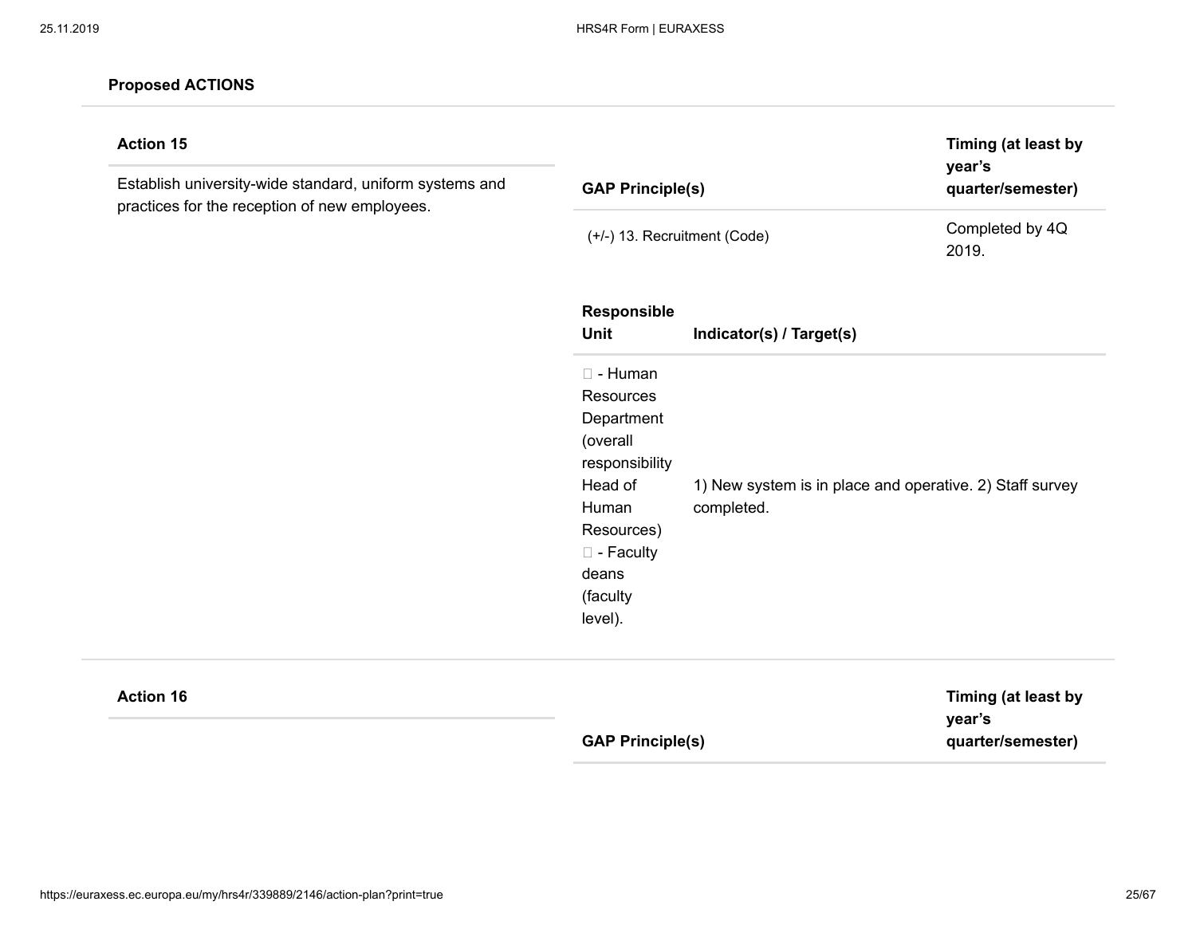**Proposed ACTIONS**

**Action 15**

Establish university-wide standard, uniform systems and practices for the reception of new employees.

| GAP Principle(s) | Timing (at least by year's quarter/semester) |
|---|---|
| (+/-) 13. Recruitment (Code) | Completed by 4Q 2019. |

| Responsible Unit | Indicator(s) / Target(s) |
|---|---|
|  - Human Resources Department (overall responsibility Head of Human Resources)  - Faculty deans (faculty level). | 1) New system is in place and operative. 2) Staff survey completed. |

**Action 16**

| GAP Principle(s) | Timing (at least by year's quarter/semester) |
|---|---|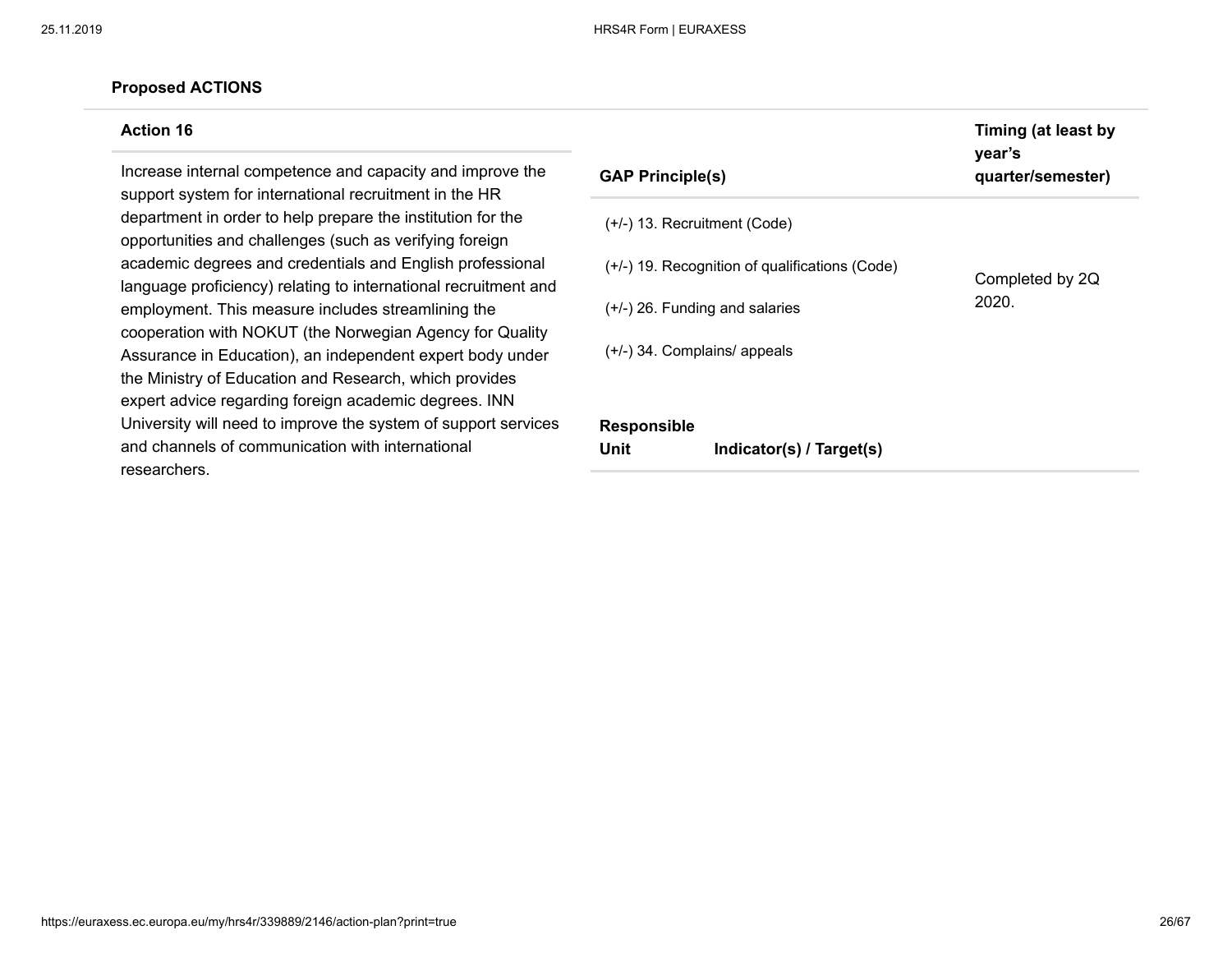**Proposed ACTIONS**

| Action 16 | GAP Principle(s) | Timing (at least by year's quarter/semester) |
|---|---|---|
| Increase internal competence and capacity and improve the support system for international recruitment in the HR department in order to help prepare the institution for the opportunities and challenges (such as verifying foreign academic degrees and credentials and English professional language proficiency) relating to international recruitment and employment. This measure includes streamlining the cooperation with NOKUT (the Norwegian Agency for Quality Assurance in Education), an independent expert body under the Ministry of Education and Research, which provides expert advice regarding foreign academic degrees. INN University will need to improve the system of support services and channels of communication with international researchers. | (+/-) 13. Recruitment (Code)<br><br>(+/-) 19. Recognition of qualifications (Code)<br><br>(+/-) 26. Funding and salaries<br><br>(+/-) 34. Complains/ appeals | Completed by 2Q 2020. |

| Responsible Unit | Indicator(s) / Target(s) |
|---|---|
| | |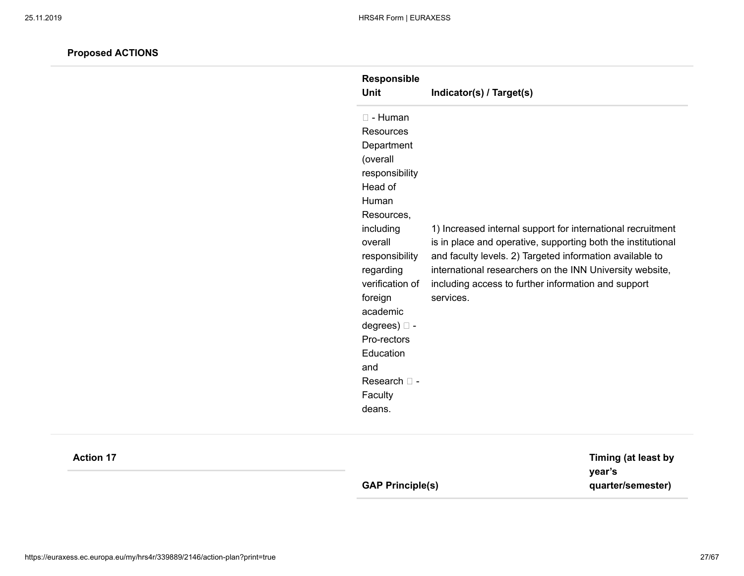**Proposed ACTIONS**

| | Responsible Unit | Indicator(s) / Target(s) |
|---|---|---|
| | - Human Resources Department (overall responsibility Head of Human Resources, including overall responsibility regarding verification of foreign academic degrees) - Pro-rectors Education and Research - Faculty deans. | 1) Increased internal support for international recruitment is in place and operative, supporting both the institutional and faculty levels. 2) Targeted information available to international researchers on the INN University website, including access to further information and support services. |

| Action 17 | GAP Principle(s) | Timing (at least by year's quarter/semester) |
|---|---|---|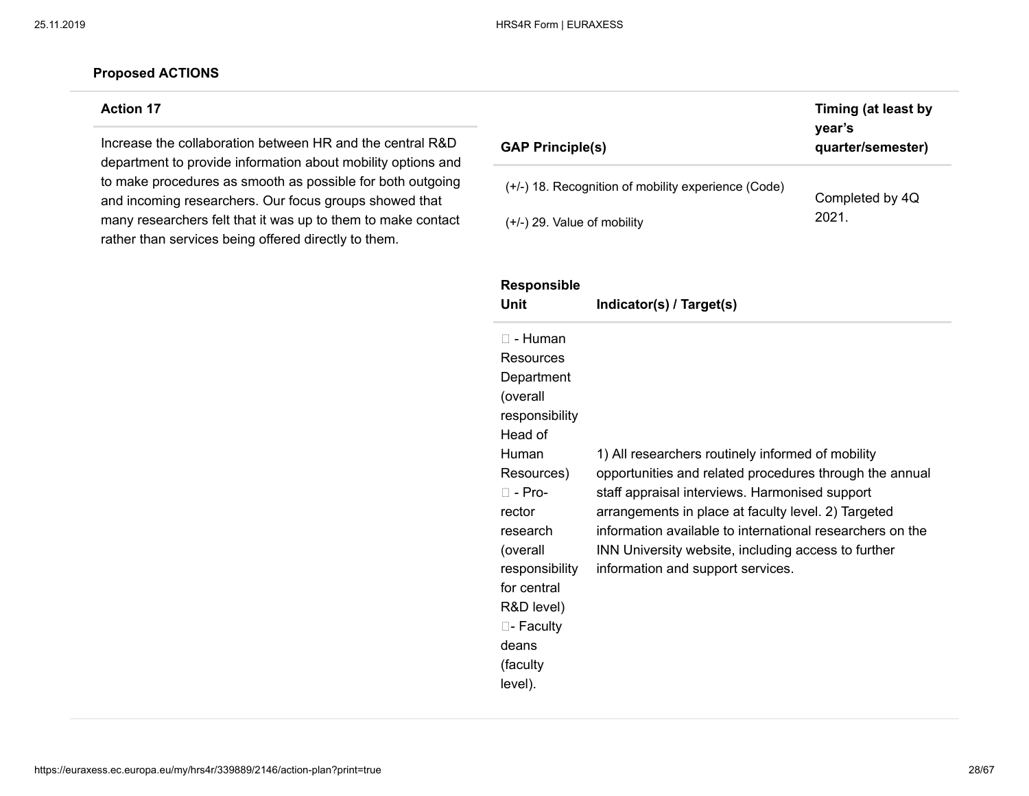**Proposed ACTIONS**

| Action 17 | GAP Principle(s) | Timing (at least by year's quarter/semester) |
|---|---|---|
| Increase the collaboration between HR and the central R&D department to provide information about mobility options and to make procedures as smooth as possible for both outgoing and incoming researchers. Our focus groups showed that many researchers felt that it was up to them to make contact rather than services being offered directly to them. | (+/-) 18. Recognition of mobility experience (Code)<br>(+/-) 29. Value of mobility | Completed by 4Q 2021. |

| Responsible Unit | Indicator(s) / Target(s) |
|---|---|
|  - Human Resources Department (overall responsibility Head of Human Resources)<br> - Pro-rector research (overall responsibility for central R&D level)<br>- Faculty deans (faculty level). | 1) All researchers routinely informed of mobility opportunities and related procedures through the annual staff appraisal interviews. Harmonised support arrangements in place at faculty level. 2) Targeted information available to international researchers on the INN University website, including access to further information and support services. |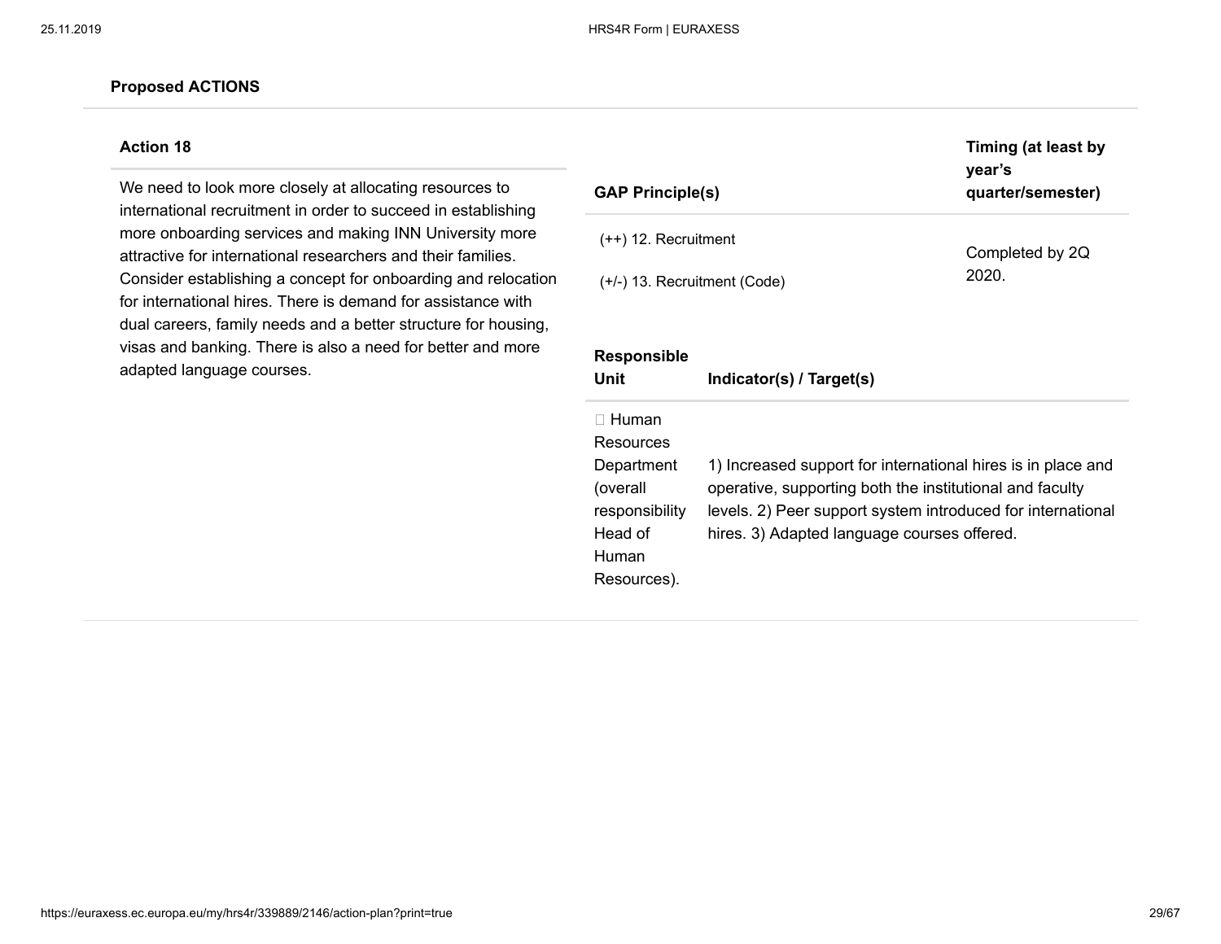**Proposed ACTIONS**

**Action 18**

We need to look more closely at allocating resources to international recruitment in order to succeed in establishing more onboarding services and making INN University more attractive for international researchers and their families. Consider establishing a concept for onboarding and relocation for international hires. There is demand for assistance with dual careers, family needs and a better structure for housing, visas and banking. There is also a need for better and more adapted language courses.

| GAP Principle(s) | Timing (at least by year's quarter/semester) |
|---|---|
| (++) 12. Recruitment<br>(+/-) 13. Recruitment (Code) | Completed by 2Q 2020. |

| Responsible Unit | Indicator(s) / Target(s) |
|---|---|
|  Human Resources Department (overall responsibility Head of Human Resources). | 1) Increased support for international hires is in place and operative, supporting both the institutional and faculty levels. 2) Peer support system introduced for international hires. 3) Adapted language courses offered. |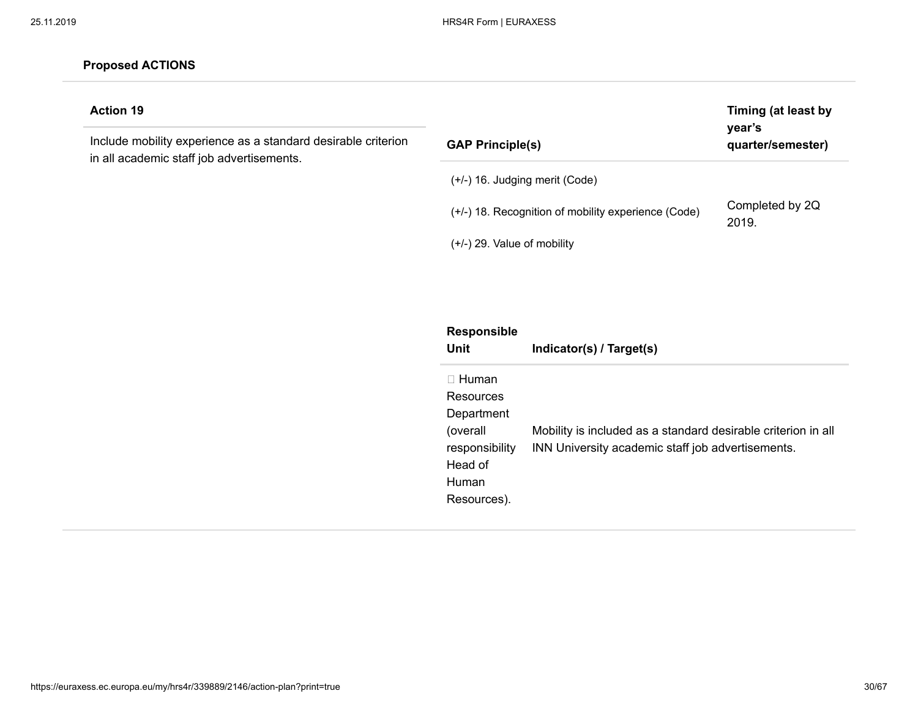**Proposed ACTIONS**

| Action 19 | GAP Principle(s) | Timing (at least by year's quarter/semester) |
|---|---|---|
| Include mobility experience as a standard desirable criterion in all academic staff job advertisements. | (+/-) 16. Judging merit (Code)<br><br>(+/-) 18. Recognition of mobility experience (Code)<br><br>(+/-) 29. Value of mobility | Completed by 2Q 2019. |

| Responsible Unit | Indicator(s) / Target(s) |
|---|---|
| Human Resources Department (overall responsibility Head of Human Resources). | Mobility is included as a standard desirable criterion in all INN University academic staff job advertisements. |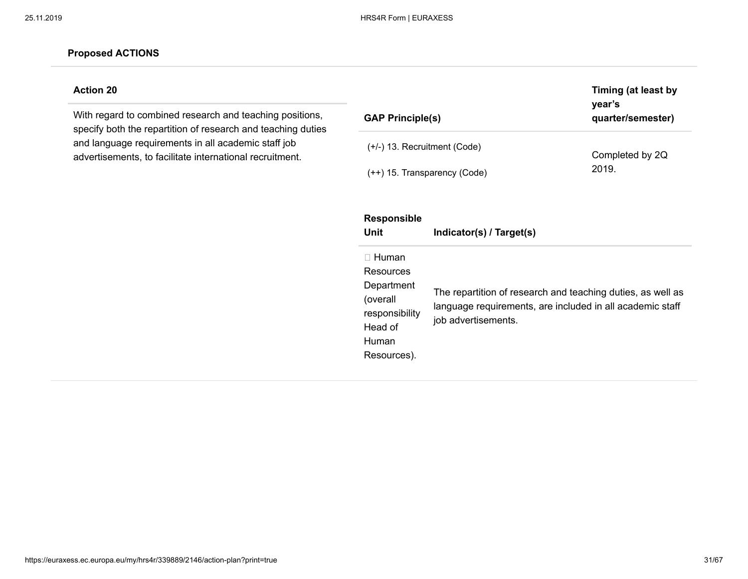**Proposed ACTIONS**

**Action 20**

With regard to combined research and teaching positions, specify both the repartition of research and teaching duties and language requirements in all academic staff job advertisements, to facilitate international recruitment.

| GAP Principle(s) | Timing (at least by year's quarter/semester) |
| --- | --- |
| (+/-) 13. Recruitment (Code)<br><br>(++) 15. Transparency (Code) | Completed by 2Q 2019. |

| Responsible Unit | Indicator(s) / Target(s) |
| --- | --- |
|  Human Resources Department (overall responsibility Head of Human Resources). | The repartition of research and teaching duties, as well as language requirements, are included in all academic staff job advertisements. |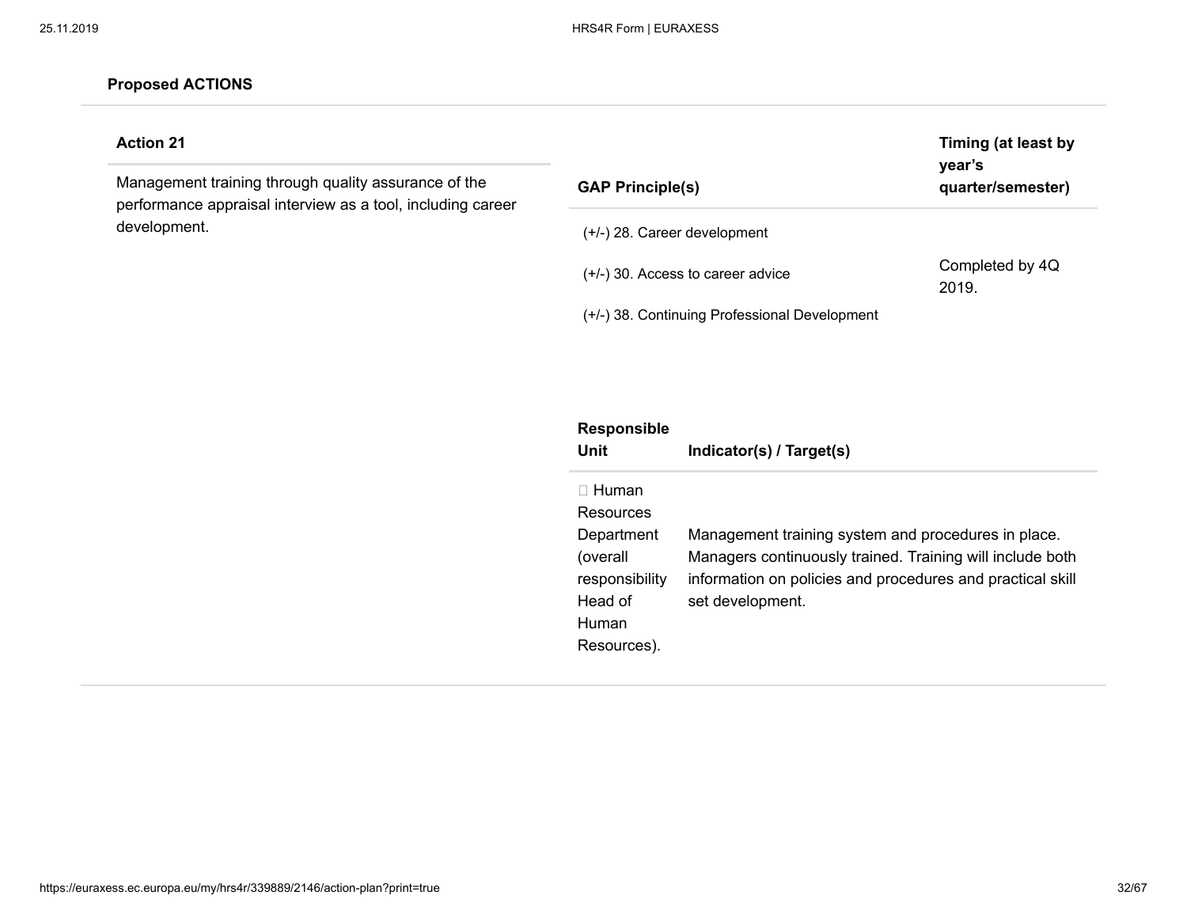**Proposed ACTIONS**

| Action 21 | GAP Principle(s) | Timing (at least by year's quarter/semester) |
|---|---|---|
| Management training through quality assurance of the performance appraisal interview as a tool, including career development. | (+/-) 28. Career development<br>(+/-) 30. Access to career advice<br>(+/-) 38. Continuing Professional Development | Completed by 4Q 2019. |

| Responsible Unit | Indicator(s) / Target(s) |
|---|---|
|  Human Resources Department (overall responsibility Head of Human Resources). | Management training system and procedures in place. Managers continuously trained. Training will include both information on policies and procedures and practical skill set development. |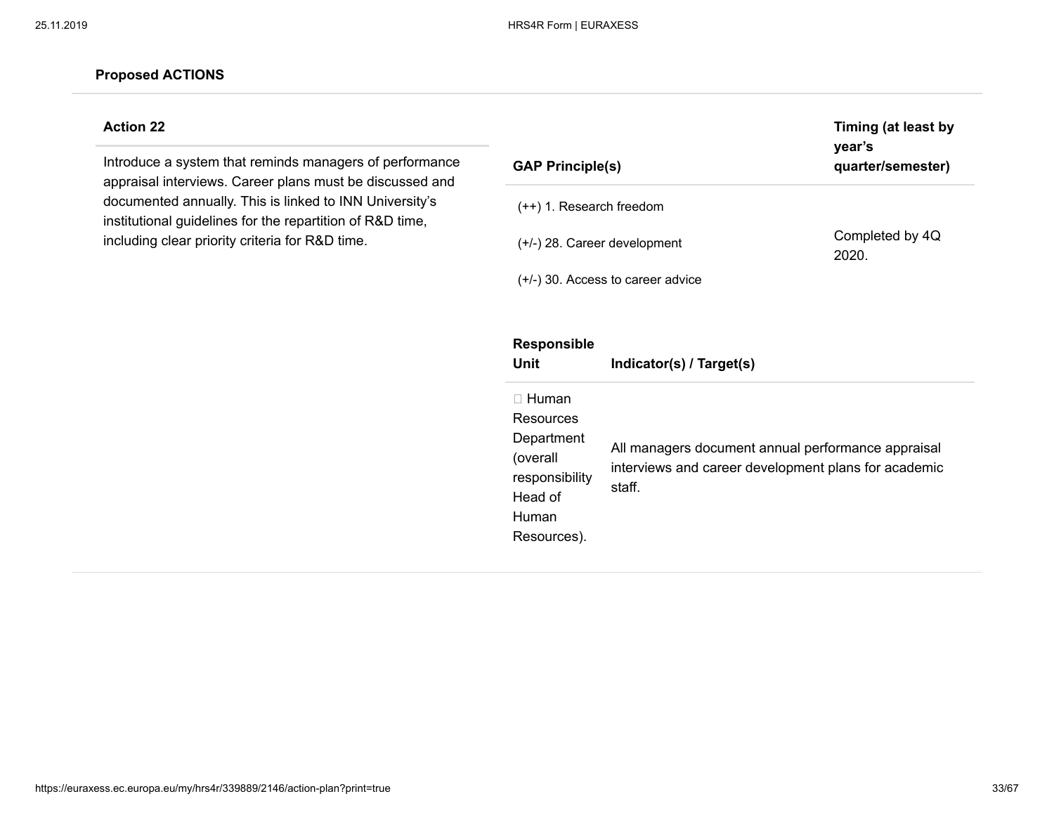**Proposed ACTIONS**

| Action 22 | GAP Principle(s) | Timing (at least by year's quarter/semester) |
|---|---|---|
| Introduce a system that reminds managers of performance appraisal interviews. Career plans must be discussed and documented annually. This is linked to INN University's institutional guidelines for the repartition of R&D time, including clear priority criteria for R&D time. | (++) 1. Research freedom<br>(+/-) 28. Career development<br>(+/-) 30. Access to career advice | Completed by 4Q 2020. |

| Responsible Unit | Indicator(s) / Target(s) |
|---|---|
|  Human Resources Department (overall responsibility Head of Human Resources). | All managers document annual performance appraisal interviews and career development plans for academic staff. |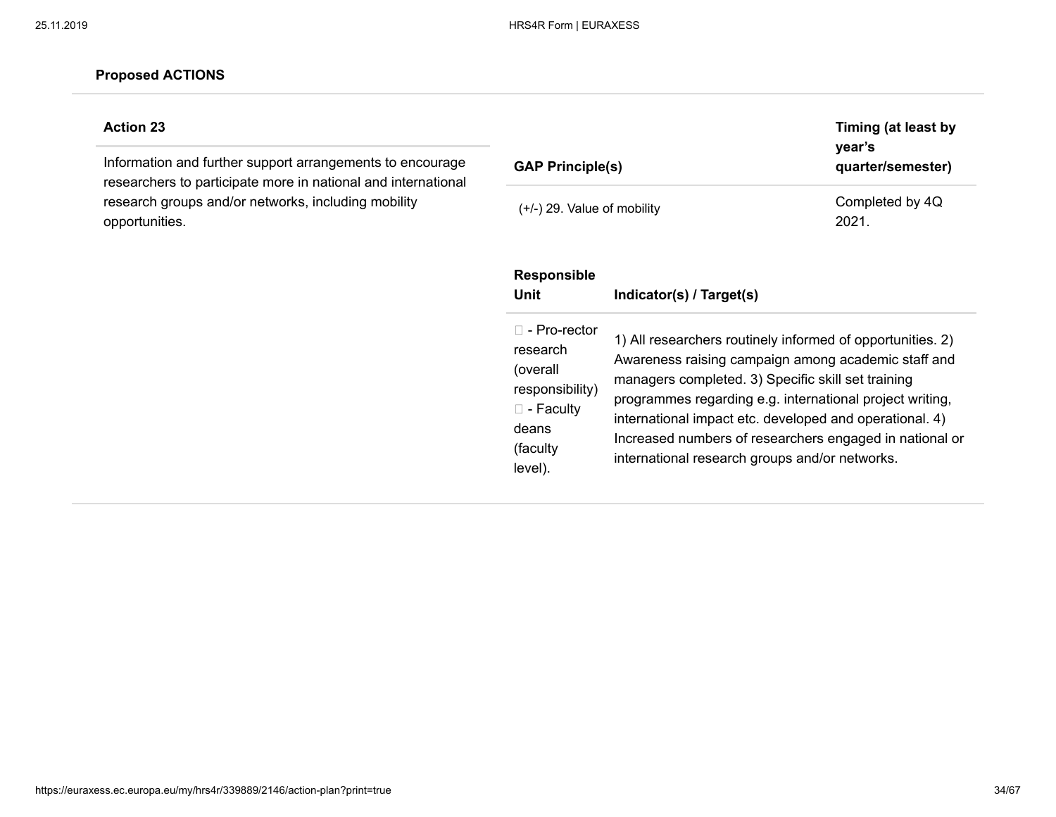**Proposed ACTIONS**

**Action 23**

Information and further support arrangements to encourage researchers to participate more in national and international research groups and/or networks, including mobility opportunities.

| GAP Principle(s) | Timing (at least by year's quarter/semester) |
|---|---|
| (+/-) 29. Value of mobility | Completed by 4Q 2021. |

| Responsible Unit | Indicator(s) / Target(s) |
|---|---|
|  - Pro-rector research (overall responsibility)  - Faculty deans (faculty level). | 1) All researchers routinely informed of opportunities. 2) Awareness raising campaign among academic staff and managers completed. 3) Specific skill set training programmes regarding e.g. international project writing, international impact etc. developed and operational. 4) Increased numbers of researchers engaged in national or international research groups and/or networks. |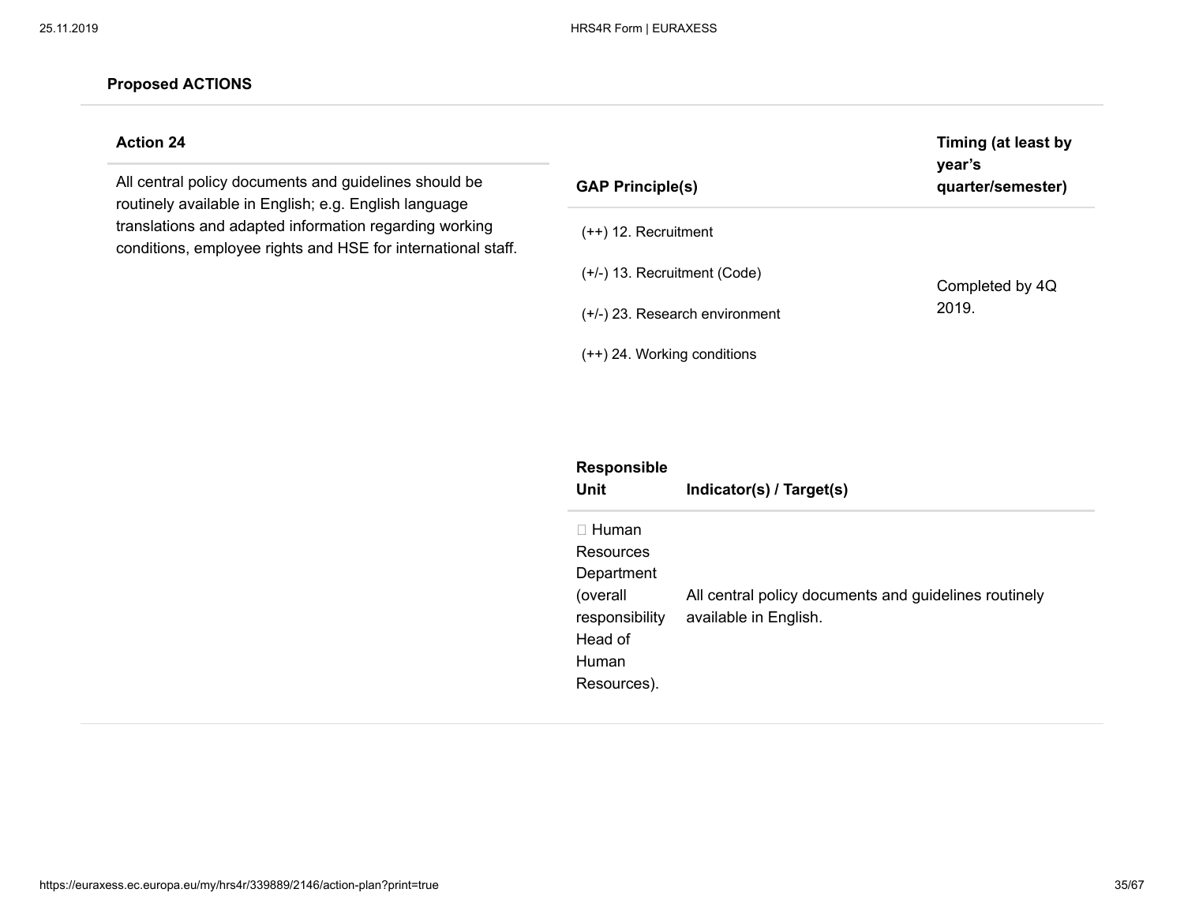**Proposed ACTIONS**

| Action 24 | GAP Principle(s) | Timing (at least by year's quarter/semester) |
|---|---|---|
| All central policy documents and guidelines should be routinely available in English; e.g. English language translations and adapted information regarding working conditions, employee rights and HSE for international staff. | (++) 12. Recruitment<br>(+/-) 13. Recruitment (Code)<br>(+/-) 23. Research environment<br>(++) 24. Working conditions | Completed by 4Q 2019. |

| Responsible Unit | Indicator(s) / Target(s) |
|---|---|
|  Human Resources Department (overall responsibility Head of Human Resources). | All central policy documents and guidelines routinely available in English. |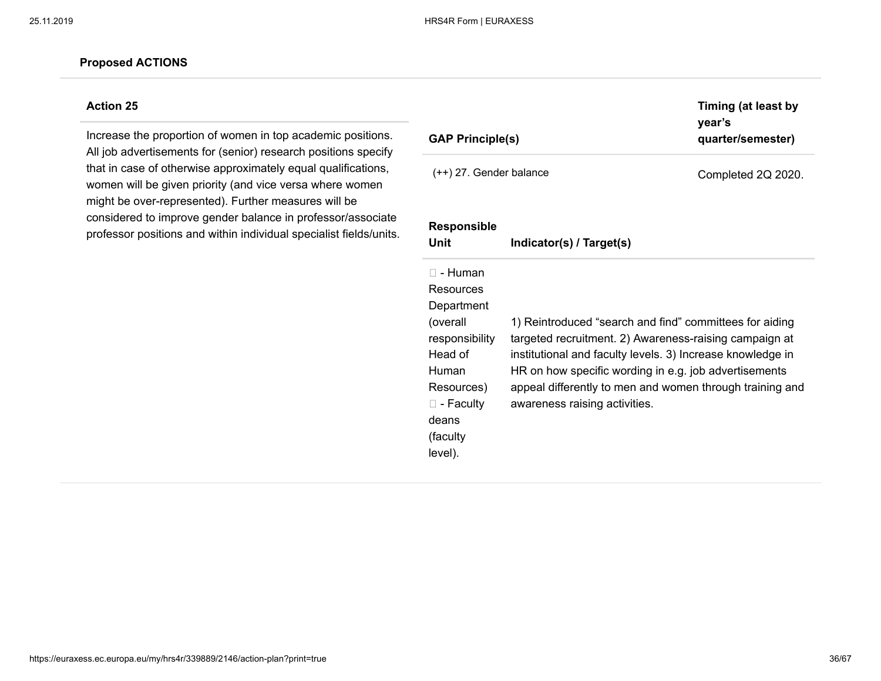**Proposed ACTIONS**

| Action 25 | GAP Principle(s) | Timing (at least by year's quarter/semester) |
|---|---|---|
| Increase the proportion of women in top academic positions. All job advertisements for (senior) research positions specify that in case of otherwise approximately equal qualifications, women will be given priority (and vice versa where women might be over-represented). Further measures will be considered to improve gender balance in professor/associate professor positions and within individual specialist fields/units. | (++) 27. Gender balance | Completed 2Q 2020. |

| Responsible Unit | Indicator(s) / Target(s) |
|---|---|
|  - Human Resources Department (overall responsibility Head of Human Resources)<br> - Faculty deans (faculty level). | 1) Reintroduced "search and find" committees for aiding targeted recruitment. 2) Awareness-raising campaign at institutional and faculty levels. 3) Increase knowledge in HR on how specific wording in e.g. job advertisements appeal differently to men and women through training and awareness raising activities. |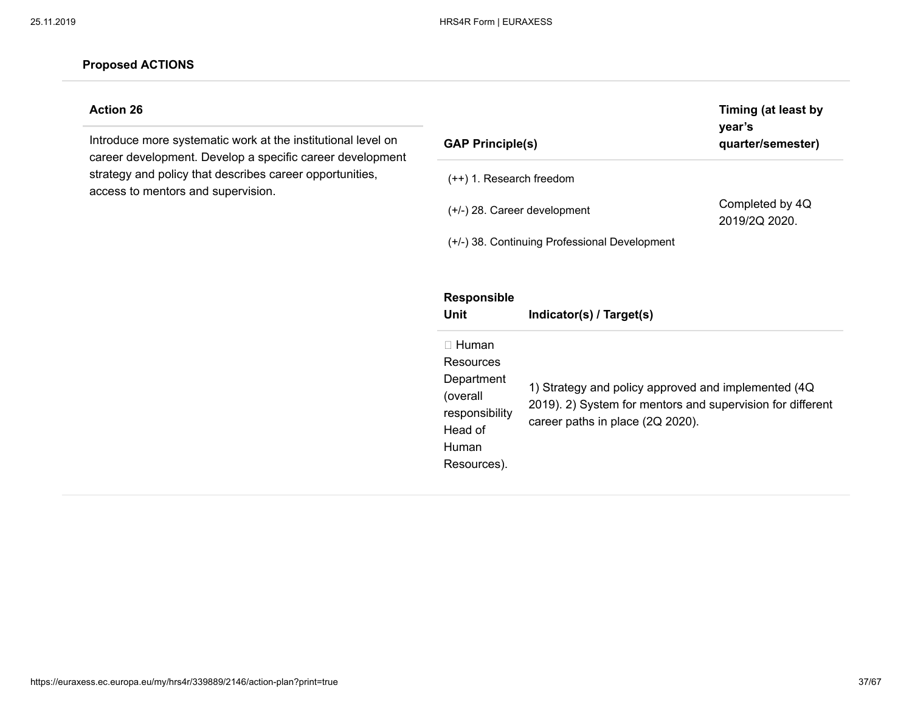**Proposed ACTIONS**

| Action 26 | GAP Principle(s) | Timing (at least by year's quarter/semester) |
|---|---|---|
| Introduce more systematic work at the institutional level on career development. Develop a specific career development strategy and policy that describes career opportunities, access to mentors and supervision. | (++) 1. Research freedom<br><br>(+/-) 28. Career development<br><br>(+/-) 38. Continuing Professional Development | Completed by 4Q 2019/2Q 2020. |

| Responsible Unit | Indicator(s) / Target(s) |
|---|---|
| Human Resources Department (overall responsibility Head of Human Resources). | 1) Strategy and policy approved and implemented (4Q 2019). 2) System for mentors and supervision for different career paths in place (2Q 2020). |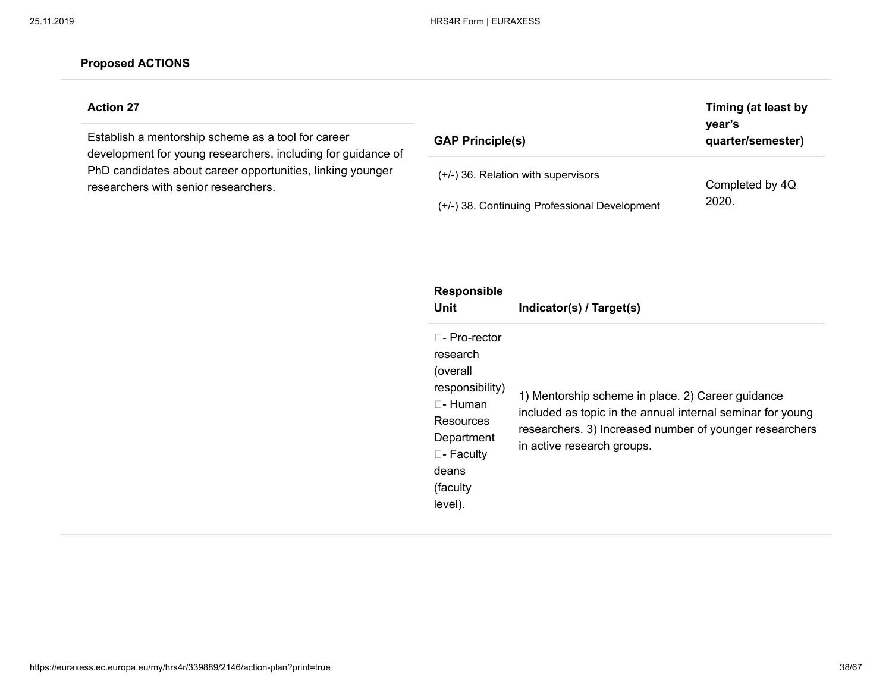**Proposed ACTIONS**

| Action 27 | GAP Principle(s) | Timing (at least by year's quarter/semester) |
| --- | --- | --- |
| Establish a mentorship scheme as a tool for career development for young researchers, including for guidance of PhD candidates about career opportunities, linking younger researchers with senior researchers. | (+/-) 36. Relation with supervisors<br><br>(+/-) 38. Continuing Professional Development | Completed by 4Q 2020. |

| Responsible Unit | Indicator(s) / Target(s) |
| --- | --- |
| - Pro-rector research (overall responsibility)<br>- Human Resources Department<br>- Faculty deans (faculty level). | 1) Mentorship scheme in place. 2) Career guidance included as topic in the annual internal seminar for young researchers. 3) Increased number of younger researchers in active research groups. |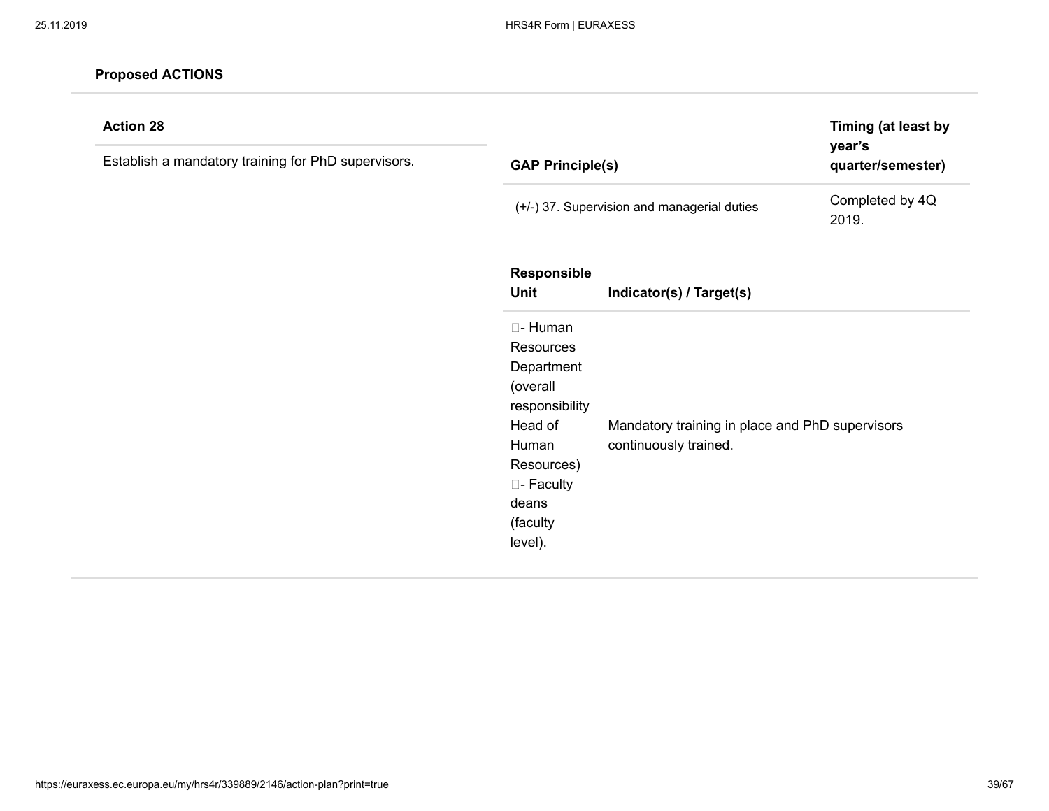**Proposed ACTIONS**

| Action 28 | GAP Principle(s) | Timing (at least by year's quarter/semester) |
|---|---|---|
| Establish a mandatory training for PhD supervisors. | (+/-) 37. Supervision and managerial duties | Completed by 4Q 2019. |

| Responsible Unit | Indicator(s) / Target(s) |
|---|---|
| - Human Resources Department (overall responsibility Head of Human Resources) - Faculty deans (faculty level). | Mandatory training in place and PhD supervisors continuously trained. |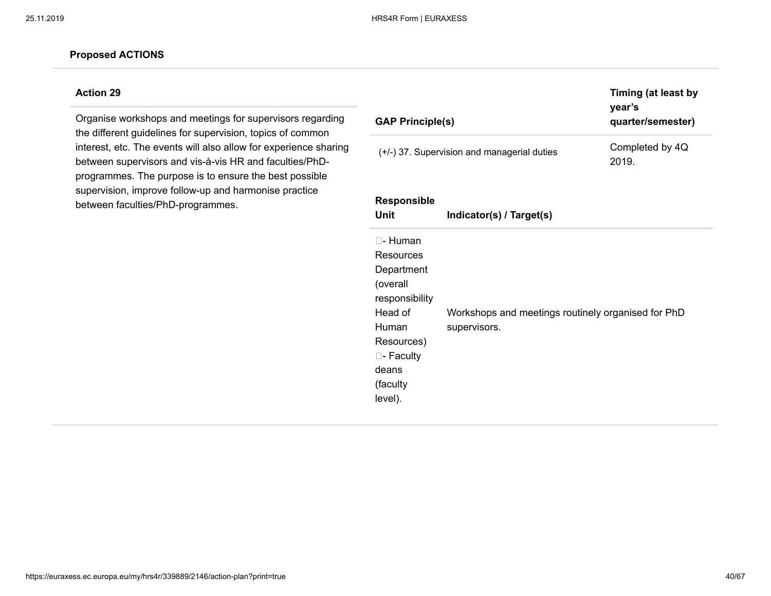**Proposed ACTIONS**

| Action 29 | GAP Principle(s) | Timing (at least by year's quarter/semester) |
|---|---|---|
| Organise workshops and meetings for supervisors regarding the different guidelines for supervision, topics of common interest, etc. The events will also allow for experience sharing between supervisors and vis-à-vis HR and faculties/PhD-programmes. The purpose is to ensure the best possible supervision, improve follow-up and harmonise practice between faculties/PhD-programmes. | (+/-) 37. Supervision and managerial duties | Completed by 4Q 2019. |

| Responsible Unit | Indicator(s) / Target(s) |
|---|---|
| - Human Resources Department (overall responsibility Head of Human Resources) - Faculty deans (faculty level). | Workshops and meetings routinely organised for PhD supervisors. |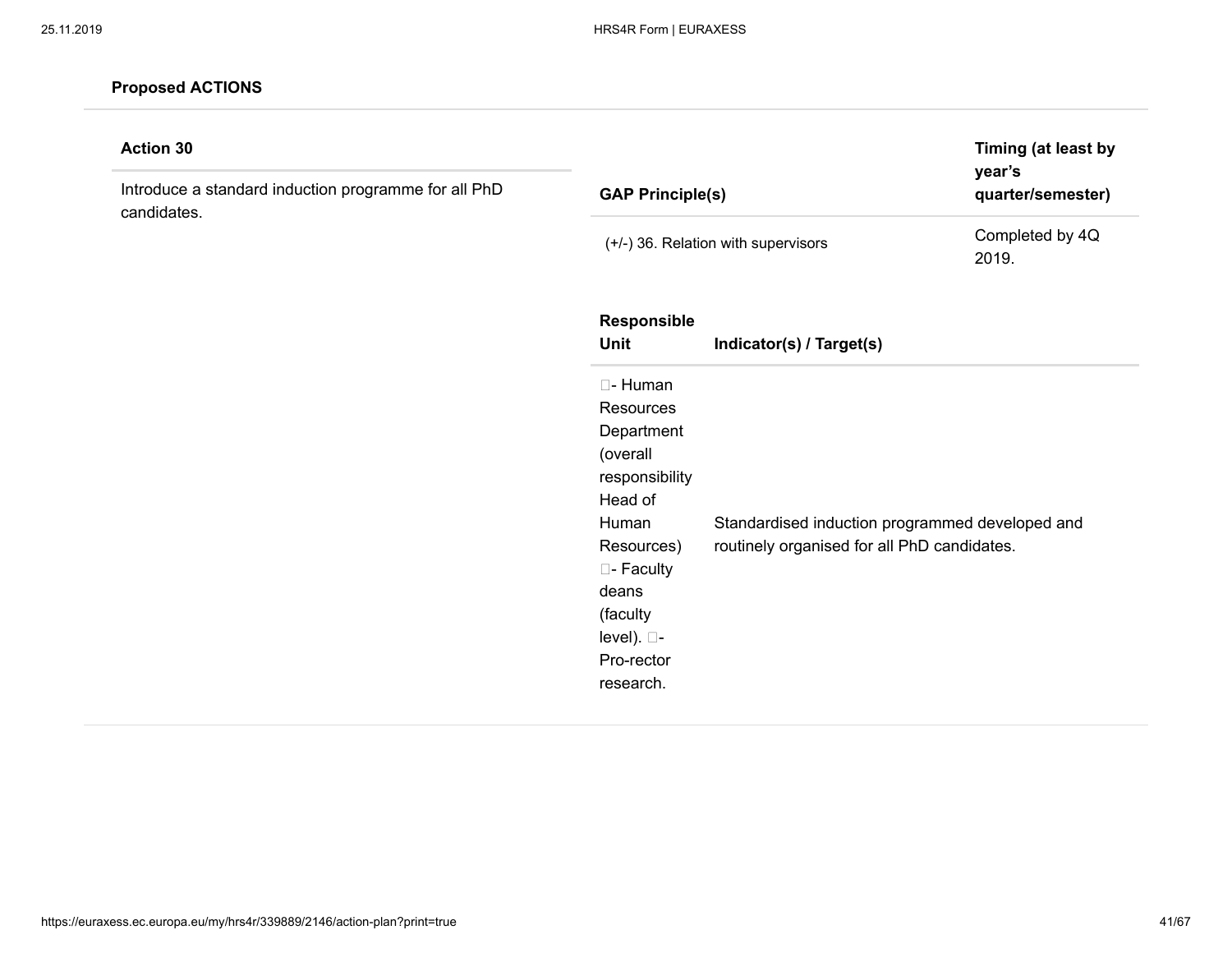**Proposed ACTIONS**

| Action 30 | GAP Principle(s) | Timing (at least by year's quarter/semester) |
|---|---|---|
| Introduce a standard induction programme for all PhD candidates. | (+/-) 36. Relation with supervisors | Completed by 4Q 2019. |

| Responsible Unit | Indicator(s) / Target(s) |
|---|---|
| - Human Resources Department (overall responsibility Head of Human Resources) - Faculty deans (faculty level). - Pro-rector research. | Standardised induction programmed developed and routinely organised for all PhD candidates. |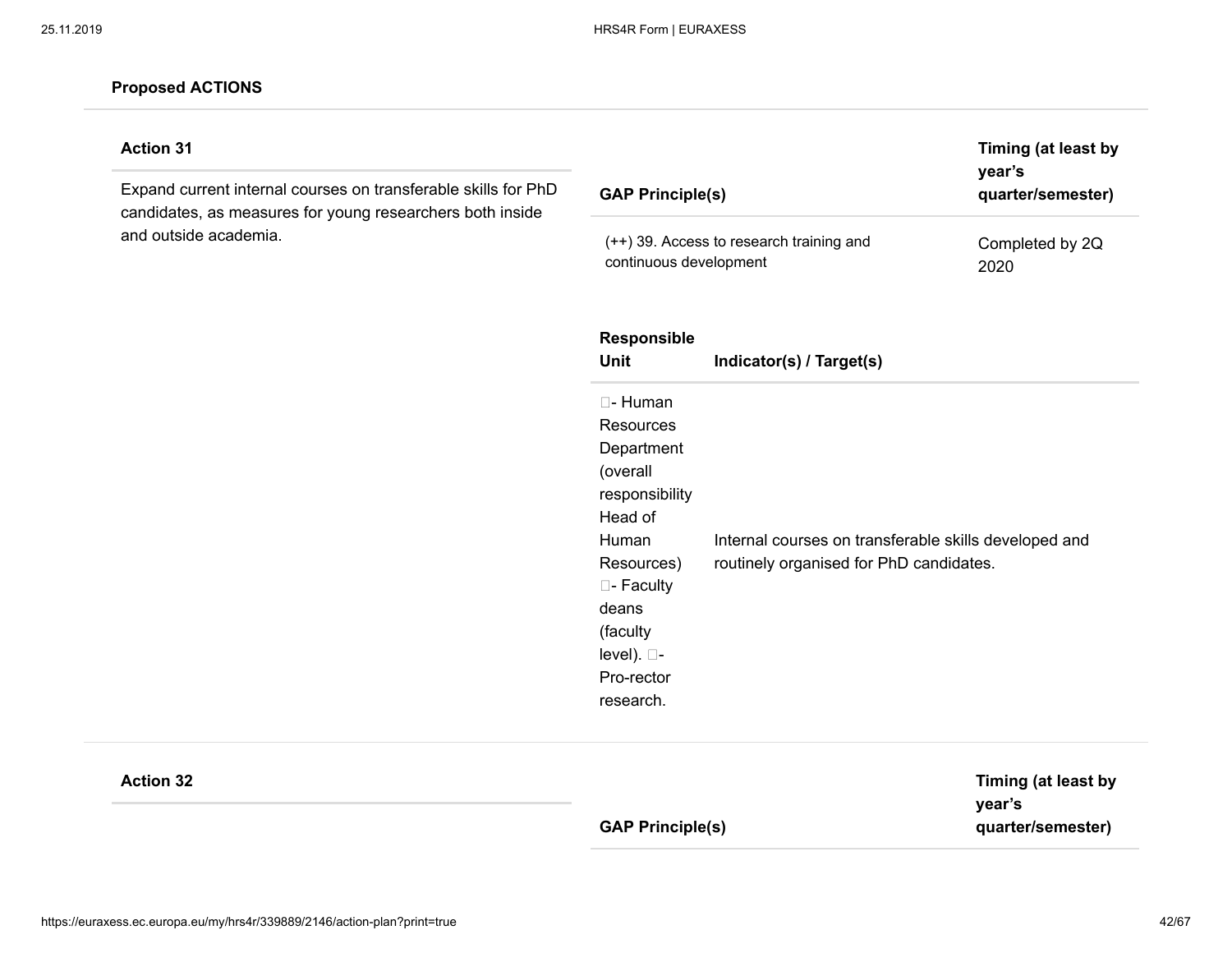**Proposed ACTIONS**

**Action 31**

Expand current internal courses on transferable skills for PhD candidates, as measures for young researchers both inside and outside academia.

| GAP Principle(s) | Timing (at least by year's quarter/semester) |
| --- | --- |
| (++) 39. Access to research training and continuous development | Completed by 2Q 2020 |

| Responsible Unit | Indicator(s) / Target(s) |
| --- | --- |
| - Human Resources Department (overall responsibility Head of Human Resources) - Faculty deans (faculty level). - Pro-rector research. | Internal courses on transferable skills developed and routinely organised for PhD candidates. |

**Action 32**

| GAP Principle(s) | Timing (at least by year's quarter/semester) |
| --- | --- |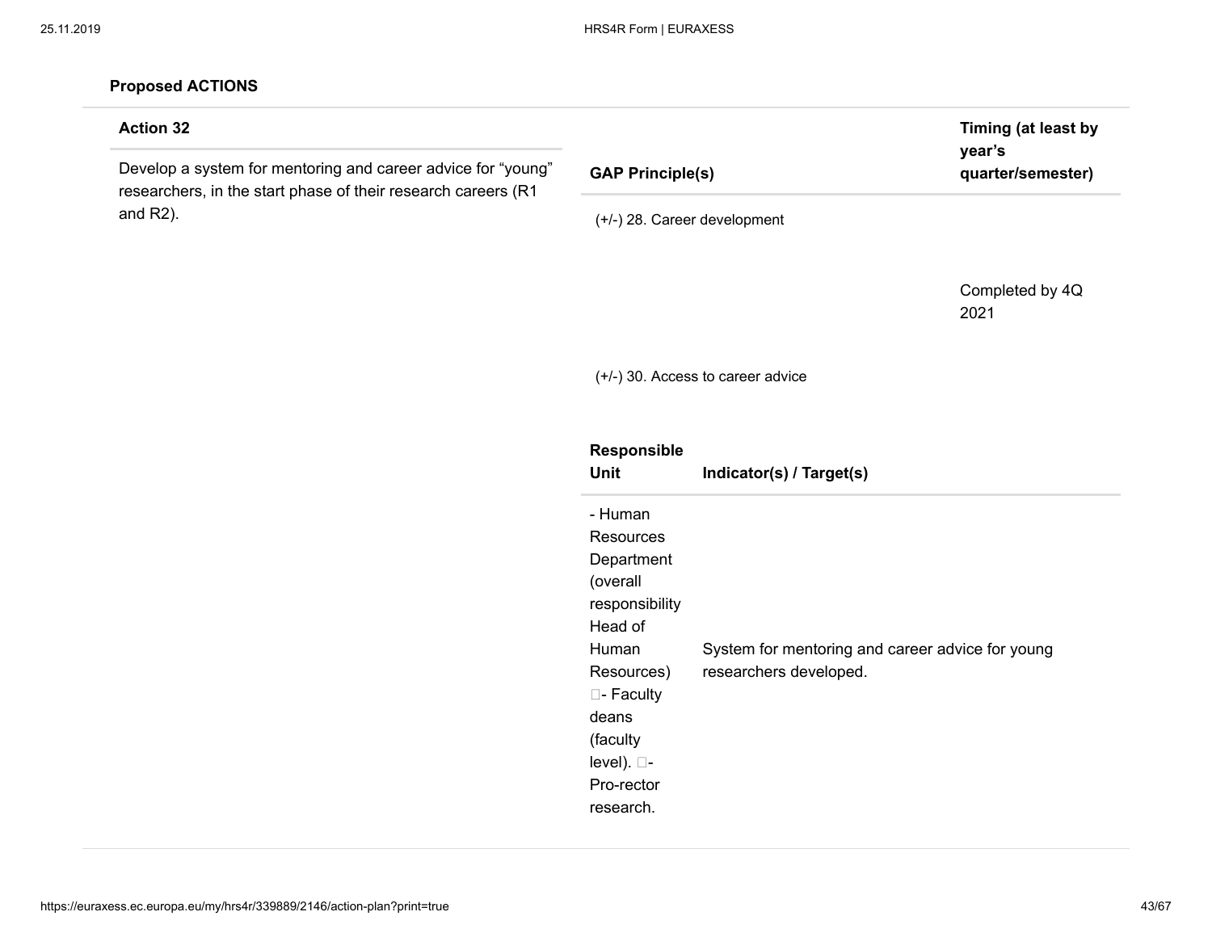**Proposed ACTIONS**

| Action 32 | GAP Principle(s) | Timing (at least by year's quarter/semester) |
| --- | --- | --- |
| Develop a system for mentoring and career advice for "young" researchers, in the start phase of their research careers (R1 and R2). | (+/-) 28. Career development<br>(+/-) 30. Access to career advice | Completed by 4Q 2021 |

| Responsible Unit | Indicator(s) / Target(s) |
| --- | --- |
| - Human Resources Department (overall responsibility Head of Human Resources) - Faculty deans (faculty level). - Pro-rector research. | System for mentoring and career advice for young researchers developed. |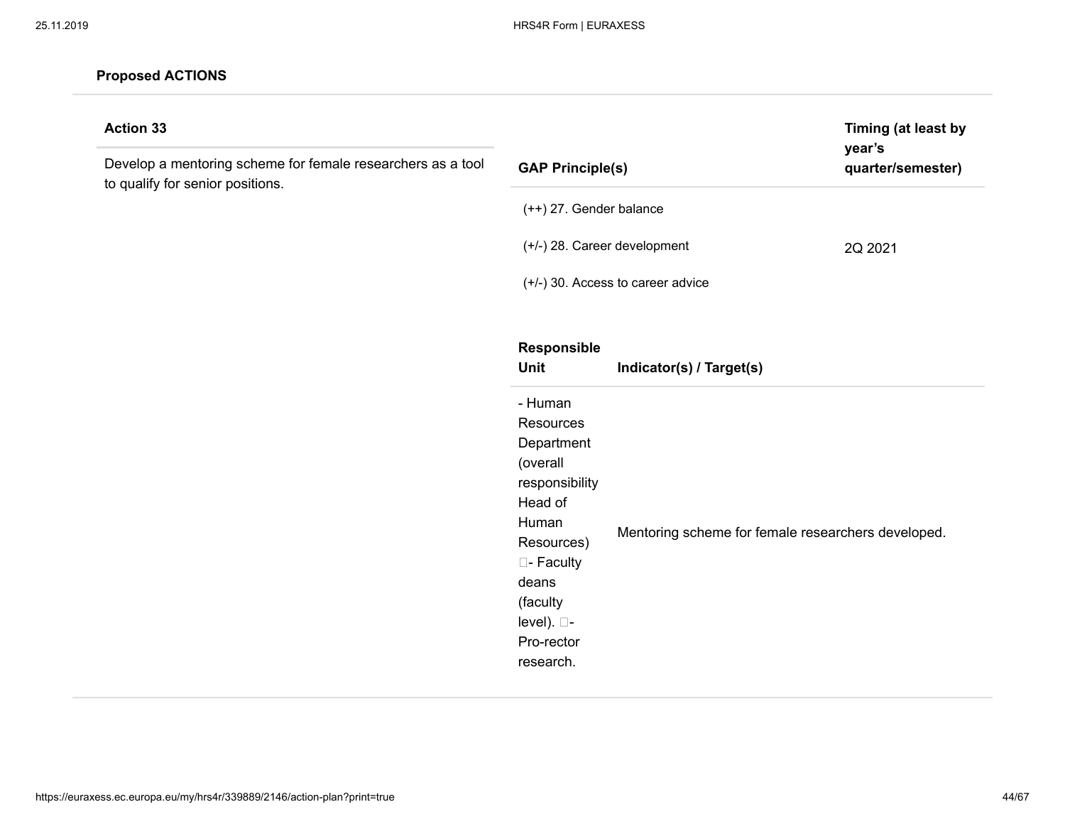**Proposed ACTIONS**

| Action 33 | GAP Principle(s) | Timing (at least by year's quarter/semester) |
|---|---|---|
| Develop a mentoring scheme for female researchers as a tool to qualify for senior positions. | (++) 27. Gender balance<br>(+/-) 28. Career development<br>(+/-) 30. Access to career advice | 2Q 2021 |

| Responsible Unit | Indicator(s) / Target(s) |
|---|---|
| - Human Resources Department (overall responsibility Head of Human Resources) - Faculty deans (faculty level). - Pro-rector research. | Mentoring scheme for female researchers developed. |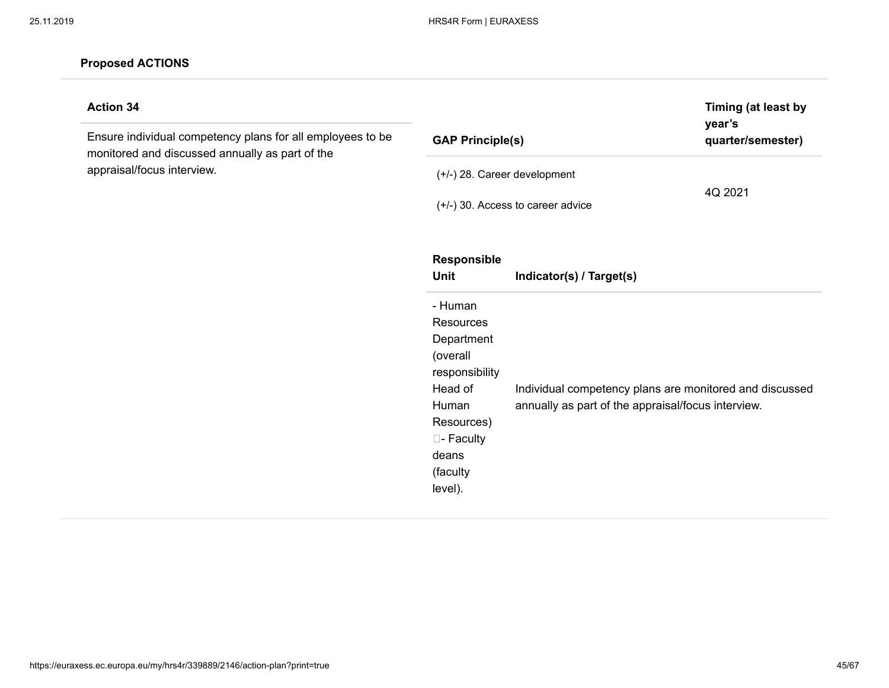**Proposed ACTIONS**

| Action 34 | GAP Principle(s) | Timing (at least by year's quarter/semester) |
|---|---|---|
| Ensure individual competency plans for all employees to be monitored and discussed annually as part of the appraisal/focus interview. | (+/-) 28. Career development<br><br>(+/-) 30. Access to career advice | 4Q 2021 |

| Responsible Unit | Indicator(s) / Target(s) |
|---|---|
| - Human Resources Department (overall responsibility Head of Human Resources) - Faculty deans (faculty level). | Individual competency plans are monitored and discussed annually as part of the appraisal/focus interview. |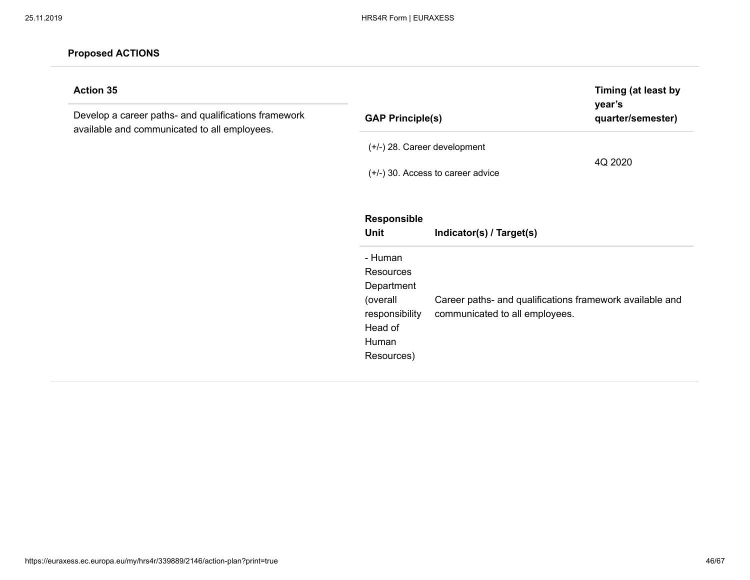**Proposed ACTIONS**

**Action 35**

Develop a career paths- and qualifications framework available and communicated to all employees.

| GAP Principle(s) | Timing (at least by year's quarter/semester) |
|---|---|
| (+/-) 28. Career development<br>(+/-) 30. Access to career advice | 4Q 2020 |

| Responsible Unit | Indicator(s) / Target(s) |
|---|---|
| - Human Resources Department (overall responsibility Head of Human Resources) | Career paths- and qualifications framework available and communicated to all employees. |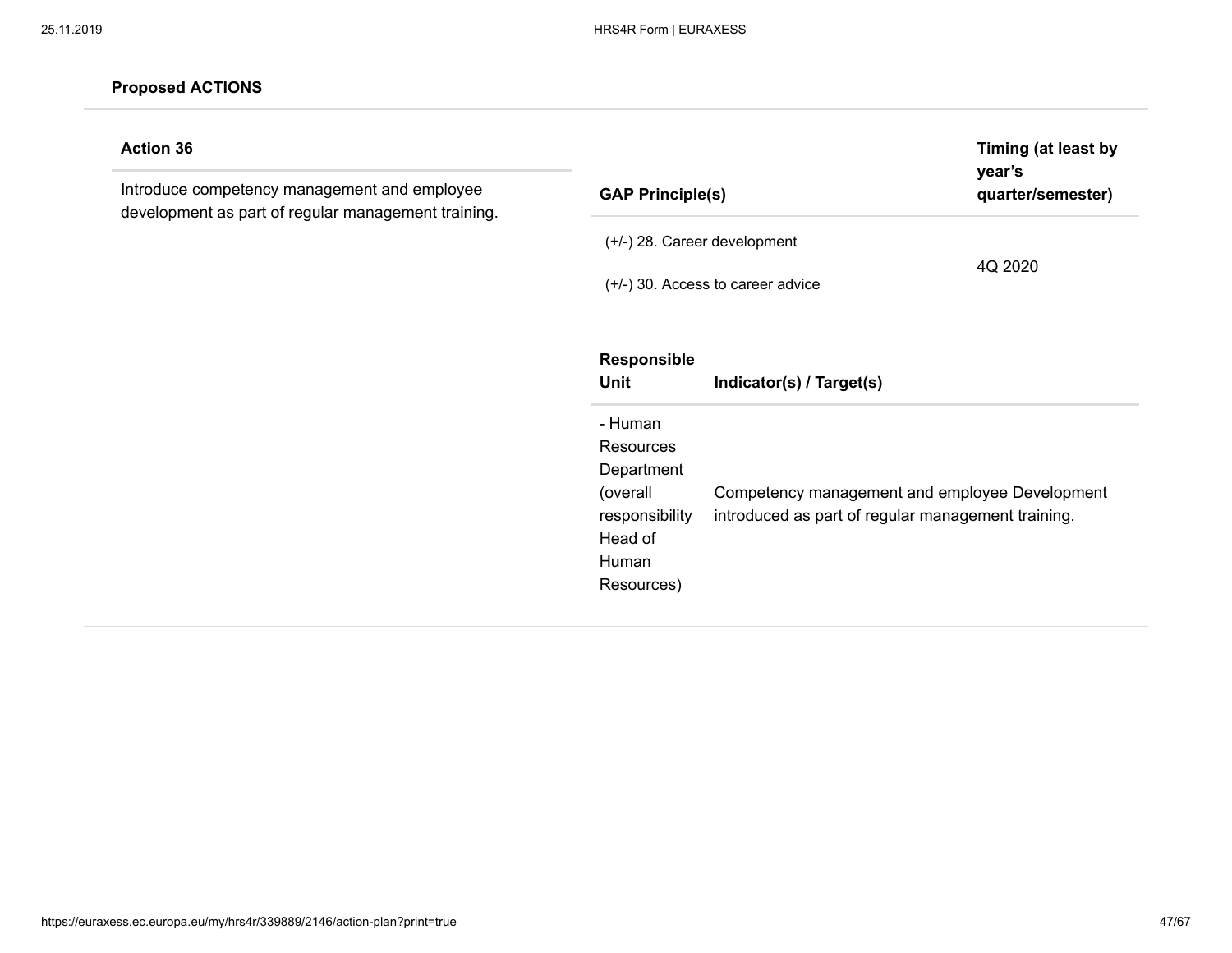**Proposed ACTIONS**

| Action 36 | GAP Principle(s) | Timing (at least by year's quarter/semester) |
| --- | --- | --- |
| Introduce competency management and employee development as part of regular management training. | (+/-) 28. Career development<br><br>(+/-) 30. Access to career advice | 4Q 2020 |

| Responsible Unit | Indicator(s) / Target(s) |
| --- | --- |
| - Human Resources Department (overall responsibility Head of Human Resources) | Competency management and employee Development introduced as part of regular management training. |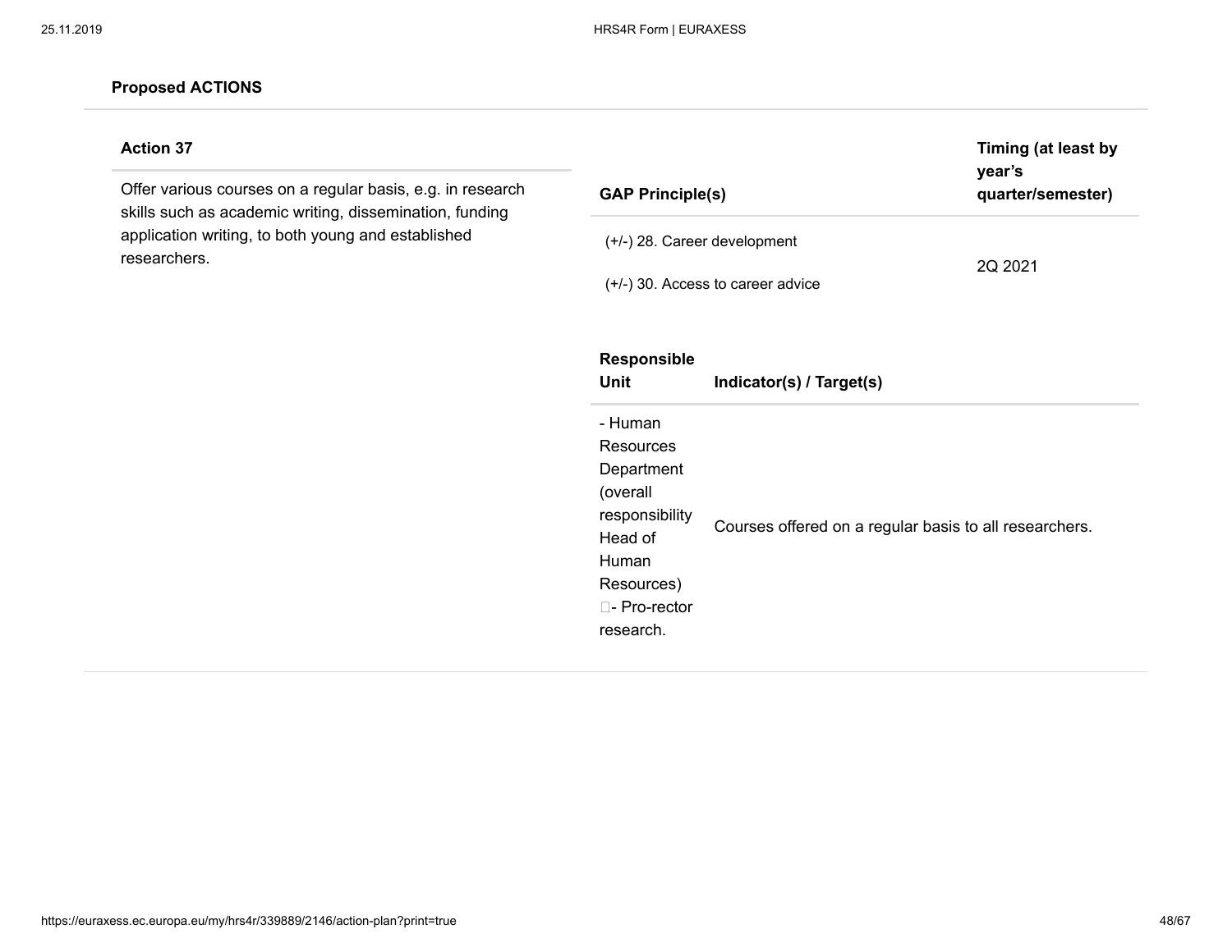**Proposed ACTIONS**

| Action 37 | GAP Principle(s) | Timing (at least by year's quarter/semester) |
|---|---|---|
| Offer various courses on a regular basis, e.g. in research skills such as academic writing, dissemination, funding application writing, to both young and established researchers. | (+/-) 28. Career development<br><br>(+/-) 30. Access to career advice | 2Q 2021 |

| Responsible Unit | Indicator(s) / Target(s) |
|---|---|
| - Human Resources Department (overall responsibility Head of Human Resources)<br>- Pro-rector research. | Courses offered on a regular basis to all researchers. |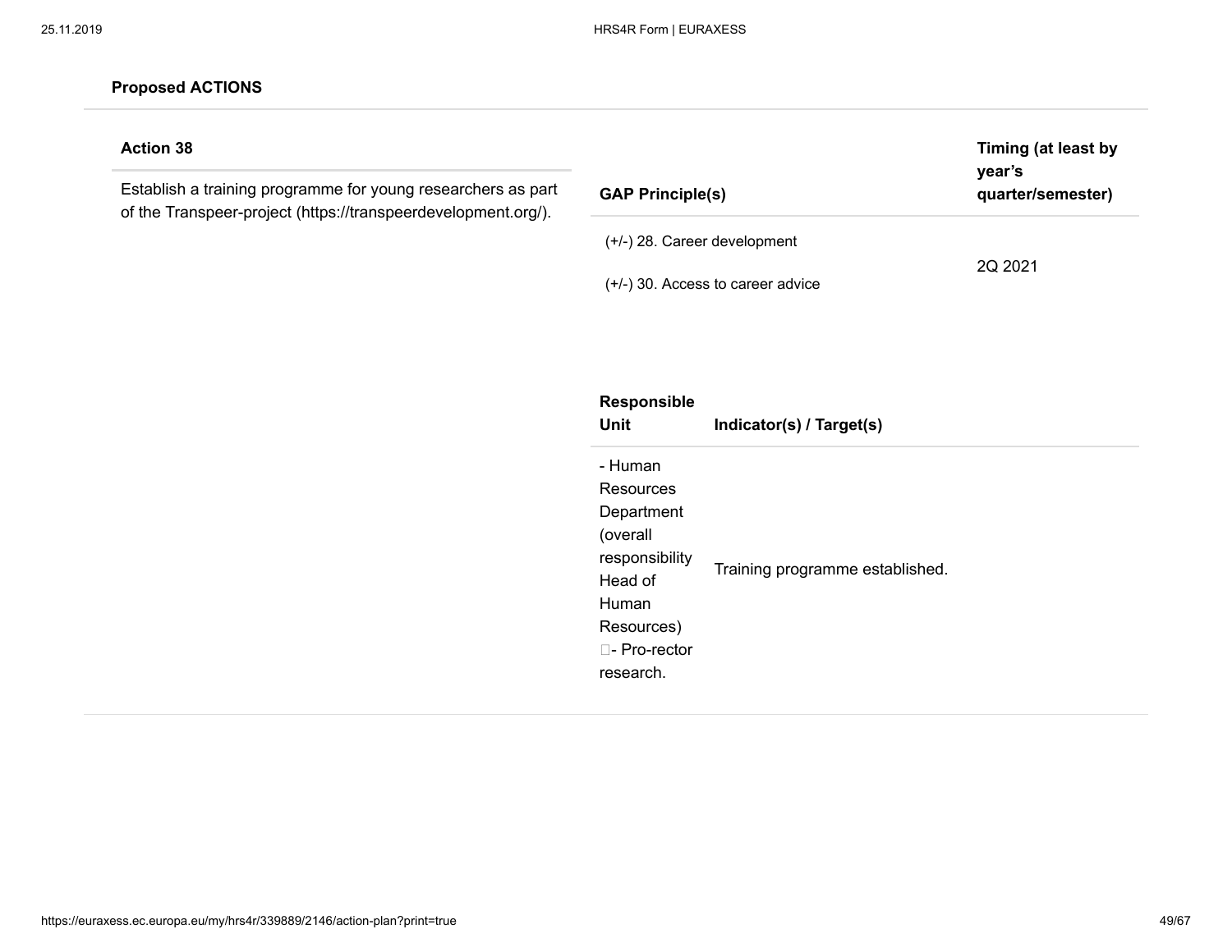**Proposed ACTIONS**

| Action 38 | GAP Principle(s) | Timing (at least by year's quarter/semester) |
| --- | --- | --- |
| Establish a training programme for young researchers as part of the Transpeer-project (https://transpeerdevelopment.org/). | (+/-) 28. Career development<br><br>(+/-) 30. Access to career advice | 2Q 2021 |

| Responsible Unit | Indicator(s) / Target(s) |
| --- | --- |
| - Human Resources Department (overall responsibility Head of Human Resources) - Pro-rector research. | Training programme established. |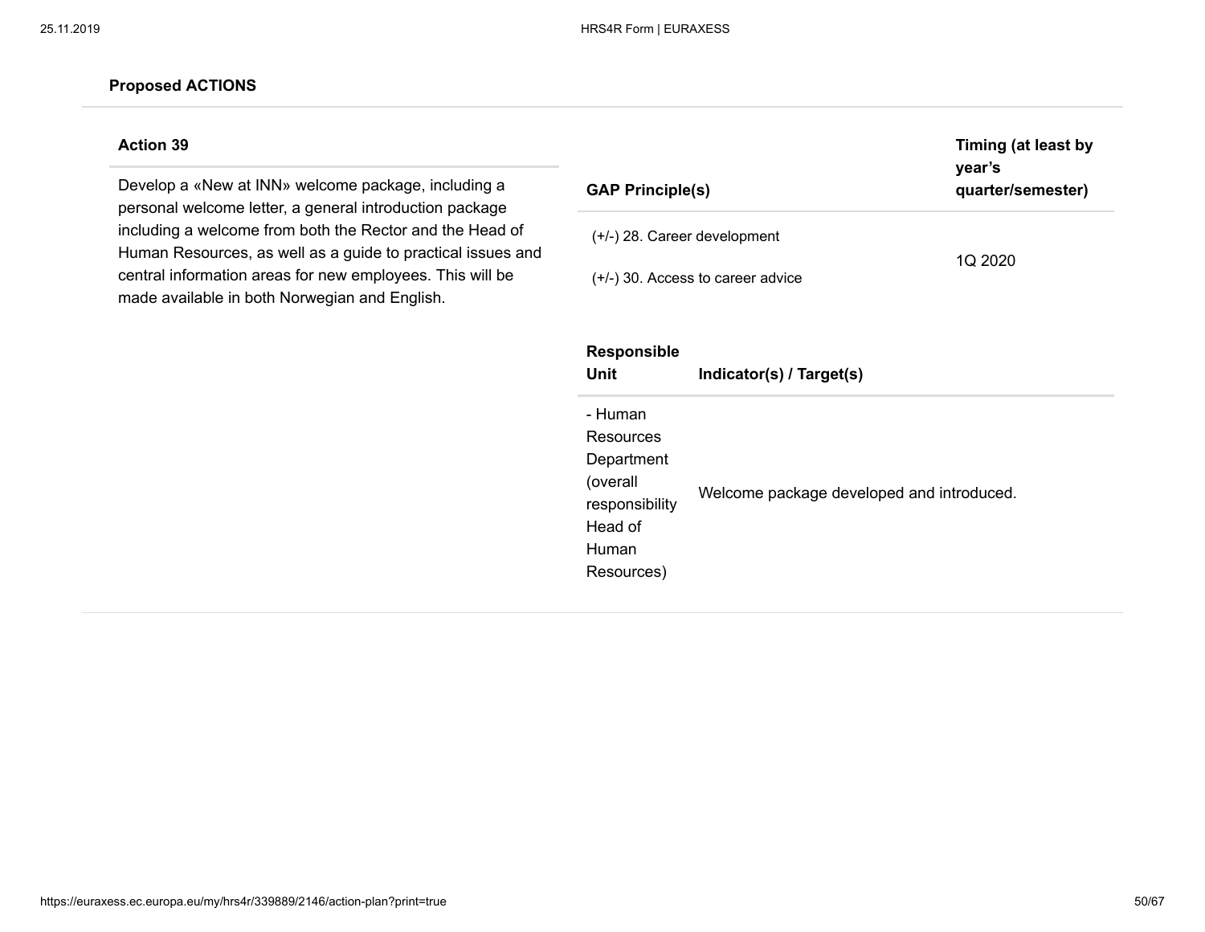**Proposed ACTIONS**

**Action 39**

Develop a «New at INN» welcome package, including a personal welcome letter, a general introduction package including a welcome from both the Rector and the Head of Human Resources, as well as a guide to practical issues and central information areas for new employees. This will be made available in both Norwegian and English.

| GAP Principle(s) | Timing (at least by year's quarter/semester) |
|---|---|
| (+/-) 28. Career development<br>(+/-) 30. Access to career advice | 1Q 2020 |

| Responsible Unit | Indicator(s) / Target(s) |
|---|---|
| - Human Resources Department (overall responsibility Head of Human Resources) | Welcome package developed and introduced. |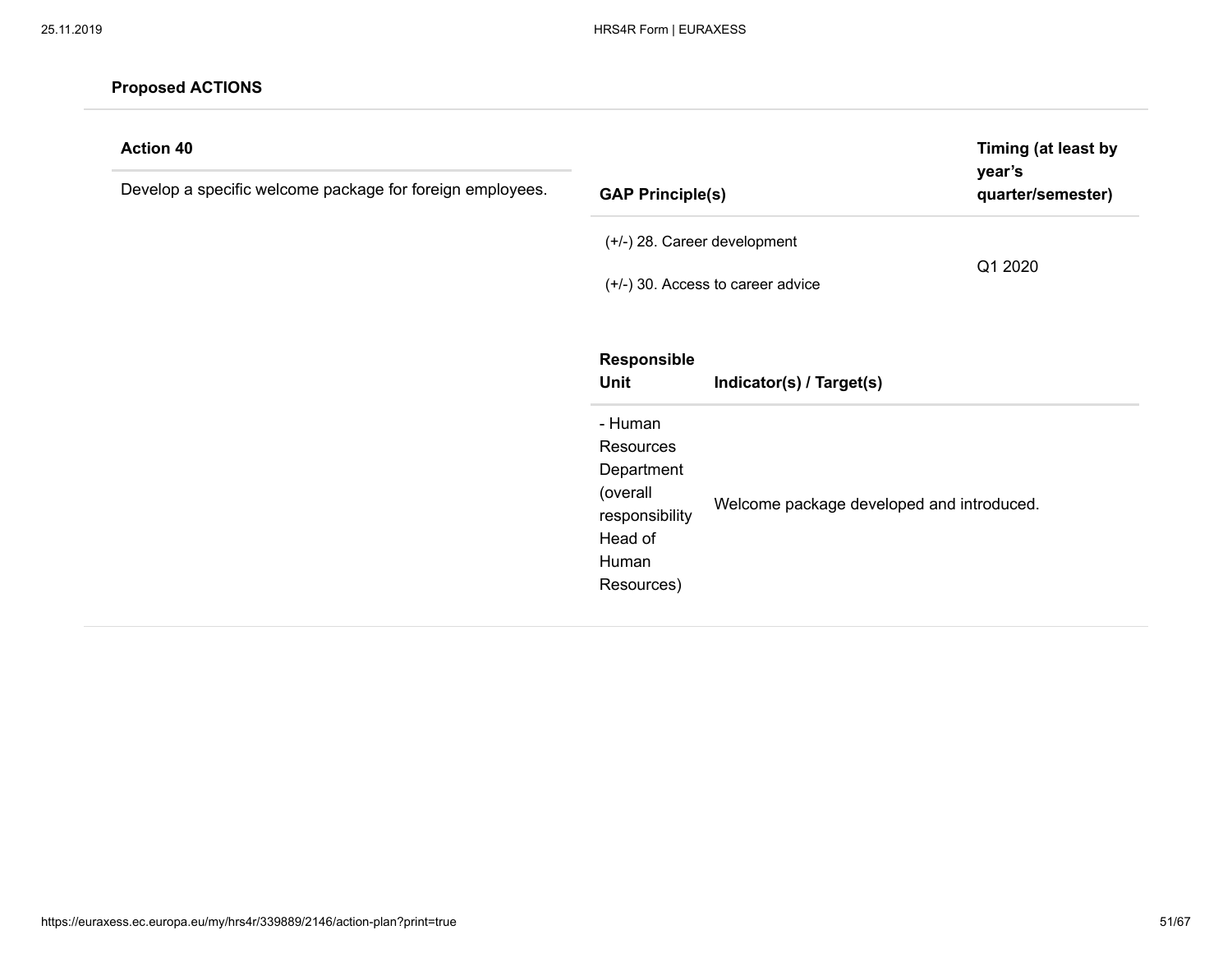**Proposed ACTIONS**

| Action 40 | GAP Principle(s) | Timing (at least by year's quarter/semester) |
| --- | --- | --- |
| Develop a specific welcome package for foreign employees. | (+/-) 28. Career development<br><br>(+/-) 30. Access to career advice | Q1 2020 |

| Responsible Unit | Indicator(s) / Target(s) |
| --- | --- |
| - Human Resources Department (overall responsibility Head of Human Resources) | Welcome package developed and introduced. |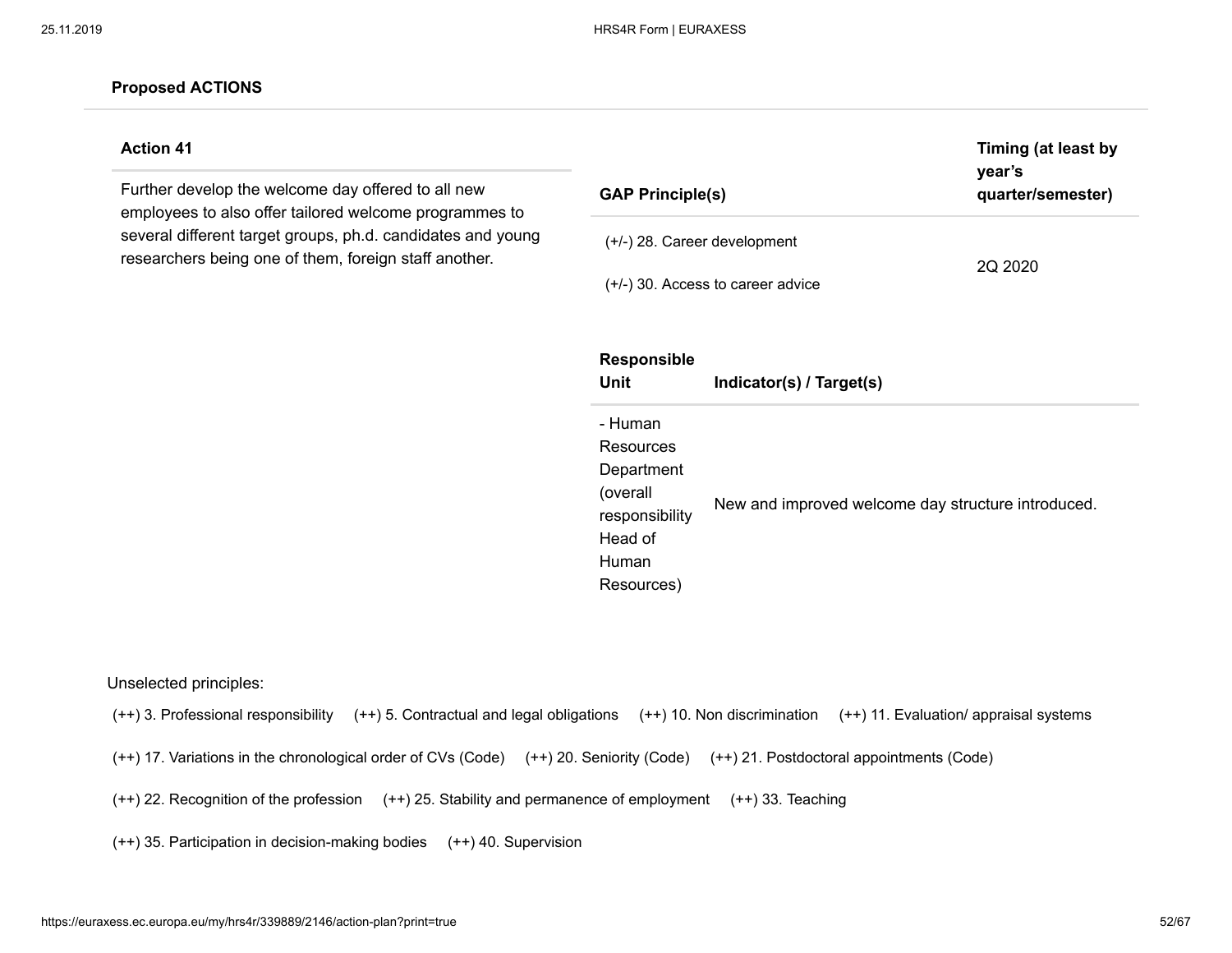### Proposed ACTIONS

| Action 41 | GAP Principle(s) | Timing (at least by year's quarter/semester) |
| --- | --- | --- |
| Further develop the welcome day offered to all new employees to also offer tailored welcome programmes to several different target groups, ph.d. candidates and young researchers being one of them, foreign staff another. | (+/-) 28. Career development<br>(+/-) 30. Access to career advice | 2Q 2020 |

| Responsible Unit | Indicator(s) / Target(s) |
| --- | --- |
| - Human Resources Department (overall responsibility Head of Human Resources) | New and improved welcome day structure introduced. |

Unselected principles:

(++) 3. Professional responsibility (++) 5. Contractual and legal obligations (++) 10. Non discrimination (++) 11. Evaluation/ appraisal systems

(++) 17. Variations in the chronological order of CVs (Code) (++) 20. Seniority (Code) (++) 21. Postdoctoral appointments (Code)

(++) 22. Recognition of the profession (++) 25. Stability and permanence of employment (++) 33. Teaching

(++) 35. Participation in decision-making bodies (++) 40. Supervision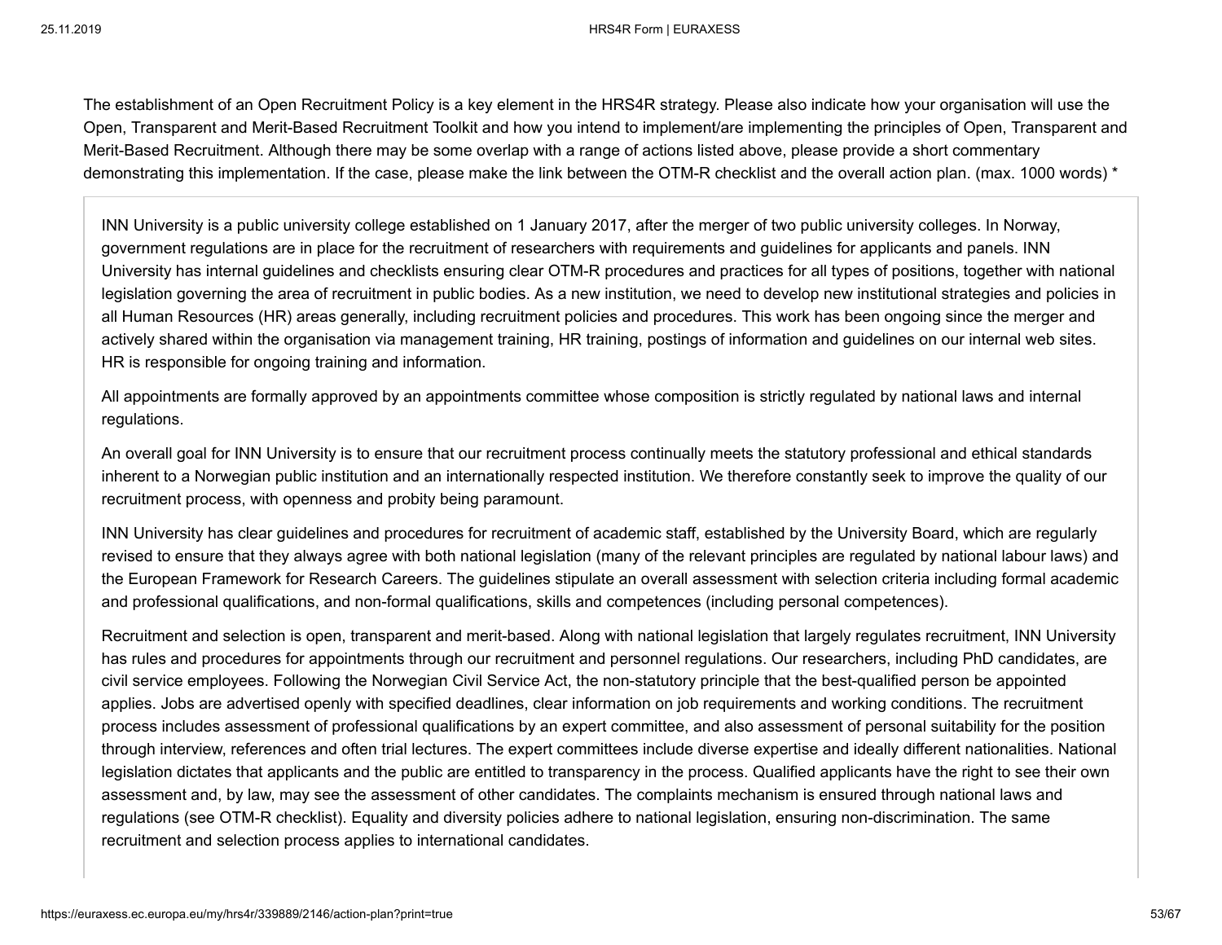The establishment of an Open Recruitment Policy is a key element in the HRS4R strategy. Please also indicate how your organisation will use the Open, Transparent and Merit-Based Recruitment Toolkit and how you intend to implement/are implementing the principles of Open, Transparent and Merit-Based Recruitment. Although there may be some overlap with a range of actions listed above, please provide a short commentary demonstrating this implementation. If the case, please make the link between the OTM-R checklist and the overall action plan. (max. 1000 words) *

INN University is a public university college established on 1 January 2017, after the merger of two public university colleges. In Norway, government regulations are in place for the recruitment of researchers with requirements and guidelines for applicants and panels. INN University has internal guidelines and checklists ensuring clear OTM-R procedures and practices for all types of positions, together with national legislation governing the area of recruitment in public bodies. As a new institution, we need to develop new institutional strategies and policies in all Human Resources (HR) areas generally, including recruitment policies and procedures. This work has been ongoing since the merger and actively shared within the organisation via management training, HR training, postings of information and guidelines on our internal web sites. HR is responsible for ongoing training and information.

All appointments are formally approved by an appointments committee whose composition is strictly regulated by national laws and internal regulations.

An overall goal for INN University is to ensure that our recruitment process continually meets the statutory professional and ethical standards inherent to a Norwegian public institution and an internationally respected institution. We therefore constantly seek to improve the quality of our recruitment process, with openness and probity being paramount.

INN University has clear guidelines and procedures for recruitment of academic staff, established by the University Board, which are regularly revised to ensure that they always agree with both national legislation (many of the relevant principles are regulated by national labour laws) and the European Framework for Research Careers. The guidelines stipulate an overall assessment with selection criteria including formal academic and professional qualifications, and non-formal qualifications, skills and competences (including personal competences).

Recruitment and selection is open, transparent and merit-based. Along with national legislation that largely regulates recruitment, INN University has rules and procedures for appointments through our recruitment and personnel regulations. Our researchers, including PhD candidates, are civil service employees. Following the Norwegian Civil Service Act, the non-statutory principle that the best-qualified person be appointed applies. Jobs are advertised openly with specified deadlines, clear information on job requirements and working conditions. The recruitment process includes assessment of professional qualifications by an expert committee, and also assessment of personal suitability for the position through interview, references and often trial lectures. The expert committees include diverse expertise and ideally different nationalities. National legislation dictates that applicants and the public are entitled to transparency in the process. Qualified applicants have the right to see their own assessment and, by law, may see the assessment of other candidates. The complaints mechanism is ensured through national laws and regulations (see OTM-R checklist). Equality and diversity policies adhere to national legislation, ensuring non-discrimination. The same recruitment and selection process applies to international candidates.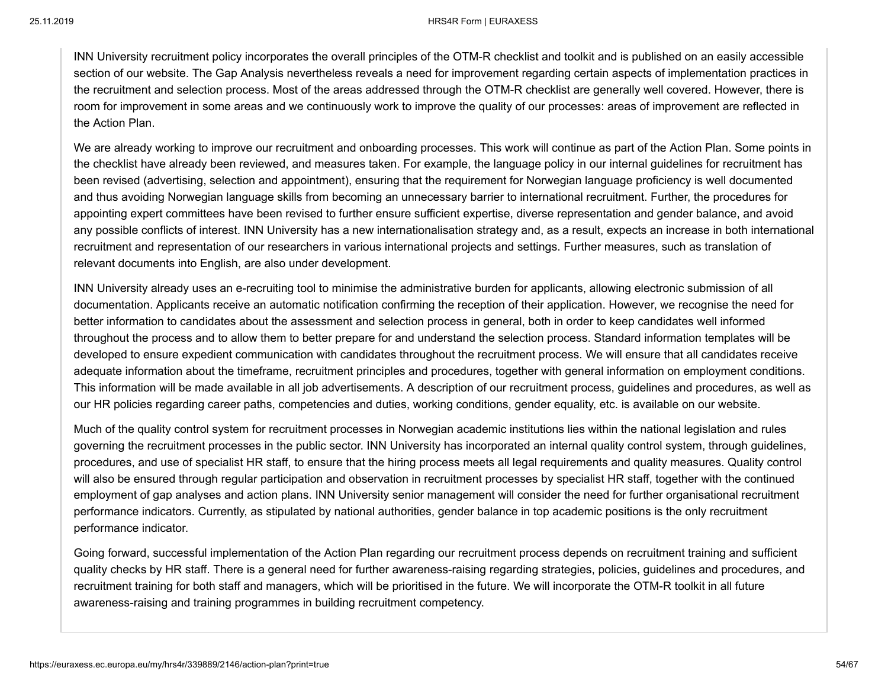INN University recruitment policy incorporates the overall principles of the OTM-R checklist and toolkit and is published on an easily accessible section of our website. The Gap Analysis nevertheless reveals a need for improvement regarding certain aspects of implementation practices in the recruitment and selection process. Most of the areas addressed through the OTM-R checklist are generally well covered. However, there is room for improvement in some areas and we continuously work to improve the quality of our processes: areas of improvement are reflected in the Action Plan.

We are already working to improve our recruitment and onboarding processes. This work will continue as part of the Action Plan. Some points in the checklist have already been reviewed, and measures taken. For example, the language policy in our internal guidelines for recruitment has been revised (advertising, selection and appointment), ensuring that the requirement for Norwegian language proficiency is well documented and thus avoiding Norwegian language skills from becoming an unnecessary barrier to international recruitment. Further, the procedures for appointing expert committees have been revised to further ensure sufficient expertise, diverse representation and gender balance, and avoid any possible conflicts of interest. INN University has a new internationalisation strategy and, as a result, expects an increase in both international recruitment and representation of our researchers in various international projects and settings. Further measures, such as translation of relevant documents into English, are also under development.

INN University already uses an e-recruiting tool to minimise the administrative burden for applicants, allowing electronic submission of all documentation. Applicants receive an automatic notification confirming the reception of their application. However, we recognise the need for better information to candidates about the assessment and selection process in general, both in order to keep candidates well informed throughout the process and to allow them to better prepare for and understand the selection process. Standard information templates will be developed to ensure expedient communication with candidates throughout the recruitment process. We will ensure that all candidates receive adequate information about the timeframe, recruitment principles and procedures, together with general information on employment conditions. This information will be made available in all job advertisements. A description of our recruitment process, guidelines and procedures, as well as our HR policies regarding career paths, competencies and duties, working conditions, gender equality, etc. is available on our website.

Much of the quality control system for recruitment processes in Norwegian academic institutions lies within the national legislation and rules governing the recruitment processes in the public sector. INN University has incorporated an internal quality control system, through guidelines, procedures, and use of specialist HR staff, to ensure that the hiring process meets all legal requirements and quality measures. Quality control will also be ensured through regular participation and observation in recruitment processes by specialist HR staff, together with the continued employment of gap analyses and action plans. INN University senior management will consider the need for further organisational recruitment performance indicators. Currently, as stipulated by national authorities, gender balance in top academic positions is the only recruitment performance indicator.

Going forward, successful implementation of the Action Plan regarding our recruitment process depends on recruitment training and sufficient quality checks by HR staff. There is a general need for further awareness-raising regarding strategies, policies, guidelines and procedures, and recruitment training for both staff and managers, which will be prioritised in the future. We will incorporate the OTM-R toolkit in all future awareness-raising and training programmes in building recruitment competency.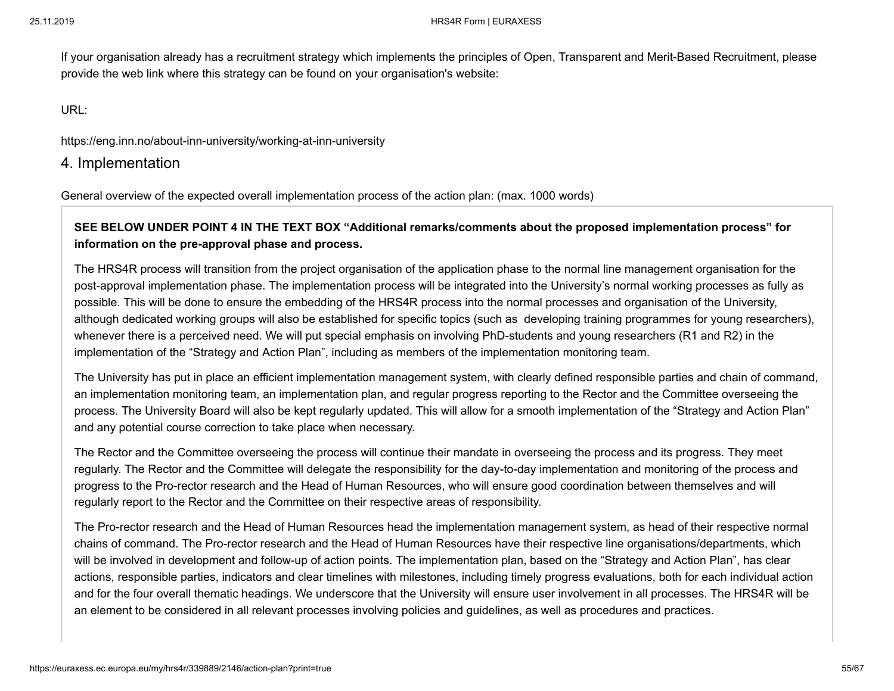If your organisation already has a recruitment strategy which implements the principles of Open, Transparent and Merit-Based Recruitment, please provide the web link where this strategy can be found on your organisation's website:

URL:

https://eng.inn.no/about-inn-university/working-at-inn-university

## 4. Implementation

General overview of the expected overall implementation process of the action plan: (max. 1000 words)

**SEE BELOW UNDER POINT 4 IN THE TEXT BOX "Additional remarks/comments about the proposed implementation process" for information on the pre-approval phase and process.**

The HRS4R process will transition from the project organisation of the application phase to the normal line management organisation for the post-approval implementation phase. The implementation process will be integrated into the University's normal working processes as fully as possible. This will be done to ensure the embedding of the HRS4R process into the normal processes and organisation of the University, although dedicated working groups will also be established for specific topics (such as developing training programmes for young researchers), whenever there is a perceived need. We will put special emphasis on involving PhD-students and young researchers (R1 and R2) in the implementation of the "Strategy and Action Plan", including as members of the implementation monitoring team.

The University has put in place an efficient implementation management system, with clearly defined responsible parties and chain of command, an implementation monitoring team, an implementation plan, and regular progress reporting to the Rector and the Committee overseeing the process. The University Board will also be kept regularly updated. This will allow for a smooth implementation of the "Strategy and Action Plan" and any potential course correction to take place when necessary.

The Rector and the Committee overseeing the process will continue their mandate in overseeing the process and its progress. They meet regularly. The Rector and the Committee will delegate the responsibility for the day-to-day implementation and monitoring of the process and progress to the Pro-rector research and the Head of Human Resources, who will ensure good coordination between themselves and will regularly report to the Rector and the Committee on their respective areas of responsibility.

The Pro-rector research and the Head of Human Resources head the implementation management system, as head of their respective normal chains of command. The Pro-rector research and the Head of Human Resources have their respective line organisations/departments, which will be involved in development and follow-up of action points. The implementation plan, based on the "Strategy and Action Plan", has clear actions, responsible parties, indicators and clear timelines with milestones, including timely progress evaluations, both for each individual action and for the four overall thematic headings. We underscore that the University will ensure user involvement in all processes. The HRS4R will be an element to be considered in all relevant processes involving policies and guidelines, as well as procedures and practices.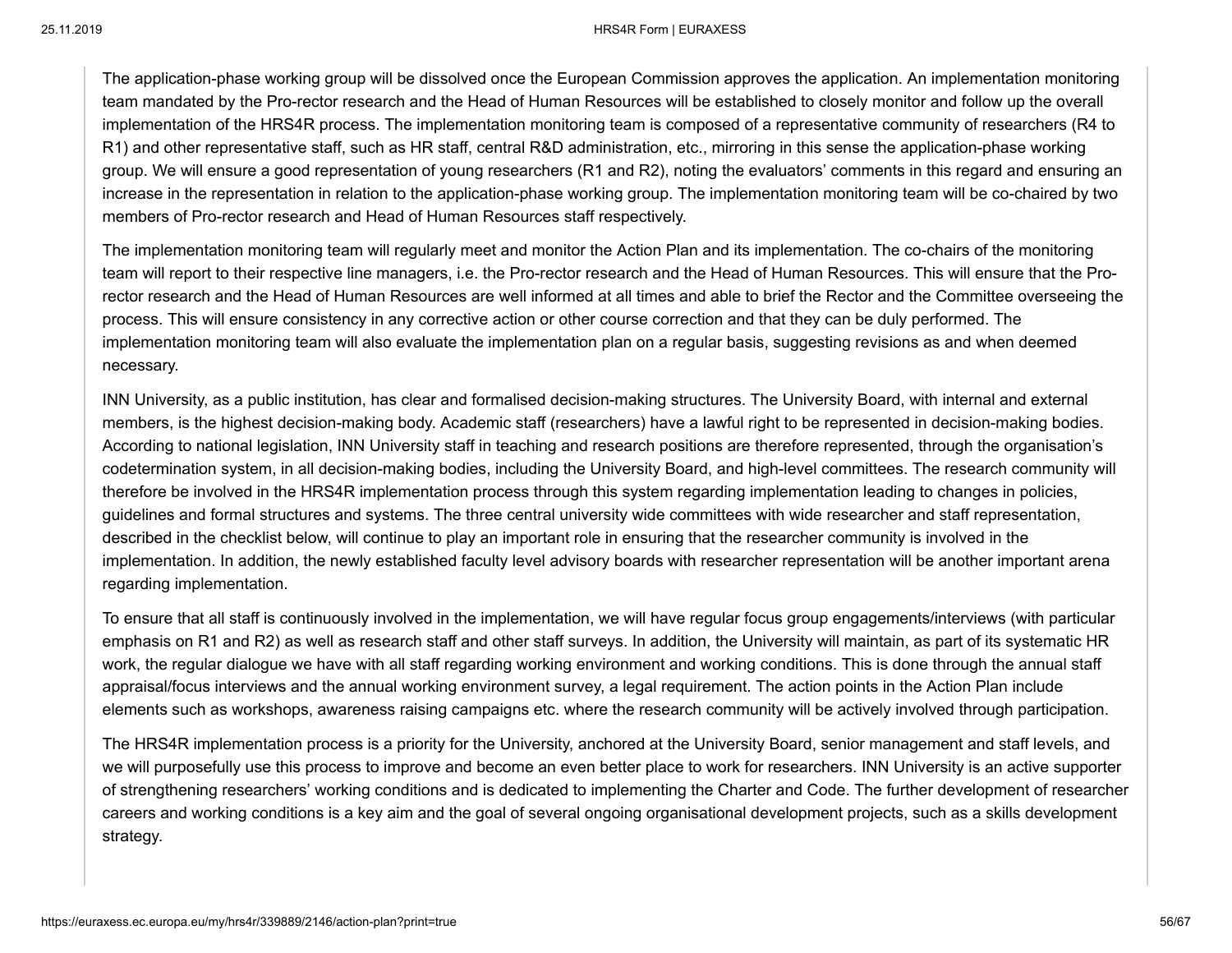The application-phase working group will be dissolved once the European Commission approves the application. An implementation monitoring team mandated by the Pro-rector research and the Head of Human Resources will be established to closely monitor and follow up the overall implementation of the HRS4R process. The implementation monitoring team is composed of a representative community of researchers (R4 to R1) and other representative staff, such as HR staff, central R&D administration, etc., mirroring in this sense the application-phase working group. We will ensure a good representation of young researchers (R1 and R2), noting the evaluators' comments in this regard and ensuring an increase in the representation in relation to the application-phase working group. The implementation monitoring team will be co-chaired by two members of Pro-rector research and Head of Human Resources staff respectively.

The implementation monitoring team will regularly meet and monitor the Action Plan and its implementation. The co-chairs of the monitoring team will report to their respective line managers, i.e. the Pro-rector research and the Head of Human Resources. This will ensure that the Pro-rector research and the Head of Human Resources are well informed at all times and able to brief the Rector and the Committee overseeing the process. This will ensure consistency in any corrective action or other course correction and that they can be duly performed. The implementation monitoring team will also evaluate the implementation plan on a regular basis, suggesting revisions as and when deemed necessary.

INN University, as a public institution, has clear and formalised decision-making structures. The University Board, with internal and external members, is the highest decision-making body. Academic staff (researchers) have a lawful right to be represented in decision-making bodies. According to national legislation, INN University staff in teaching and research positions are therefore represented, through the organisation's codetermination system, in all decision-making bodies, including the University Board, and high-level committees. The research community will therefore be involved in the HRS4R implementation process through this system regarding implementation leading to changes in policies, guidelines and formal structures and systems. The three central university wide committees with wide researcher and staff representation, described in the checklist below, will continue to play an important role in ensuring that the researcher community is involved in the implementation. In addition, the newly established faculty level advisory boards with researcher representation will be another important arena regarding implementation.

To ensure that all staff is continuously involved in the implementation, we will have regular focus group engagements/interviews (with particular emphasis on R1 and R2) as well as research staff and other staff surveys. In addition, the University will maintain, as part of its systematic HR work, the regular dialogue we have with all staff regarding working environment and working conditions. This is done through the annual staff appraisal/focus interviews and the annual working environment survey, a legal requirement. The action points in the Action Plan include elements such as workshops, awareness raising campaigns etc. where the research community will be actively involved through participation.

The HRS4R implementation process is a priority for the University, anchored at the University Board, senior management and staff levels, and we will purposefully use this process to improve and become an even better place to work for researchers. INN University is an active supporter of strengthening researchers' working conditions and is dedicated to implementing the Charter and Code. The further development of researcher careers and working conditions is a key aim and the goal of several ongoing organisational development projects, such as a skills development strategy.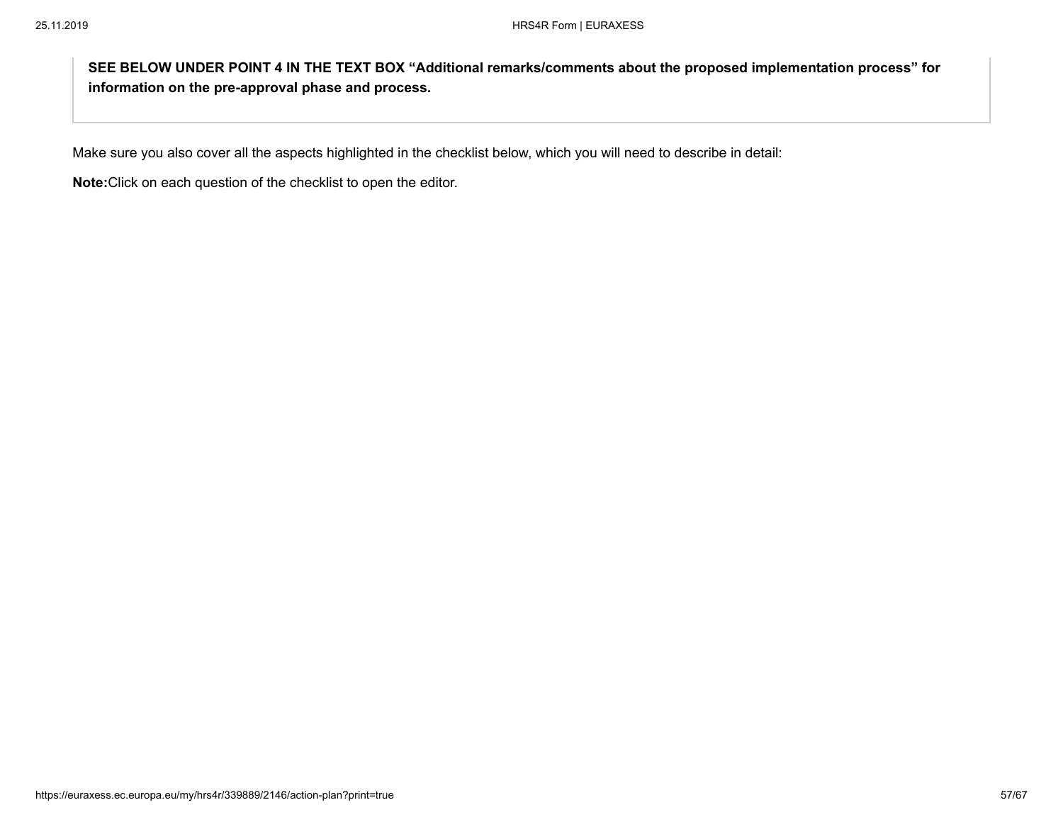**SEE BELOW UNDER POINT 4 IN THE TEXT BOX "Additional remarks/comments about the proposed implementation process" for information on the pre-approval phase and process.**

Make sure you also cover all the aspects highlighted in the checklist below, which you will need to describe in detail:

**Note:** Click on each question of the checklist to open the editor.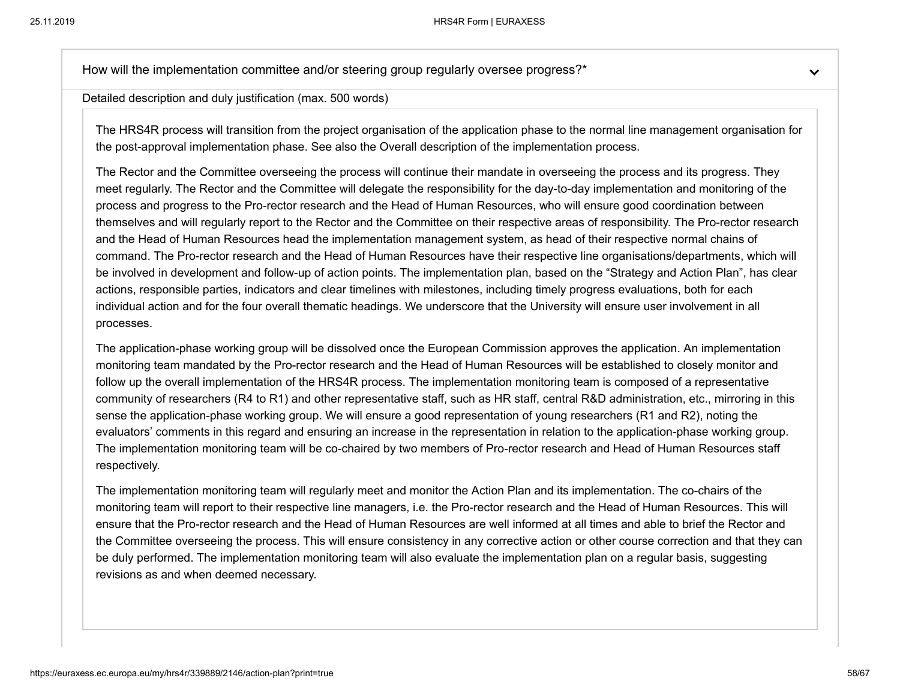How will the implementation committee and/or steering group regularly oversee progress?*

Detailed description and duly justification (max. 500 words)

The HRS4R process will transition from the project organisation of the application phase to the normal line management organisation for the post-approval implementation phase. See also the Overall description of the implementation process.

The Rector and the Committee overseeing the process will continue their mandate in overseeing the process and its progress. They meet regularly. The Rector and the Committee will delegate the responsibility for the day-to-day implementation and monitoring of the process and progress to the Pro-rector research and the Head of Human Resources, who will ensure good coordination between themselves and will regularly report to the Rector and the Committee on their respective areas of responsibility. The Pro-rector research and the Head of Human Resources head the implementation management system, as head of their respective normal chains of command. The Pro-rector research and the Head of Human Resources have their respective line organisations/departments, which will be involved in development and follow-up of action points. The implementation plan, based on the "Strategy and Action Plan", has clear actions, responsible parties, indicators and clear timelines with milestones, including timely progress evaluations, both for each individual action and for the four overall thematic headings. We underscore that the University will ensure user involvement in all processes.

The application-phase working group will be dissolved once the European Commission approves the application. An implementation monitoring team mandated by the Pro-rector research and the Head of Human Resources will be established to closely monitor and follow up the overall implementation of the HRS4R process. The implementation monitoring team is composed of a representative community of researchers (R4 to R1) and other representative staff, such as HR staff, central R&D administration, etc., mirroring in this sense the application-phase working group. We will ensure a good representation of young researchers (R1 and R2), noting the evaluators' comments in this regard and ensuring an increase in the representation in relation to the application-phase working group. The implementation monitoring team will be co-chaired by two members of Pro-rector research and Head of Human Resources staff respectively.

The implementation monitoring team will regularly meet and monitor the Action Plan and its implementation. The co-chairs of the monitoring team will report to their respective line managers, i.e. the Pro-rector research and the Head of Human Resources. This will ensure that the Pro-rector research and the Head of Human Resources are well informed at all times and able to brief the Rector and the Committee overseeing the process. This will ensure consistency in any corrective action or other course correction and that they can be duly performed. The implementation monitoring team will also evaluate the implementation plan on a regular basis, suggesting revisions as and when deemed necessary.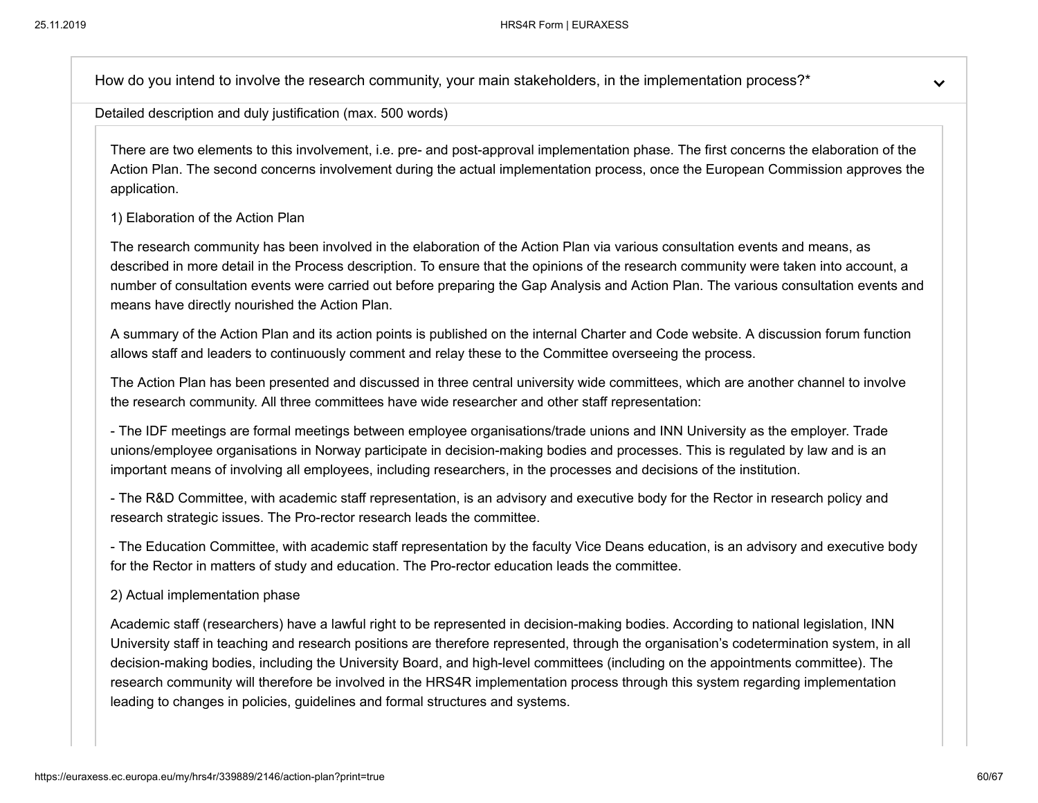How do you intend to involve the research community, your main stakeholders, in the implementation process?*

Detailed description and duly justification (max. 500 words)

There are two elements to this involvement, i.e. pre- and post-approval implementation phase. The first concerns the elaboration of the Action Plan. The second concerns involvement during the actual implementation process, once the European Commission approves the application.

1) Elaboration of the Action Plan

The research community has been involved in the elaboration of the Action Plan via various consultation events and means, as described in more detail in the Process description. To ensure that the opinions of the research community were taken into account, a number of consultation events were carried out before preparing the Gap Analysis and Action Plan. The various consultation events and means have directly nourished the Action Plan.

A summary of the Action Plan and its action points is published on the internal Charter and Code website. A discussion forum function allows staff and leaders to continuously comment and relay these to the Committee overseeing the process.

The Action Plan has been presented and discussed in three central university wide committees, which are another channel to involve the research community. All three committees have wide researcher and other staff representation:

- The IDF meetings are formal meetings between employee organisations/trade unions and INN University as the employer. Trade unions/employee organisations in Norway participate in decision-making bodies and processes. This is regulated by law and is an important means of involving all employees, including researchers, in the processes and decisions of the institution.

- The R&D Committee, with academic staff representation, is an advisory and executive body for the Rector in research policy and research strategic issues. The Pro-rector research leads the committee.

- The Education Committee, with academic staff representation by the faculty Vice Deans education, is an advisory and executive body for the Rector in matters of study and education. The Pro-rector education leads the committee.

2) Actual implementation phase

Academic staff (researchers) have a lawful right to be represented in decision-making bodies. According to national legislation, INN University staff in teaching and research positions are therefore represented, through the organisation's codetermination system, in all decision-making bodies, including the University Board, and high-level committees (including on the appointments committee). The research community will therefore be involved in the HRS4R implementation process through this system regarding implementation leading to changes in policies, guidelines and formal structures and systems.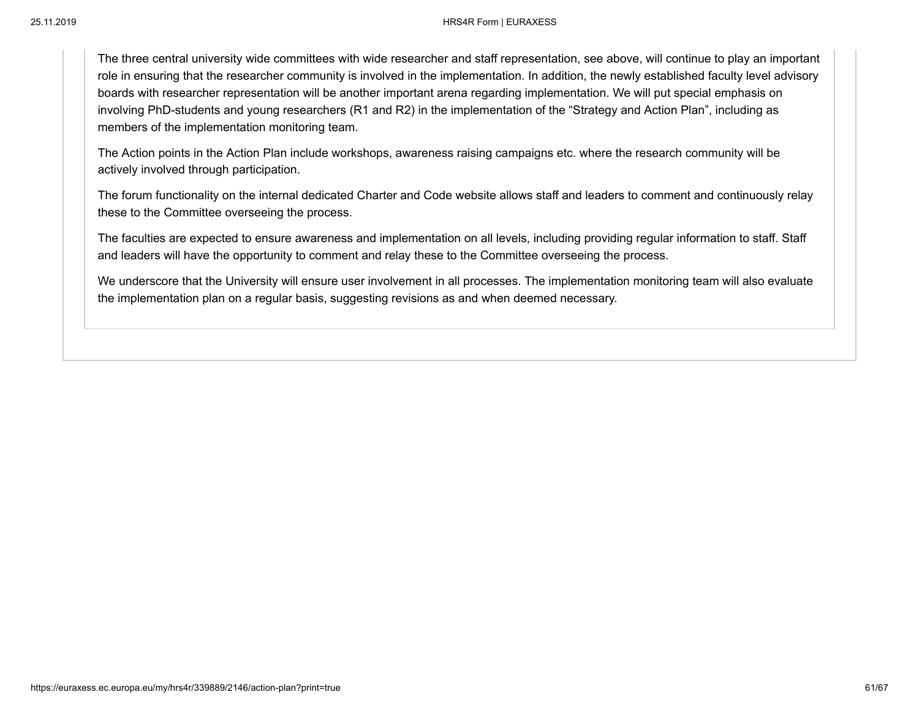The three central university wide committees with wide researcher and staff representation, see above, will continue to play an important role in ensuring that the researcher community is involved in the implementation. In addition, the newly established faculty level advisory boards with researcher representation will be another important arena regarding implementation. We will put special emphasis on involving PhD-students and young researchers (R1 and R2) in the implementation of the “Strategy and Action Plan”, including as members of the implementation monitoring team.

The Action points in the Action Plan include workshops, awareness raising campaigns etc. where the research community will be actively involved through participation.

The forum functionality on the internal dedicated Charter and Code website allows staff and leaders to comment and continuously relay these to the Committee overseeing the process.

The faculties are expected to ensure awareness and implementation on all levels, including providing regular information to staff. Staff and leaders will have the opportunity to comment and relay these to the Committee overseeing the process.

We underscore that the University will ensure user involvement in all processes. The implementation monitoring team will also evaluate the implementation plan on a regular basis, suggesting revisions as and when deemed necessary.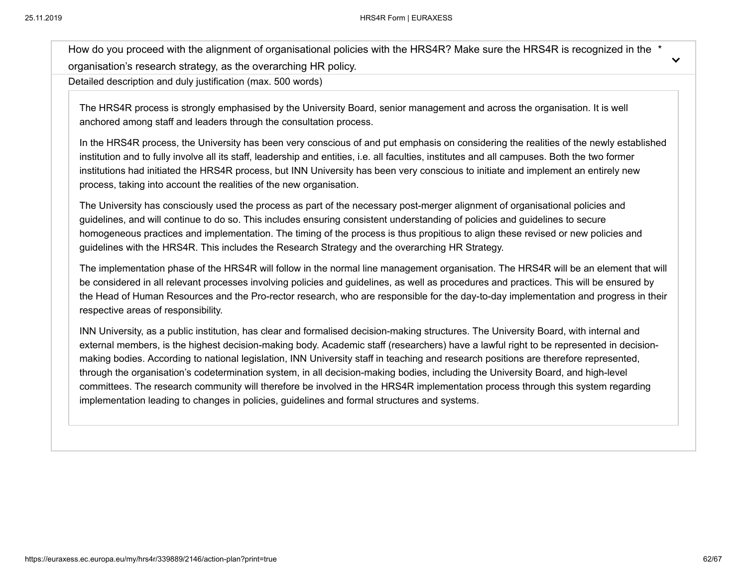How do you proceed with the alignment of organisational policies with the HRS4R? Make sure the HRS4R is recognized in the organisation's research strategy, as the overarching HR policy. *

Detailed description and duly justification (max. 500 words)

The HRS4R process is strongly emphasised by the University Board, senior management and across the organisation. It is well anchored among staff and leaders through the consultation process.

In the HRS4R process, the University has been very conscious of and put emphasis on considering the realities of the newly established institution and to fully involve all its staff, leadership and entities, i.e. all faculties, institutes and all campuses. Both the two former institutions had initiated the HRS4R process, but INN University has been very conscious to initiate and implement an entirely new process, taking into account the realities of the new organisation.

The University has consciously used the process as part of the necessary post-merger alignment of organisational policies and guidelines, and will continue to do so. This includes ensuring consistent understanding of policies and guidelines to secure homogeneous practices and implementation. The timing of the process is thus propitious to align these revised or new policies and guidelines with the HRS4R. This includes the Research Strategy and the overarching HR Strategy.

The implementation phase of the HRS4R will follow in the normal line management organisation. The HRS4R will be an element that will be considered in all relevant processes involving policies and guidelines, as well as procedures and practices. This will be ensured by the Head of Human Resources and the Pro-rector research, who are responsible for the day-to-day implementation and progress in their respective areas of responsibility.

INN University, as a public institution, has clear and formalised decision-making structures. The University Board, with internal and external members, is the highest decision-making body. Academic staff (researchers) have a lawful right to be represented in decision-making bodies. According to national legislation, INN University staff in teaching and research positions are therefore represented, through the organisation's codetermination system, in all decision-making bodies, including the University Board, and high-level committees. The research community will therefore be involved in the HRS4R implementation process through this system regarding implementation leading to changes in policies, guidelines and formal structures and systems.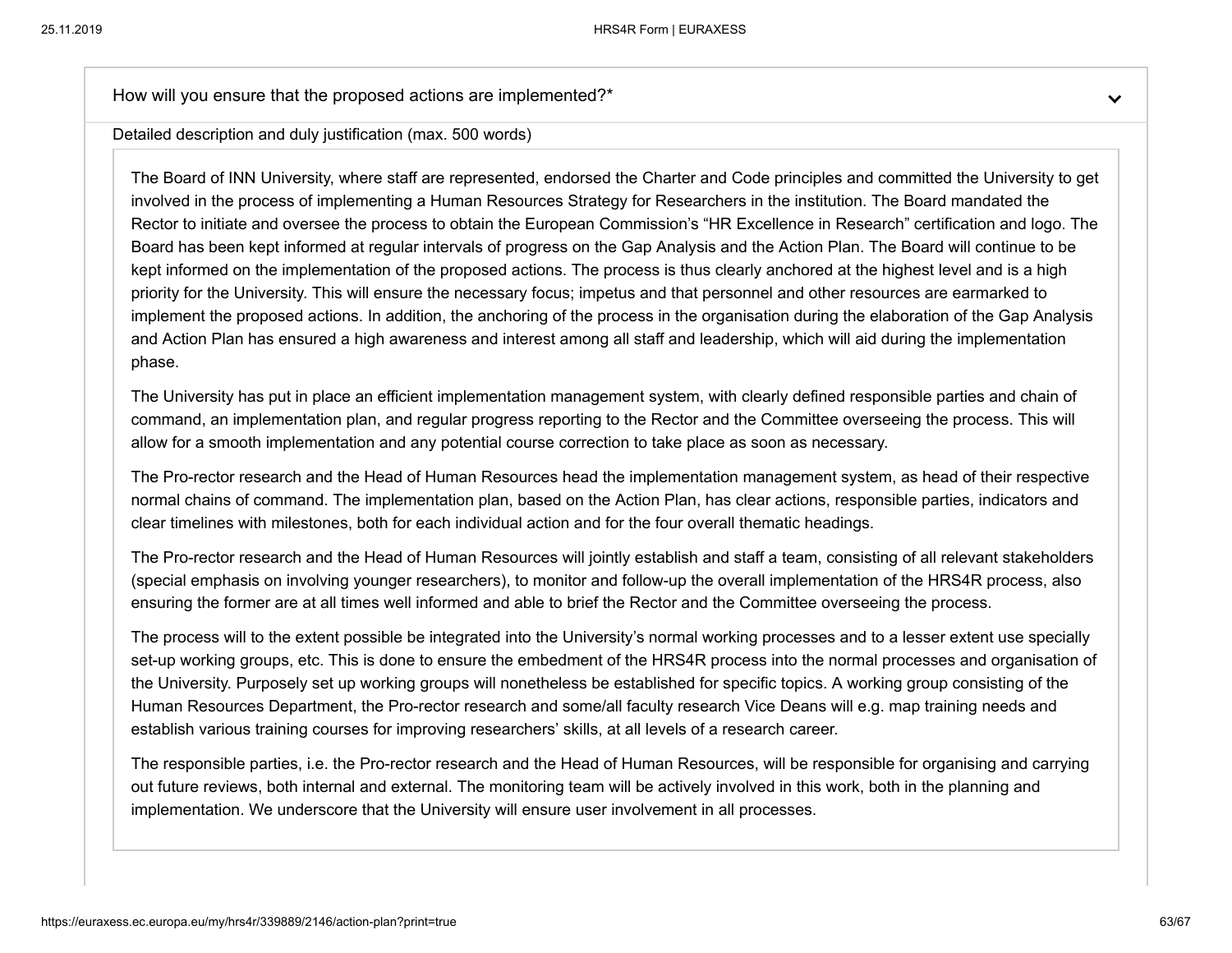How will you ensure that the proposed actions are implemented?*

Detailed description and duly justification (max. 500 words)

The Board of INN University, where staff are represented, endorsed the Charter and Code principles and committed the University to get involved in the process of implementing a Human Resources Strategy for Researchers in the institution. The Board mandated the Rector to initiate and oversee the process to obtain the European Commission's "HR Excellence in Research" certification and logo. The Board has been kept informed at regular intervals of progress on the Gap Analysis and the Action Plan. The Board will continue to be kept informed on the implementation of the proposed actions. The process is thus clearly anchored at the highest level and is a high priority for the University. This will ensure the necessary focus; impetus and that personnel and other resources are earmarked to implement the proposed actions. In addition, the anchoring of the process in the organisation during the elaboration of the Gap Analysis and Action Plan has ensured a high awareness and interest among all staff and leadership, which will aid during the implementation phase.

The University has put in place an efficient implementation management system, with clearly defined responsible parties and chain of command, an implementation plan, and regular progress reporting to the Rector and the Committee overseeing the process. This will allow for a smooth implementation and any potential course correction to take place as soon as necessary.

The Pro-rector research and the Head of Human Resources head the implementation management system, as head of their respective normal chains of command. The implementation plan, based on the Action Plan, has clear actions, responsible parties, indicators and clear timelines with milestones, both for each individual action and for the four overall thematic headings.

The Pro-rector research and the Head of Human Resources will jointly establish and staff a team, consisting of all relevant stakeholders (special emphasis on involving younger researchers), to monitor and follow-up the overall implementation of the HRS4R process, also ensuring the former are at all times well informed and able to brief the Rector and the Committee overseeing the process.

The process will to the extent possible be integrated into the University's normal working processes and to a lesser extent use specially set-up working groups, etc. This is done to ensure the embedment of the HRS4R process into the normal processes and organisation of the University. Purposely set up working groups will nonetheless be established for specific topics. A working group consisting of the Human Resources Department, the Pro-rector research and some/all faculty research Vice Deans will e.g. map training needs and establish various training courses for improving researchers' skills, at all levels of a research career.

The responsible parties, i.e. the Pro-rector research and the Head of Human Resources, will be responsible for organising and carrying out future reviews, both internal and external. The monitoring team will be actively involved in this work, both in the planning and implementation. We underscore that the University will ensure user involvement in all processes.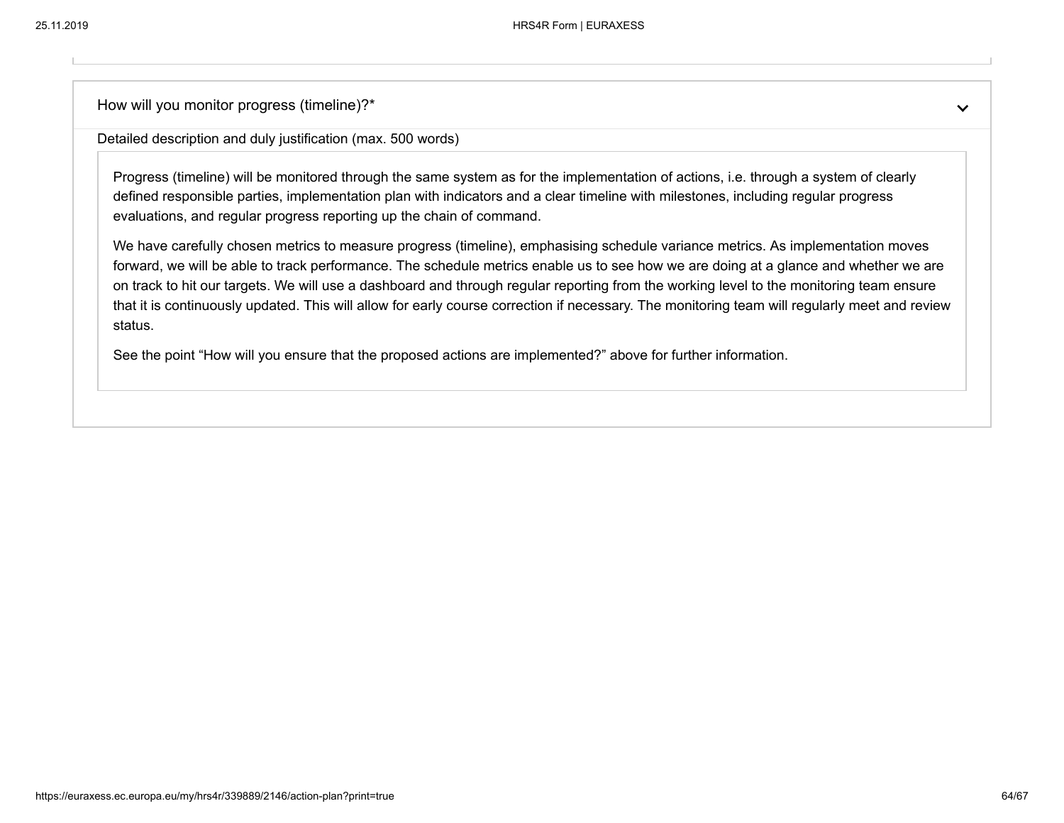How will you monitor progress (timeline)?*

Detailed description and duly justification (max. 500 words)

Progress (timeline) will be monitored through the same system as for the implementation of actions, i.e. through a system of clearly defined responsible parties, implementation plan with indicators and a clear timeline with milestones, including regular progress evaluations, and regular progress reporting up the chain of command.

We have carefully chosen metrics to measure progress (timeline), emphasising schedule variance metrics. As implementation moves forward, we will be able to track performance. The schedule metrics enable us to see how we are doing at a glance and whether we are on track to hit our targets. We will use a dashboard and through regular reporting from the working level to the monitoring team ensure that it is continuously updated. This will allow for early course correction if necessary. The monitoring team will regularly meet and review status.

See the point “How will you ensure that the proposed actions are implemented?” above for further information.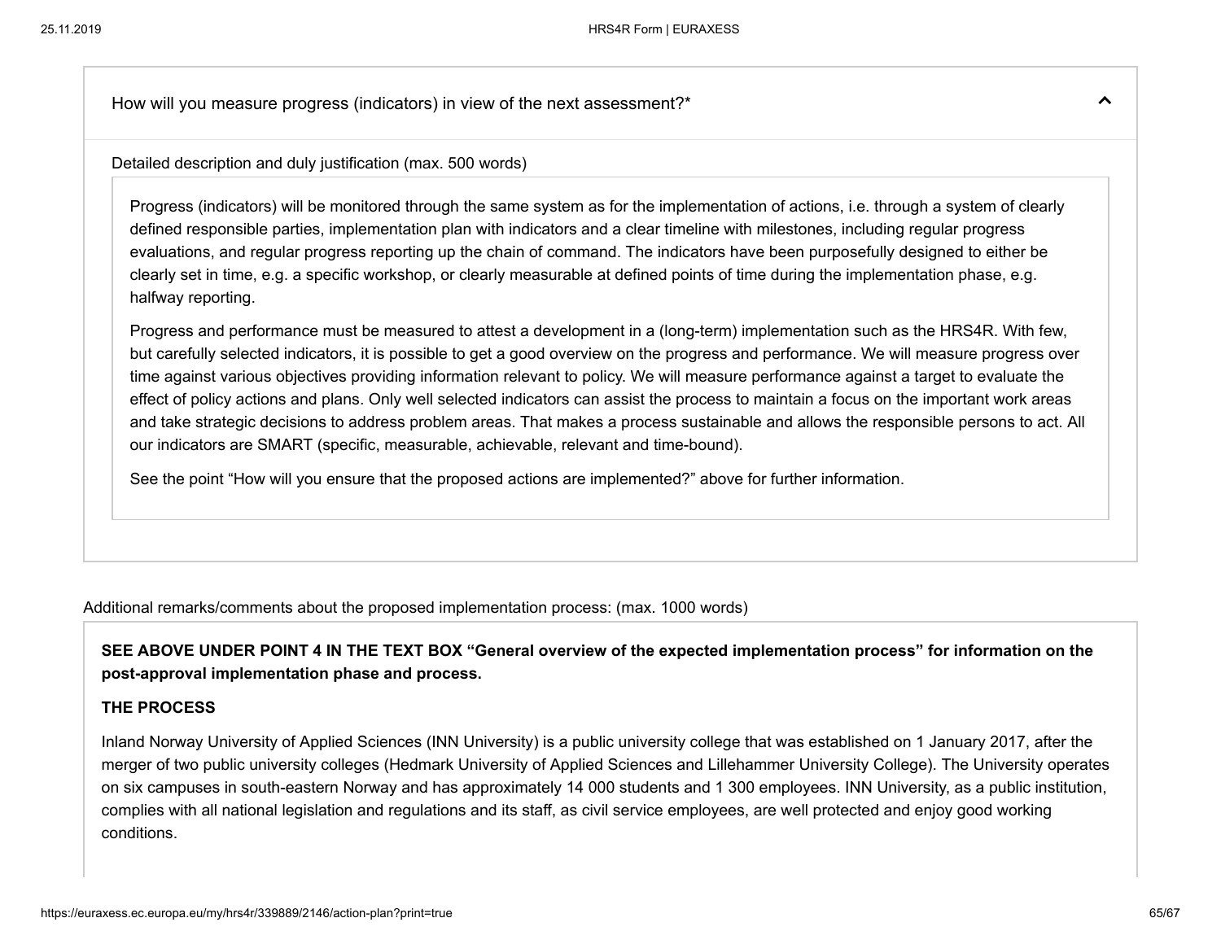How will you measure progress (indicators) in view of the next assessment?*

Detailed description and duly justification (max. 500 words)

Progress (indicators) will be monitored through the same system as for the implementation of actions, i.e. through a system of clearly defined responsible parties, implementation plan with indicators and a clear timeline with milestones, including regular progress evaluations, and regular progress reporting up the chain of command. The indicators have been purposefully designed to either be clearly set in time, e.g. a specific workshop, or clearly measurable at defined points of time during the implementation phase, e.g. halfway reporting.

Progress and performance must be measured to attest a development in a (long-term) implementation such as the HRS4R. With few, but carefully selected indicators, it is possible to get a good overview on the progress and performance. We will measure progress over time against various objectives providing information relevant to policy. We will measure performance against a target to evaluate the effect of policy actions and plans. Only well selected indicators can assist the process to maintain a focus on the important work areas and take strategic decisions to address problem areas. That makes a process sustainable and allows the responsible persons to act. All our indicators are SMART (specific, measurable, achievable, relevant and time-bound).

See the point "How will you ensure that the proposed actions are implemented?" above for further information.

Additional remarks/comments about the proposed implementation process: (max. 1000 words)

**SEE ABOVE UNDER POINT 4 IN THE TEXT BOX "General overview of the expected implementation process" for information on the post-approval implementation phase and process.**

**THE PROCESS**

Inland Norway University of Applied Sciences (INN University) is a public university college that was established on 1 January 2017, after the merger of two public university colleges (Hedmark University of Applied Sciences and Lillehammer University College). The University operates on six campuses in south-eastern Norway and has approximately 14 000 students and 1 300 employees. INN University, as a public institution, complies with all national legislation and regulations and its staff, as civil service employees, are well protected and enjoy good working conditions.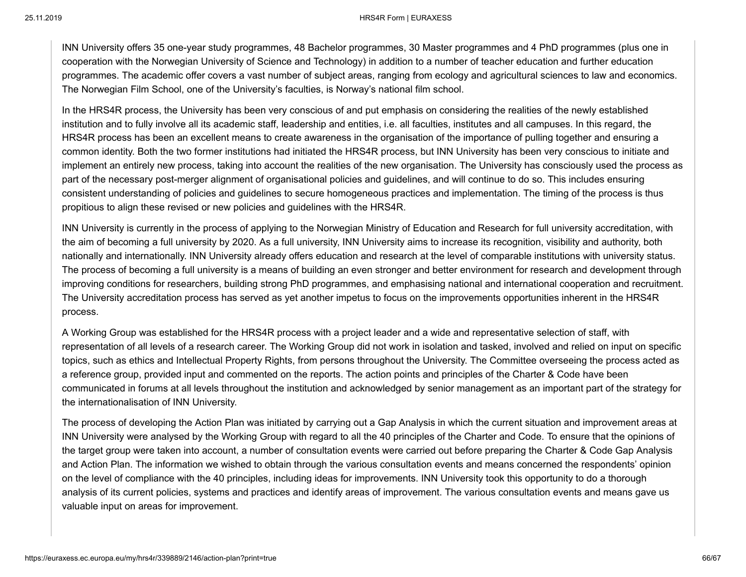INN University offers 35 one-year study programmes, 48 Bachelor programmes, 30 Master programmes and 4 PhD programmes (plus one in cooperation with the Norwegian University of Science and Technology) in addition to a number of teacher education and further education programmes. The academic offer covers a vast number of subject areas, ranging from ecology and agricultural sciences to law and economics. The Norwegian Film School, one of the University's faculties, is Norway's national film school.

In the HRS4R process, the University has been very conscious of and put emphasis on considering the realities of the newly established institution and to fully involve all its academic staff, leadership and entities, i.e. all faculties, institutes and all campuses. In this regard, the HRS4R process has been an excellent means to create awareness in the organisation of the importance of pulling together and ensuring a common identity. Both the two former institutions had initiated the HRS4R process, but INN University has been very conscious to initiate and implement an entirely new process, taking into account the realities of the new organisation. The University has consciously used the process as part of the necessary post-merger alignment of organisational policies and guidelines, and will continue to do so. This includes ensuring consistent understanding of policies and guidelines to secure homogeneous practices and implementation. The timing of the process is thus propitious to align these revised or new policies and guidelines with the HRS4R.

INN University is currently in the process of applying to the Norwegian Ministry of Education and Research for full university accreditation, with the aim of becoming a full university by 2020. As a full university, INN University aims to increase its recognition, visibility and authority, both nationally and internationally. INN University already offers education and research at the level of comparable institutions with university status. The process of becoming a full university is a means of building an even stronger and better environment for research and development through improving conditions for researchers, building strong PhD programmes, and emphasising national and international cooperation and recruitment. The University accreditation process has served as yet another impetus to focus on the improvements opportunities inherent in the HRS4R process.

A Working Group was established for the HRS4R process with a project leader and a wide and representative selection of staff, with representation of all levels of a research career. The Working Group did not work in isolation and tasked, involved and relied on input on specific topics, such as ethics and Intellectual Property Rights, from persons throughout the University. The Committee overseeing the process acted as a reference group, provided input and commented on the reports. The action points and principles of the Charter & Code have been communicated in forums at all levels throughout the institution and acknowledged by senior management as an important part of the strategy for the internationalisation of INN University.

The process of developing the Action Plan was initiated by carrying out a Gap Analysis in which the current situation and improvement areas at INN University were analysed by the Working Group with regard to all the 40 principles of the Charter and Code. To ensure that the opinions of the target group were taken into account, a number of consultation events were carried out before preparing the Charter & Code Gap Analysis and Action Plan. The information we wished to obtain through the various consultation events and means concerned the respondents' opinion on the level of compliance with the 40 principles, including ideas for improvements. INN University took this opportunity to do a thorough analysis of its current policies, systems and practices and identify areas of improvement. The various consultation events and means gave us valuable input on areas for improvement.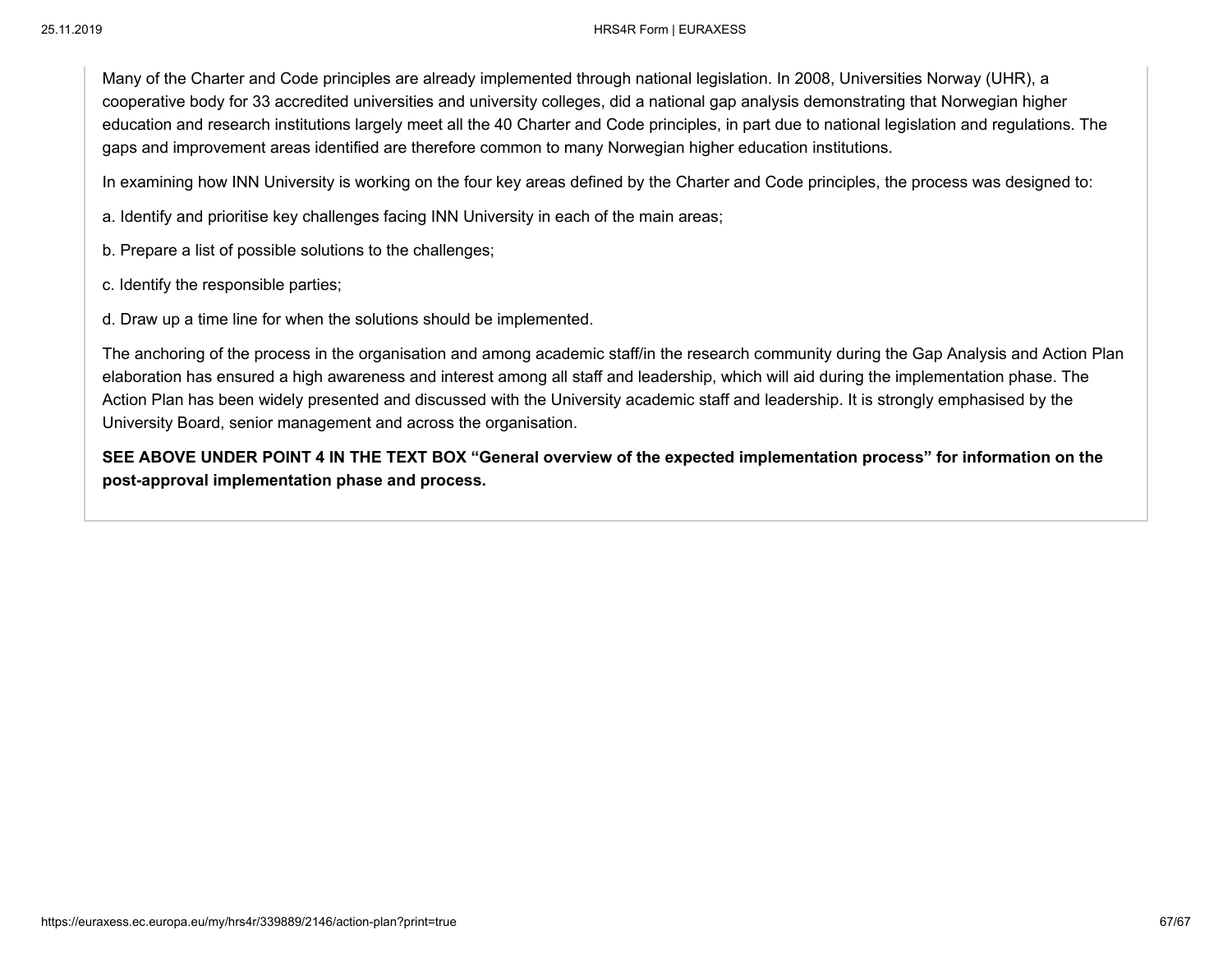Many of the Charter and Code principles are already implemented through national legislation. In 2008, Universities Norway (UHR), a cooperative body for 33 accredited universities and university colleges, did a national gap analysis demonstrating that Norwegian higher education and research institutions largely meet all the 40 Charter and Code principles, in part due to national legislation and regulations. The gaps and improvement areas identified are therefore common to many Norwegian higher education institutions.

In examining how INN University is working on the four key areas defined by the Charter and Code principles, the process was designed to:

a. Identify and prioritise key challenges facing INN University in each of the main areas;

b. Prepare a list of possible solutions to the challenges;

c. Identify the responsible parties;

d. Draw up a time line for when the solutions should be implemented.

The anchoring of the process in the organisation and among academic staff/in the research community during the Gap Analysis and Action Plan elaboration has ensured a high awareness and interest among all staff and leadership, which will aid during the implementation phase. The Action Plan has been widely presented and discussed with the University academic staff and leadership. It is strongly emphasised by the University Board, senior management and across the organisation.

**SEE ABOVE UNDER POINT 4 IN THE TEXT BOX “General overview of the expected implementation process” for information on the post-approval implementation phase and process.**